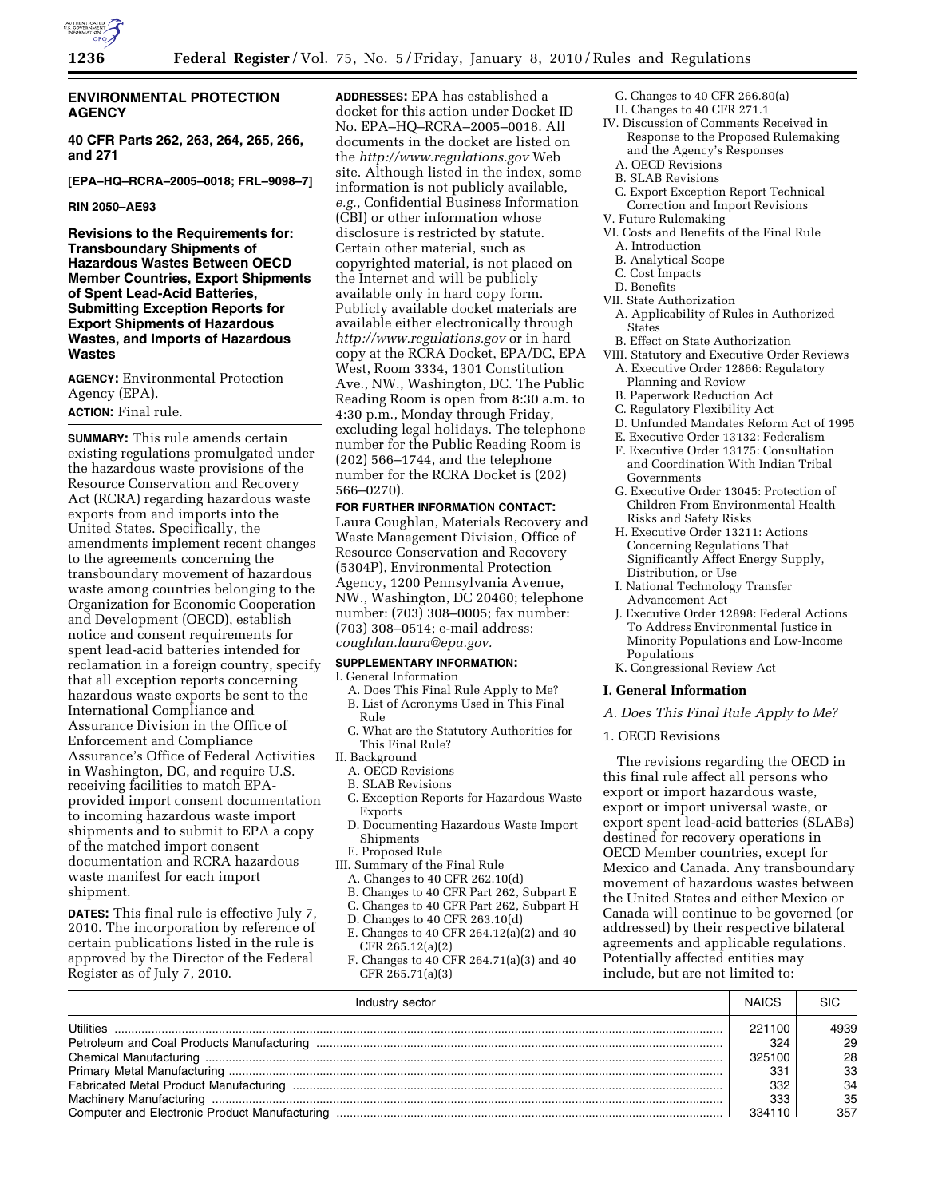# ENVIRONMENTAL PROTECTION AGENCY

**40 CFR Parts 262, 263, 264, 265, 266, and 271**

**[EPA–HQ–RCRA–2005–0018; FRL–9098–7]**

**RIN 2050–AE93**

## Revisions to the Requirements for: Transboundary Shipments of Hazardous Wastes Between OECD Member Countries, Export Shipments of Spent Lead-Acid Batteries, Submitting Exception Reports for Export Shipments of Hazardous Wastes, and Imports of Hazardous Wastes

**AGENCY:** Environmental Protection Agency (EPA).

**ACTION:** Final rule.

**SUMMARY:** This rule amends certain existing regulations promulgated under the hazardous waste provisions of the Resource Conservation and Recovery Act (RCRA) regarding hazardous waste exports from and imports into the United States. Specifically, the amendments implement recent changes to the agreements concerning the transboundary movement of hazardous waste among countries belonging to the Organization for Economic Cooperation and Development (OECD), establish notice and consent requirements for spent lead-acid batteries intended for reclamation in a foreign country, specify that all exception reports concerning hazardous waste exports be sent to the International Compliance and Assurance Division in the Office of Enforcement and Compliance Assurance's Office of Federal Activities in Washington, DC, and require U.S. receiving facilities to match EPA-provided import consent documentation to incoming hazardous waste import shipments and to submit to EPA a copy of the matched import consent documentation and RCRA hazardous waste manifest for each import shipment.

**DATES:** This final rule is effective July 7, 2010. The incorporation by reference of certain publications listed in the rule is approved by the Director of the Federal Register as of July 7, 2010.

**ADDRESSES:** EPA has established a docket for this action under Docket ID No. EPA–HQ–RCRA–2005–0018. All documents in the docket are listed on the *http://www.regulations.gov* Web site. Although listed in the index, some information is not publicly available, *e.g.,* Confidential Business Information (CBI) or other information whose disclosure is restricted by statute. Certain other material, such as copyrighted material, is not placed on the Internet and will be publicly available only in hard copy form. Publicly available docket materials are available either electronically through *http://www.regulations.gov* or in hard copy at the RCRA Docket, EPA/DC, EPA West, Room 3334, 1301 Constitution Ave., NW., Washington, DC. The Public Reading Room is open from 8:30 a.m. to 4:30 p.m., Monday through Friday, excluding legal holidays. The telephone number for the Public Reading Room is (202) 566–1744, and the telephone number for the RCRA Docket is (202) 566–0270).

**FOR FURTHER INFORMATION CONTACT:** Laura Coughlan, Materials Recovery and Waste Management Division, Office of Resource Conservation and Recovery (5304P), Environmental Protection Agency, 1200 Pennsylvania Avenue, NW., Washington, DC 20460; telephone number: (703) 308–0005; fax number: (703) 308–0514; e-mail address: *coughlan.laura@epa.gov.*

**SUPPLEMENTARY INFORMATION:**

- I. General Information
  - A. Does This Final Rule Apply to Me?
  - B. List of Acronyms Used in This Final Rule
  - C. What are the Statutory Authorities for This Final Rule?
- II. Background
  - A. OECD Revisions
  - B. SLAB Revisions
  - C. Exception Reports for Hazardous Waste Exports
  - D. Documenting Hazardous Waste Import Shipments
  - E. Proposed Rule
- III. Summary of the Final Rule
  - A. Changes to 40 CFR 262.10(d)
  - B. Changes to 40 CFR Part 262, Subpart E
  - C. Changes to 40 CFR Part 262, Subpart H
  - D. Changes to 40 CFR 263.10(d)
  - E. Changes to 40 CFR 264.12(a)(2) and 40 CFR 265.12(a)(2)
  - F. Changes to 40 CFR 264.71(a)(3) and 40 CFR 265.71(a)(3)
  - G. Changes to 40 CFR 266.80(a)
  - H. Changes to 40 CFR 271.1
- IV. Discussion of Comments Received in Response to the Proposed Rulemaking and the Agency's Responses
  - A. OECD Revisions
  - B. SLAB Revisions
  - C. Export Exception Report Technical Correction and Import Revisions
- V. Future Rulemaking
- VI. Costs and Benefits of the Final Rule
  - A. Introduction
  - B. Analytical Scope
  - C. Cost Impacts
  - D. Benefits
- VII. State Authorization
  - A. Applicability of Rules in Authorized States
  - B. Effect on State Authorization
- VIII. Statutory and Executive Order Reviews
  - A. Executive Order 12866: Regulatory Planning and Review
  - B. Paperwork Reduction Act
  - C. Regulatory Flexibility Act
  - D. Unfunded Mandates Reform Act of 1995
  - E. Executive Order 13132: Federalism
  - F. Executive Order 13175: Consultation and Coordination With Indian Tribal Governments
  - G. Executive Order 13045: Protection of Children From Environmental Health Risks and Safety Risks
  - H. Executive Order 13211: Actions Concerning Regulations That Significantly Affect Energy Supply, Distribution, or Use
  - I. National Technology Transfer Advancement Act
  - J. Executive Order 12898: Federal Actions To Address Environmental Justice in Minority Populations and Low-Income Populations
  - K. Congressional Review Act

## I. General Information

### *A. Does This Final Rule Apply to Me?*

#### 1. OECD Revisions

The revisions regarding the OECD in this final rule affect all persons who export or import hazardous waste, export or import universal waste, or export spent lead-acid batteries (SLABs) destined for recovery operations in OECD Member countries, except for Mexico and Canada. Any transboundary movement of hazardous wastes between the United States and either Mexico or Canada will continue to be governed (or addressed) by their respective bilateral agreements and applicable regulations. Potentially affected entities may include, but are not limited to:

| Industry sector | NAICS | SIC |
|---|---|---|
| Utilities | 221100 | 4939 |
| Petroleum and Coal Products Manufacturing | 324 | 29 |
| Chemical Manufacturing | 325100 | 28 |
| Primary Metal Manufacturing | 331 | 33 |
| Fabricated Metal Product Manufacturing | 332 | 34 |
| Machinery Manufacturing | 333 | 35 |
| Computer and Electronic Product Manufacturing | 334110 | 357 |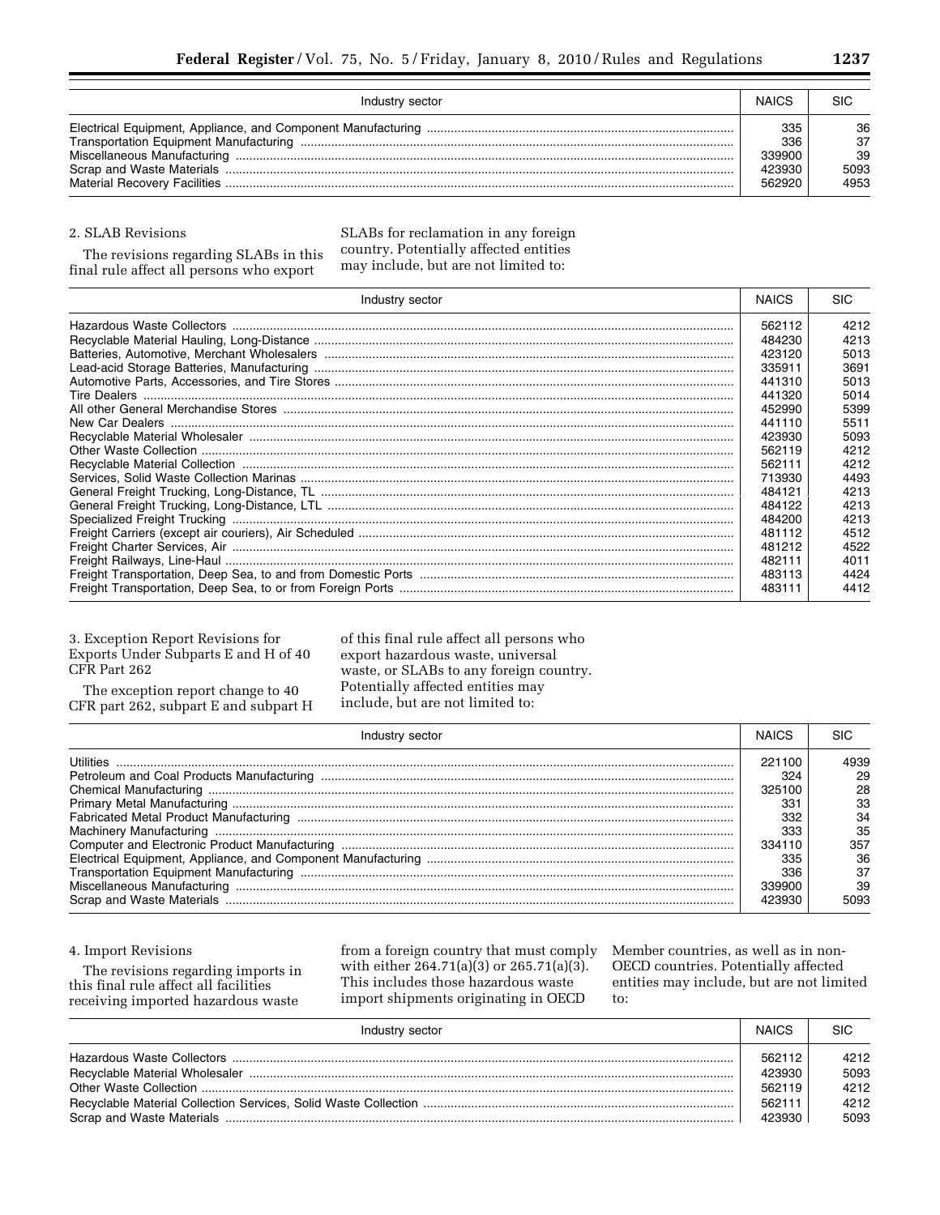| Industry sector | NAICS | SIC |
| --- | --- | --- |
| Electrical Equipment, Appliance, and Component Manufacturing | 335 | 36 |
| Transportation Equipment Manufacturing | 336 | 37 |
| Miscellaneous Manufacturing | 339900 | 39 |
| Scrap and Waste Materials | 423930 | 5093 |
| Material Recovery Facilities | 562920 | 4953 |

2. SLAB Revisions

The revisions regarding SLABs in this final rule affect all persons who export SLABs for reclamation in any foreign country. Potentially affected entities may include, but are not limited to:

| Industry sector | NAICS | SIC |
| --- | --- | --- |
| Hazardous Waste Collectors | 562112 | 4212 |
| Recyclable Material Hauling, Long-Distance | 484230 | 4213 |
| Batteries, Automotive, Merchant Wholesalers | 423120 | 5013 |
| Lead-acid Storage Batteries, Manufacturing | 335911 | 3691 |
| Automotive Parts, Accessories, and Tire Stores | 441310 | 5013 |
| Tire Dealers | 441320 | 5014 |
| All other General Merchandise Stores | 452990 | 5399 |
| New Car Dealers | 441110 | 5511 |
| Recyclable Material Wholesaler | 423930 | 5093 |
| Other Waste Collection | 562119 | 4212 |
| Recyclable Material Collection | 562111 | 4212 |
| Services, Solid Waste Collection Marinas | 713930 | 4493 |
| General Freight Trucking, Long-Distance, TL | 484121 | 4213 |
| General Freight Trucking, Long-Distance, LTL | 484122 | 4213 |
| Specialized Freight Trucking | 484200 | 4213 |
| Freight Carriers (except air couriers), Air Scheduled | 481112 | 4512 |
| Freight Charter Services, Air | 481212 | 4522 |
| Freight Railways, Line-Haul | 482111 | 4011 |
| Freight Transportation, Deep Sea, to and from Domestic Ports | 483113 | 4424 |
| Freight Transportation, Deep Sea, to or from Foreign Ports | 483111 | 4412 |

3. Exception Report Revisions for Exports Under Subparts E and H of 40 CFR Part 262

The exception report change to 40 CFR part 262, subpart E and subpart H of this final rule affect all persons who export hazardous waste, universal waste, or SLABs to any foreign country. Potentially affected entities may include, but are not limited to:

| Industry sector | NAICS | SIC |
| --- | --- | --- |
| Utilities | 221100 | 4939 |
| Petroleum and Coal Products Manufacturing | 324 | 29 |
| Chemical Manufacturing | 325100 | 28 |
| Primary Metal Manufacturing | 331 | 33 |
| Fabricated Metal Product Manufacturing | 332 | 34 |
| Machinery Manufacturing | 333 | 35 |
| Computer and Electronic Product Manufacturing | 334110 | 357 |
| Electrical Equipment, Appliance, and Component Manufacturing | 335 | 36 |
| Transportation Equipment Manufacturing | 336 | 37 |
| Miscellaneous Manufacturing | 339900 | 39 |
| Scrap and Waste Materials | 423930 | 5093 |

4. Import Revisions

The revisions regarding imports in this final rule affect all facilities receiving imported hazardous waste from a foreign country that must comply with either 264.71(a)(3) or 265.71(a)(3). This includes those hazardous waste import shipments originating in OECD Member countries, as well as in non-OECD countries. Potentially affected entities may include, but are not limited to:

| Industry sector | NAICS | SIC |
| --- | --- | --- |
| Hazardous Waste Collectors | 562112 | 4212 |
| Recyclable Material Wholesaler | 423930 | 5093 |
| Other Waste Collection | 562119 | 4212 |
| Recyclable Material Collection Services, Solid Waste Collection | 562111 | 4212 |
| Scrap and Waste Materials | 423930 | 5093 |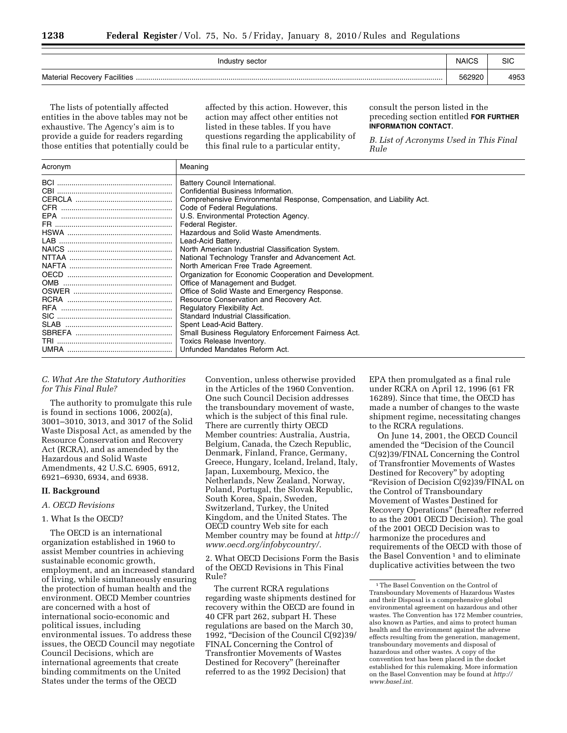| Industry sector | NAICS | SIC |
|---|---|---|
| Material Recovery Facilities | 562920 | 4953 |

The lists of potentially affected entities in the above tables may not be exhaustive. The Agency's aim is to provide a guide for readers regarding those entities that potentially could be affected by this action. However, this action may affect other entities not listed in these tables. If you have questions regarding the applicability of this final rule to a particular entity, consult the person listed in the preceding section entitled **FOR FURTHER INFORMATION CONTACT**.

*B. List of Acronyms Used in This Final Rule*

| Acronym | Meaning |
|---|---|
| BCI | Battery Council International. |
| CBI | Confidential Business Information. |
| CERCLA | Comprehensive Environmental Response, Compensation, and Liability Act. |
| CFR | Code of Federal Regulations. |
| EPA | U.S. Environmental Protection Agency. |
| FR | Federal Register. |
| HSWA | Hazardous and Solid Waste Amendments. |
| LAB | Lead-Acid Battery. |
| NAICS | North American Industrial Classification System. |
| NTTAA | National Technology Transfer and Advancement Act. |
| NAFTA | North American Free Trade Agreement. |
| OECD | Organization for Economic Cooperation and Development. |
| OMB | Office of Management and Budget. |
| OSWER | Office of Solid Waste and Emergency Response. |
| RCRA | Resource Conservation and Recovery Act. |
| RFA | Regulatory Flexibility Act. |
| SIC | Standard Industrial Classification. |
| SLAB | Spent Lead-Acid Battery. |
| SBREFA | Small Business Regulatory Enforcement Fairness Act. |
| TRI | Toxics Release Inventory. |
| UMRA | Unfunded Mandates Reform Act. |

*C. What Are the Statutory Authorities for This Final Rule?*

The authority to promulgate this rule is found in sections 1006, 2002(a), 3001–3010, 3013, and 3017 of the Solid Waste Disposal Act, as amended by the Resource Conservation and Recovery Act (RCRA), and as amended by the Hazardous and Solid Waste Amendments, 42 U.S.C. 6905, 6912, 6921–6930, 6934, and 6938.

## II. Background

*A. OECD Revisions*

1. What Is the OECD?

The OECD is an international organization established in 1960 to assist Member countries in achieving sustainable economic growth, employment, and an increased standard of living, while simultaneously ensuring the protection of human health and the environment. OECD Member countries are concerned with a host of international socio-economic and political issues, including environmental issues. To address these issues, the OECD Council may negotiate Council Decisions, which are international agreements that create binding commitments on the United States under the terms of the OECD Convention, unless otherwise provided in the Articles of the 1960 Convention. One such Council Decision addresses the transboundary movement of waste, which is the subject of this final rule. There are currently thirty OECD Member countries: Australia, Austria, Belgium, Canada, the Czech Republic, Denmark, Finland, France, Germany, Greece, Hungary, Iceland, Ireland, Italy, Japan, Luxembourg, Mexico, the Netherlands, New Zealand, Norway, Poland, Portugal, the Slovak Republic, South Korea, Spain, Sweden, Switzerland, Turkey, the United Kingdom, and the United States. The OECD country Web site for each Member country may be found at *http://www.oecd.org/infobycountry/*.

2. What OECD Decisions Form the Basis of the OECD Revisions in This Final Rule?

The current RCRA regulations regarding waste shipments destined for recovery within the OECD are found in 40 CFR part 262, subpart H. These regulations are based on the March 30, 1992, "Decision of the Council C(92)39/FINAL Concerning the Control of Transfrontier Movements of Wastes Destined for Recovery" (hereinafter referred to as the 1992 Decision) that EPA then promulgated as a final rule under RCRA on April 12, 1996 (61 FR 16289). Since that time, the OECD has made a number of changes to the waste shipment regime, necessitating changes to the RCRA regulations.

On June 14, 2001, the OECD Council amended the "Decision of the Council C(92)39/FINAL Concerning the Control of Transfrontier Movements of Wastes Destined for Recovery" by adopting "Revision of Decision C(92)39/FINAL on the Control of Transboundary Movement of Wastes Destined for Recovery Operations" (hereafter referred to as the 2001 OECD Decision). The goal of the 2001 OECD Decision was to harmonize the procedures and requirements of the OECD with those of the Basel Convention [1] and to eliminate duplicative activities between the two

[1] The Basel Convention on the Control of Transboundary Movements of Hazardous Wastes and their Disposal is a comprehensive global environmental agreement on hazardous and other wastes. The Convention has 172 Member countries, also known as Parties, and aims to protect human health and the environment against the adverse effects resulting from the generation, management, transboundary movements and disposal of hazardous and other wastes. A copy of the convention text has been placed in the docket established for this rulemaking. More information on the Basel Convention may be found at *http://www.basel.int*.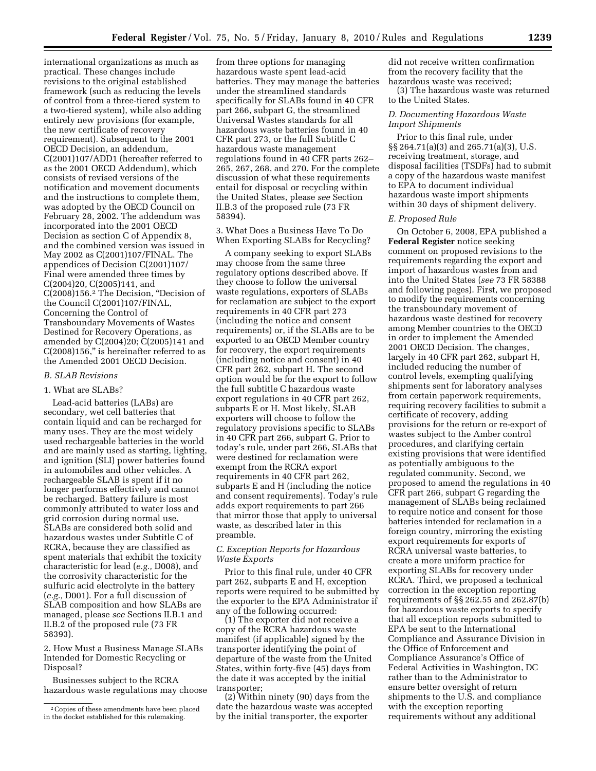international organizations as much as practical. These changes include revisions to the original established framework (such as reducing the levels of control from a three-tiered system to a two-tiered system), while also adding entirely new provisions (for example, the new certificate of recovery requirement). Subsequent to the 2001 OECD Decision, an addendum, C(2001)107/ADD1 (hereafter referred to as the 2001 OECD Addendum), which consists of revised versions of the notification and movement documents and the instructions to complete them, was adopted by the OECD Council on February 28, 2002. The addendum was incorporated into the 2001 OECD Decision as section C of Appendix 8, and the combined version was issued in May 2002 as C(2001)107/FINAL. The appendices of Decision C(2001)107/Final were amended three times by C(2004)20, C(2005)141, and C(2008)156.[2] The Decision, "Decision of the Council C(2001)107/FINAL, Concerning the Control of Transboundary Movements of Wastes Destined for Recovery Operations, as amended by C(2004)20; C(2005)141 and C(2008)156," is hereinafter referred to as the Amended 2001 OECD Decision.

### B. SLAB Revisions

#### 1. What are SLABs?

Lead-acid batteries (LABs) are secondary, wet cell batteries that contain liquid and can be recharged for many uses. They are the most widely used rechargeable batteries in the world and are mainly used as starting, lighting, and ignition (SLI) power batteries found in automobiles and other vehicles. A rechargeable SLAB is spent if it no longer performs effectively and cannot be recharged. Battery failure is most commonly attributed to water loss and grid corrosion during normal use. SLABs are considered both solid and hazardous wastes under Subtitle C of RCRA, because they are classified as spent materials that exhibit the toxicity characteristic for lead (*e.g.,* D008), and the corrosivity characteristic for the sulfuric acid electrolyte in the battery (*e.g.,* D001). For a full discussion of SLAB composition and how SLABs are managed, please *see* Sections II.B.1 and II.B.2 of the proposed rule (73 FR 58393).

#### 2. How Must a Business Manage SLABs Intended for Domestic Recycling or Disposal?

Businesses subject to the RCRA hazardous waste regulations may choose from three options for managing hazardous waste spent lead-acid batteries. They may manage the batteries under the streamlined standards specifically for SLABs found in 40 CFR part 266, subpart G, the streamlined Universal Wastes standards for all hazardous waste batteries found in 40 CFR part 273, or the full Subtitle C hazardous waste management regulations found in 40 CFR parts 262–265, 267, 268, and 270. For the complete discussion of what these requirements entail for disposal or recycling within the United States, please *see* Section II.B.3 of the proposed rule (73 FR 58394).

#### 3. What Does a Business Have To Do When Exporting SLABs for Recycling?

A company seeking to export SLABs may choose from the same three regulatory options described above. If they choose to follow the universal waste regulations, exporters of SLABs for reclamation are subject to the export requirements in 40 CFR part 273 (including the notice and consent requirements) or, if the SLABs are to be exported to an OECD Member country for recovery, the export requirements (including notice and consent) in 40 CFR part 262, subpart H. The second option would be for the export to follow the full subtitle C hazardous waste export regulations in 40 CFR part 262, subparts E or H. Most likely, SLAB exporters will choose to follow the regulatory provisions specific to SLABs in 40 CFR part 266, subpart G. Prior to today's rule, under part 266, SLABs that were destined for reclamation were exempt from the RCRA export requirements in 40 CFR part 262, subparts E and H (including the notice and consent requirements). Today's rule adds export requirements to part 266 that mirror those that apply to universal waste, as described later in this preamble.

### C. Exception Reports for Hazardous Waste Exports

Prior to this final rule, under 40 CFR part 262, subparts E and H, exception reports were required to be submitted by the exporter to the EPA Administrator if any of the following occurred:

(1) The exporter did not receive a copy of the RCRA hazardous waste manifest (if applicable) signed by the transporter identifying the point of departure of the waste from the United States, within forty-five (45) days from the date it was accepted by the initial transporter;

(2) Within ninety (90) days from the date the hazardous waste was accepted by the initial transporter, the exporter did not receive written confirmation from the recovery facility that the hazardous waste was received;

(3) The hazardous waste was returned to the United States.

### D. Documenting Hazardous Waste Import Shipments

Prior to this final rule, under §§ 264.71(a)(3) and 265.71(a)(3), U.S. receiving treatment, storage, and disposal facilities (TSDFs) had to submit a copy of the hazardous waste manifest to EPA to document individual hazardous waste import shipments within 30 days of shipment delivery.

### E. Proposed Rule

On October 6, 2008, EPA published a **Federal Register** notice seeking comment on proposed revisions to the requirements regarding the export and import of hazardous wastes from and into the United States (*see* 73 FR 58388 and following pages). First, we proposed to modify the requirements concerning the transboundary movement of hazardous waste destined for recovery among Member countries to the OECD in order to implement the Amended 2001 OECD Decision. The changes, largely in 40 CFR part 262, subpart H, included reducing the number of control levels, exempting qualifying shipments sent for laboratory analyses from certain paperwork requirements, requiring recovery facilities to submit a certificate of recovery, adding provisions for the return or re-export of wastes subject to the Amber control procedures, and clarifying certain existing provisions that were identified as potentially ambiguous to the regulated community. Second, we proposed to amend the regulations in 40 CFR part 266, subpart G regarding the management of SLABs being reclaimed to require notice and consent for those batteries intended for reclamation in a foreign country, mirroring the existing export requirements for exports of RCRA universal waste batteries, to create a more uniform practice for exporting SLABs for recovery under RCRA. Third, we proposed a technical correction in the exception reporting requirements of §§ 262.55 and 262.87(b) for hazardous waste exports to specify that all exception reports submitted to EPA be sent to the International Compliance and Assurance Division in the Office of Enforcement and Compliance Assurance's Office of Federal Activities in Washington, DC rather than to the Administrator to ensure better oversight of return shipments to the U.S. and compliance with the exception reporting requirements without any additional

[2] Copies of these amendments have been placed in the docket established for this rulemaking.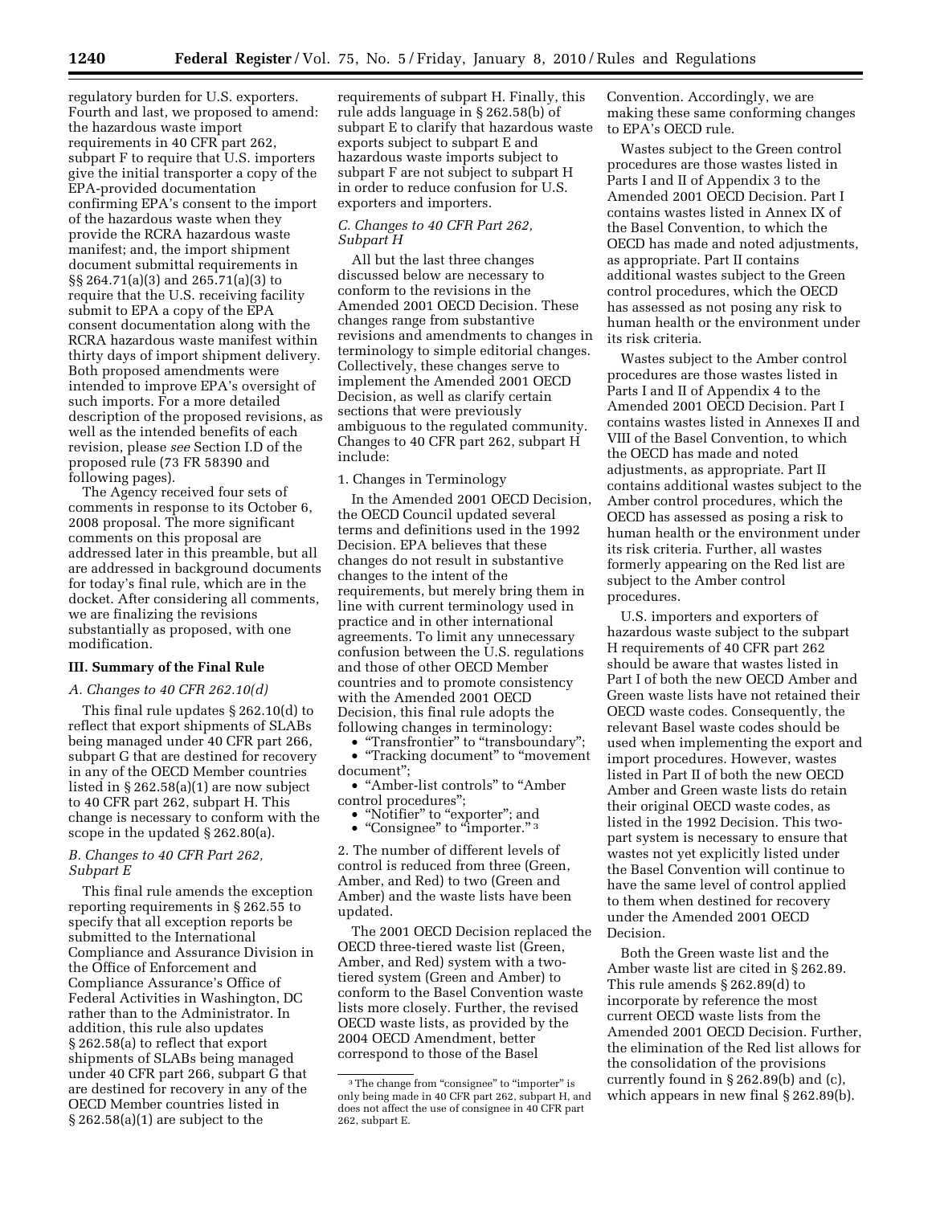regulatory burden for U.S. exporters. Fourth and last, we proposed to amend: the hazardous waste import requirements in 40 CFR part 262, subpart F to require that U.S. importers give the initial transporter a copy of the EPA-provided documentation confirming EPA's consent to the import of the hazardous waste when they provide the RCRA hazardous waste manifest; and, the import shipment document submittal requirements in §§ 264.71(a)(3) and 265.71(a)(3) to require that the U.S. receiving facility submit to EPA a copy of the EPA consent documentation along with the RCRA hazardous waste manifest within thirty days of import shipment delivery. Both proposed amendments were intended to improve EPA's oversight of such imports. For a more detailed description of the proposed revisions, as well as the intended benefits of each revision, please *see* Section I.D of the proposed rule (73 FR 58390 and following pages).

The Agency received four sets of comments in response to its October 6, 2008 proposal. The more significant comments on this proposal are addressed later in this preamble, but all are addressed in background documents for today's final rule, which are in the docket. After considering all comments, we are finalizing the revisions substantially as proposed, with one modification.

## III. Summary of the Final Rule

### *A. Changes to 40 CFR 262.10(d)*

This final rule updates § 262.10(d) to reflect that export shipments of SLABs being managed under 40 CFR part 266, subpart G that are destined for recovery in any of the OECD Member countries listed in § 262.58(a)(1) are now subject to 40 CFR part 262, subpart H. This change is necessary to conform with the scope in the updated § 262.80(a).

### *B. Changes to 40 CFR Part 262, Subpart E*

This final rule amends the exception reporting requirements in § 262.55 to specify that all exception reports be submitted to the International Compliance and Assurance Division in the Office of Enforcement and Compliance Assurance's Office of Federal Activities in Washington, DC rather than to the Administrator. In addition, this rule also updates § 262.58(a) to reflect that export shipments of SLABs being managed under 40 CFR part 266, subpart G that are destined for recovery in any of the OECD Member countries listed in § 262.58(a)(1) are subject to the requirements of subpart H. Finally, this rule adds language in § 262.58(b) of subpart E to clarify that hazardous waste exports subject to subpart E and hazardous waste imports subject to subpart F are not subject to subpart H in order to reduce confusion for U.S. exporters and importers.

### *C. Changes to 40 CFR Part 262, Subpart H*

All but the last three changes discussed below are necessary to conform to the revisions in the Amended 2001 OECD Decision. These changes range from substantive revisions and amendments to changes in terminology to simple editorial changes. Collectively, these changes serve to implement the Amended 2001 OECD Decision, as well as clarify certain sections that were previously ambiguous to the regulated community. Changes to 40 CFR part 262, subpart H include:

1. Changes in Terminology

In the Amended 2001 OECD Decision, the OECD Council updated several terms and definitions used in the 1992 Decision. EPA believes that these changes do not result in substantive changes to the intent of the requirements, but merely bring them in line with current terminology used in practice and in other international agreements. To limit any unnecessary confusion between the U.S. regulations and those of other OECD Member countries and to promote consistency with the Amended 2001 OECD Decision, this final rule adopts the following changes in terminology:

- "Transfrontier" to "transboundary";
- "Tracking document" to "movement document";
- "Amber-list controls" to "Amber control procedures";
- "Notifier" to "exporter"; and
- "Consignee" to "importer." [3]

2. The number of different levels of control is reduced from three (Green, Amber, and Red) to two (Green and Amber) and the waste lists have been updated.

The 2001 OECD Decision replaced the OECD three-tiered waste list (Green, Amber, and Red) system with a two-tiered system (Green and Amber) to conform to the Basel Convention waste lists more closely. Further, the revised OECD waste lists, as provided by the 2004 OECD Amendment, better correspond to those of the Basel Convention. Accordingly, we are making these same conforming changes to EPA's OECD rule.

Wastes subject to the Green control procedures are those wastes listed in Parts I and II of Appendix 3 to the Amended 2001 OECD Decision. Part I contains wastes listed in Annex IX of the Basel Convention, to which the OECD has made and noted adjustments, as appropriate. Part II contains additional wastes subject to the Green control procedures, which the OECD has assessed as not posing any risk to human health or the environment under its risk criteria.

Wastes subject to the Amber control procedures are those wastes listed in Parts I and II of Appendix 4 to the Amended 2001 OECD Decision. Part I contains wastes listed in Annexes II and VIII of the Basel Convention, to which the OECD has made and noted adjustments, as appropriate. Part II contains additional wastes subject to the Amber control procedures, which the OECD has assessed as posing a risk to human health or the environment under its risk criteria. Further, all wastes formerly appearing on the Red list are subject to the Amber control procedures.

U.S. importers and exporters of hazardous waste subject to the subpart H requirements of 40 CFR part 262 should be aware that wastes listed in Part I of both the new OECD Amber and Green waste lists have not retained their OECD waste codes. Consequently, the relevant Basel waste codes should be used when implementing the export and import procedures. However, wastes listed in Part II of both the new OECD Amber and Green waste lists do retain their original OECD waste codes, as listed in the 1992 Decision. This two-part system is necessary to ensure that wastes not yet explicitly listed under the Basel Convention will continue to have the same level of control applied to them when destined for recovery under the Amended 2001 OECD Decision.

Both the Green waste list and the Amber waste list are cited in § 262.89. This rule amends § 262.89(d) to incorporate by reference the most current OECD waste lists from the Amended 2001 OECD Decision. Further, the elimination of the Red list allows for the consolidation of the provisions currently found in § 262.89(b) and (c), which appears in new final § 262.89(b).

---

[3] The change from "consignee" to "importer" is only being made in 40 CFR part 262, subpart H, and does not affect the use of consignee in 40 CFR part 262, subpart E.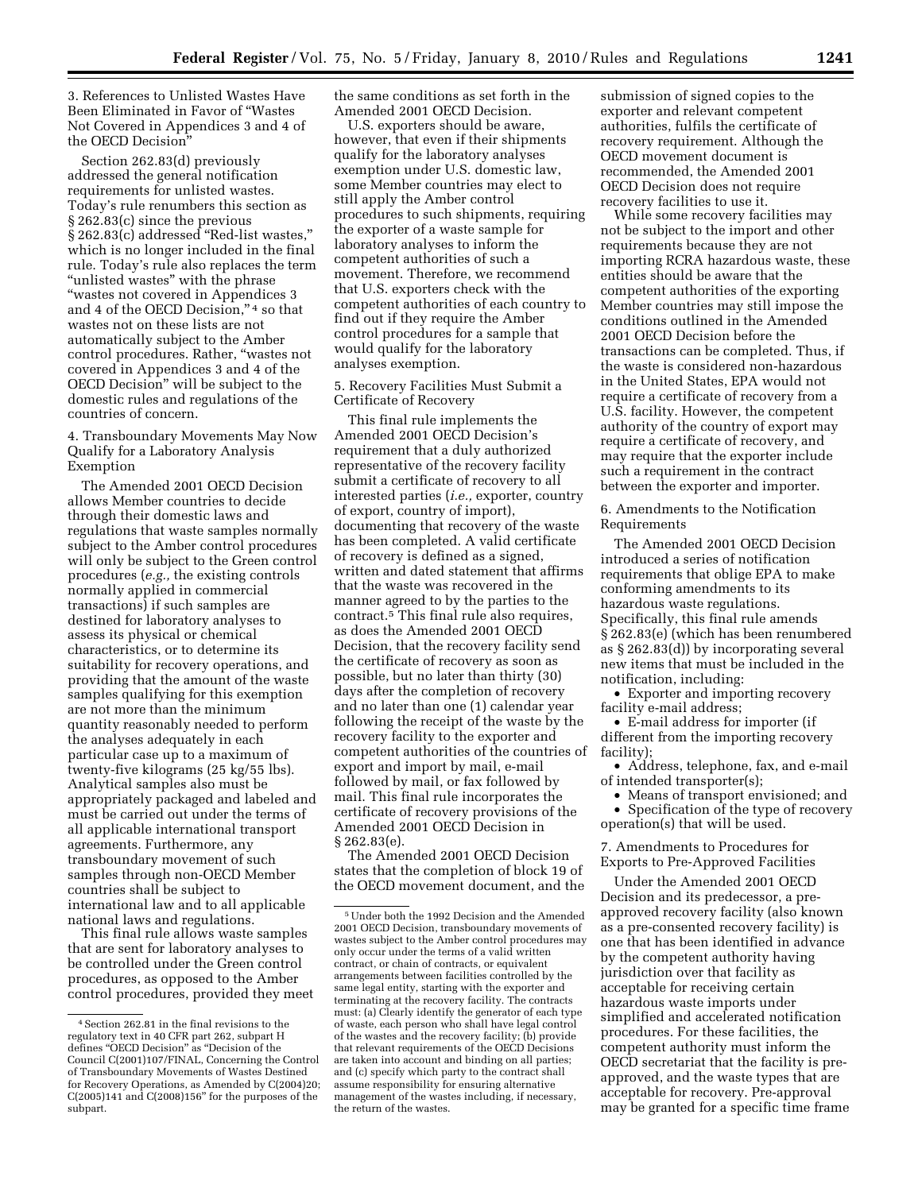3. References to Unlisted Wastes Have Been Eliminated in Favor of "Wastes Not Covered in Appendices 3 and 4 of the OECD Decision"

Section 262.83(d) previously addressed the general notification requirements for unlisted wastes. Today's rule renumbers this section as § 262.83(c) since the previous § 262.83(c) addressed "Red-list wastes," which is no longer included in the final rule. Today's rule also replaces the term "unlisted wastes" with the phrase "wastes not covered in Appendices 3 and 4 of the OECD Decision,"[4] so that wastes not on these lists are not automatically subject to the Amber control procedures. Rather, "wastes not covered in Appendices 3 and 4 of the OECD Decision" will be subject to the domestic rules and regulations of the countries of concern.

4. Transboundary Movements May Now Qualify for a Laboratory Analysis Exemption

The Amended 2001 OECD Decision allows Member countries to decide through their domestic laws and regulations that waste samples normally subject to the Amber control procedures will only be subject to the Green control procedures (*e.g.,* the existing controls normally applied in commercial transactions) if such samples are destined for laboratory analyses to assess its physical or chemical characteristics, or to determine its suitability for recovery operations, and providing that the amount of the waste samples qualifying for this exemption are not more than the minimum quantity reasonably needed to perform the analyses adequately in each particular case up to a maximum of twenty-five kilograms (25 kg/55 lbs). Analytical samples also must be appropriately packaged and labeled and must be carried out under the terms of all applicable international transport agreements. Furthermore, any transboundary movement of such samples through non-OECD Member countries shall be subject to international law and to all applicable national laws and regulations.

This final rule allows waste samples that are sent for laboratory analyses to be controlled under the Green control procedures, as opposed to the Amber control procedures, provided they meet the same conditions as set forth in the Amended 2001 OECD Decision.

U.S. exporters should be aware, however, that even if their shipments qualify for the laboratory analyses exemption under U.S. domestic law, some Member countries may elect to still apply the Amber control procedures to such shipments, requiring the exporter of a waste sample for laboratory analyses to inform the competent authorities of such a movement. Therefore, we recommend that U.S. exporters check with the competent authorities of each country to find out if they require the Amber control procedures for a sample that would qualify for the laboratory analyses exemption.

5. Recovery Facilities Must Submit a Certificate of Recovery

This final rule implements the Amended 2001 OECD Decision's requirement that a duly authorized representative of the recovery facility submit a certificate of recovery to all interested parties (*i.e.,* exporter, country of export, country of import), documenting that recovery of the waste has been completed. A valid certificate of recovery is defined as a signed, written and dated statement that affirms that the waste was recovered in the manner agreed to by the parties to the contract.[5] This final rule also requires, as does the Amended 2001 OECD Decision, that the recovery facility send the certificate of recovery as soon as possible, but no later than thirty (30) days after the completion of recovery and no later than one (1) calendar year following the receipt of the waste by the recovery facility to the exporter and competent authorities of the countries of export and import by mail, e-mail followed by mail, or fax followed by mail. This final rule incorporates the certificate of recovery provisions of the Amended 2001 OECD Decision in § 262.83(e).

The Amended 2001 OECD Decision states that the completion of block 19 of the OECD movement document, and the submission of signed copies to the exporter and relevant competent authorities, fulfils the certificate of recovery requirement. Although the OECD movement document is recommended, the Amended 2001 OECD Decision does not require recovery facilities to use it.

While some recovery facilities may not be subject to the import and other requirements because they are not importing RCRA hazardous waste, these entities should be aware that the competent authorities of the exporting Member countries may still impose the conditions outlined in the Amended 2001 OECD Decision before the transactions can be completed. Thus, if the waste is considered non-hazardous in the United States, EPA would not require a certificate of recovery from a U.S. facility. However, the competent authority of the country of export may require a certificate of recovery, and may require that the exporter include such a requirement in the contract between the exporter and importer.

6. Amendments to the Notification Requirements

The Amended 2001 OECD Decision introduced a series of notification requirements that oblige EPA to make conforming amendments to its hazardous waste regulations. Specifically, this final rule amends § 262.83(e) (which has been renumbered as § 262.83(d)) by incorporating several new items that must be included in the notification, including:

- Exporter and importing recovery facility e-mail address;
- E-mail address for importer (if different from the importing recovery facility);
- Address, telephone, fax, and e-mail of intended transporter(s);
- Means of transport envisioned; and
- Specification of the type of recovery operation(s) that will be used.

7. Amendments to Procedures for Exports to Pre-Approved Facilities

Under the Amended 2001 OECD Decision and its predecessor, a pre-approved recovery facility (also known as a pre-consented recovery facility) is one that has been identified in advance by the competent authority having jurisdiction over that facility as acceptable for receiving certain hazardous waste imports under simplified and accelerated notification procedures. For these facilities, the competent authority must inform the OECD secretariat that the facility is pre-approved, and the waste types that are acceptable for recovery. Pre-approval may be granted for a specific time frame

---

[4] Section 262.81 in the final revisions to the regulatory text in 40 CFR part 262, subpart H defines "OECD Decision" as "Decision of the Council C(2001)107/FINAL, Concerning the Control of Transboundary Movements of Wastes Destined for Recovery Operations, as Amended by C(2004)20; C(2005)141 and C(2008)156" for the purposes of the subpart.

[5] Under both the 1992 Decision and the Amended 2001 OECD Decision, transboundary movements of wastes subject to the Amber control procedures may only occur under the terms of a valid written contract, or chain of contracts, or equivalent arrangements between facilities controlled by the same legal entity, starting with the exporter and terminating at the recovery facility. The contracts must: (a) Clearly identify the generator of each type of waste, each person who shall have legal control of the wastes and the recovery facility; (b) provide that relevant requirements of the OECD Decisions are taken into account and binding on all parties; and (c) specify which party to the contract shall assume responsibility for ensuring alternative management of the wastes including, if necessary, the return of the wastes.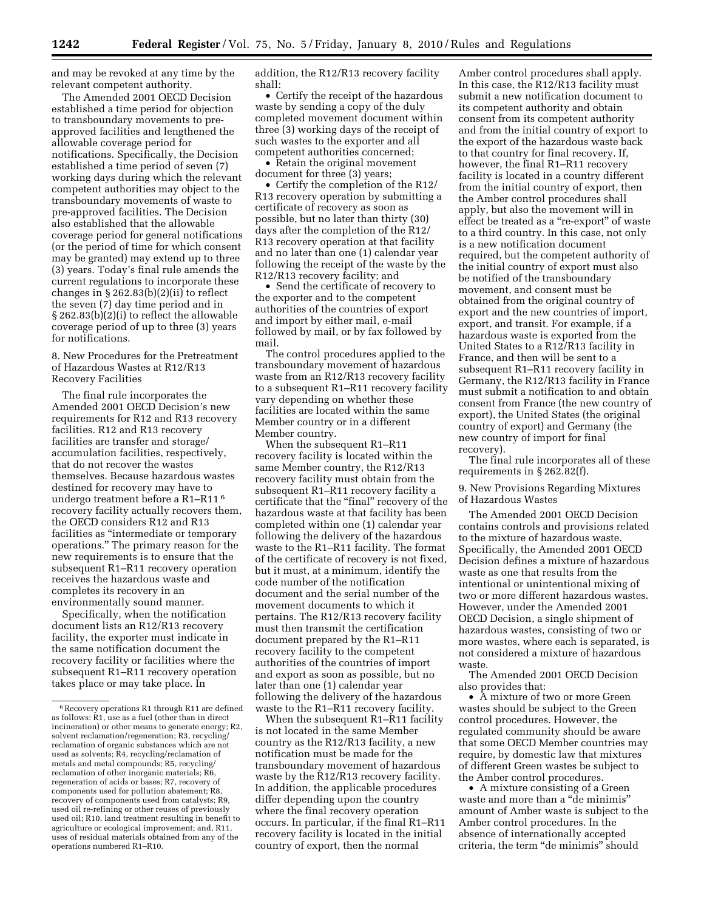and may be revoked at any time by the relevant competent authority.

The Amended 2001 OECD Decision established a time period for objection to transboundary movements to pre-approved facilities and lengthened the allowable coverage period for notifications. Specifically, the Decision established a time period of seven (7) working days during which the relevant competent authorities may object to the transboundary movements of waste to pre-approved facilities. The Decision also established that the allowable coverage period for general notifications (or the period of time for which consent may be granted) may extend up to three (3) years. Today's final rule amends the current regulations to incorporate these changes in § 262.83(b)(2)(ii) to reflect the seven (7) day time period and in § 262.83(b)(2)(i) to reflect the allowable coverage period of up to three (3) years for notifications.

8. New Procedures for the Pretreatment of Hazardous Wastes at R12/R13 Recovery Facilities

The final rule incorporates the Amended 2001 OECD Decision's new requirements for R12 and R13 recovery facilities. R12 and R13 recovery facilities are transfer and storage/accumulation facilities, respectively, that do not recover the wastes themselves. Because hazardous wastes destined for recovery may have to undergo treatment before a R1–R11 [6] recovery facility actually recovers them, the OECD considers R12 and R13 facilities as "intermediate or temporary operations." The primary reason for the new requirements is to ensure that the subsequent R1–R11 recovery operation receives the hazardous waste and completes its recovery in an environmentally sound manner.

Specifically, when the notification document lists an R12/R13 recovery facility, the exporter must indicate in the same notification document the recovery facility or facilities where the subsequent R1–R11 recovery operation takes place or may take place. In addition, the R12/R13 recovery facility shall:

- Certify the receipt of the hazardous waste by sending a copy of the duly completed movement document within three (3) working days of the receipt of such wastes to the exporter and all competent authorities concerned;
- Retain the original movement document for three (3) years;
- Certify the completion of the R12/R13 recovery operation by submitting a certificate of recovery as soon as possible, but no later than thirty (30) days after the completion of the R12/R13 recovery operation at that facility and no later than one (1) calendar year following the receipt of the waste by the R12/R13 recovery facility; and
- Send the certificate of recovery to the exporter and to the competent authorities of the countries of export and import by either mail, e-mail followed by mail, or by fax followed by mail.

The control procedures applied to the transboundary movement of hazardous waste from an R12/R13 recovery facility to a subsequent R1–R11 recovery facility vary depending on whether these facilities are located within the same Member country or in a different Member country.

When the subsequent R1–R11 recovery facility is located within the same Member country, the R12/R13 recovery facility must obtain from the subsequent R1–R11 recovery facility a certificate that the "final" recovery of the hazardous waste at that facility has been completed within one (1) calendar year following the delivery of the hazardous waste to the R1–R11 facility. The format of the certificate of recovery is not fixed, but it must, at a minimum, identify the code number of the notification document and the serial number of the movement documents to which it pertains. The R12/R13 recovery facility must then transmit the certification document prepared by the R1–R11 recovery facility to the competent authorities of the countries of import and export as soon as possible, but no later than one (1) calendar year following the delivery of the hazardous waste to the R1–R11 recovery facility.

When the subsequent R1–R11 facility is not located in the same Member country as the R12/R13 facility, a new notification must be made for the transboundary movement of hazardous waste by the R12/R13 recovery facility. In addition, the applicable procedures differ depending upon the country where the final recovery operation occurs. In particular, if the final R1–R11 recovery facility is located in the initial country of export, then the normal Amber control procedures shall apply. In this case, the R12/R13 facility must submit a new notification document to its competent authority and obtain consent from its competent authority and from the initial country of export to the export of the hazardous waste back to that country for final recovery. If, however, the final R1–R11 recovery facility is located in a country different from the initial country of export, then the Amber control procedures shall apply, but also the movement will in effect be treated as a "re-export" of waste to a third country. In this case, not only is a new notification document required, but the competent authority of the initial country of export must also be notified of the transboundary movement, and consent must be obtained from the original country of export and the new countries of import, export, and transit. For example, if a hazardous waste is exported from the United States to a R12/R13 facility in France, and then will be sent to a subsequent R1–R11 recovery facility in Germany, the R12/R13 facility in France must submit a notification to and obtain consent from France (the new country of export), the United States (the original country of export) and Germany (the new country of import for final recovery).

The final rule incorporates all of these requirements in § 262.82(f).

9. New Provisions Regarding Mixtures of Hazardous Wastes

The Amended 2001 OECD Decision contains controls and provisions related to the mixture of hazardous waste. Specifically, the Amended 2001 OECD Decision defines a mixture of hazardous waste as one that results from the intentional or unintentional mixing of two or more different hazardous wastes. However, under the Amended 2001 OECD Decision, a single shipment of hazardous wastes, consisting of two or more wastes, where each is separated, is not considered a mixture of hazardous waste.

The Amended 2001 OECD Decision also provides that:

- A mixture of two or more Green wastes should be subject to the Green control procedures. However, the regulated community should be aware that some OECD Member countries may require, by domestic law that mixtures of different Green wastes be subject to the Amber control procedures.
- A mixture consisting of a Green waste and more than a "de minimis" amount of Amber waste is subject to the Amber control procedures. In the absence of internationally accepted criteria, the term "de minimis" should

[6] Recovery operations R1 through R11 are defined as follows: R1, use as a fuel (other than in direct incineration) or other means to generate energy; R2, solvent reclamation/regeneration; R3, recycling/reclamation of organic substances which are not used as solvents; R4, recycling/reclamation of metals and metal compounds; R5, recycling/reclamation of other inorganic materials; R6, regeneration of acids or bases; R7, recovery of components used for pollution abatement; R8, recovery of components used from catalysts; R9, used oil re-refining or other reuses of previously used oil; R10, land treatment resulting in benefit to agriculture or ecological improvement; and, R11, uses of residual materials obtained from any of the operations numbered R1–R10.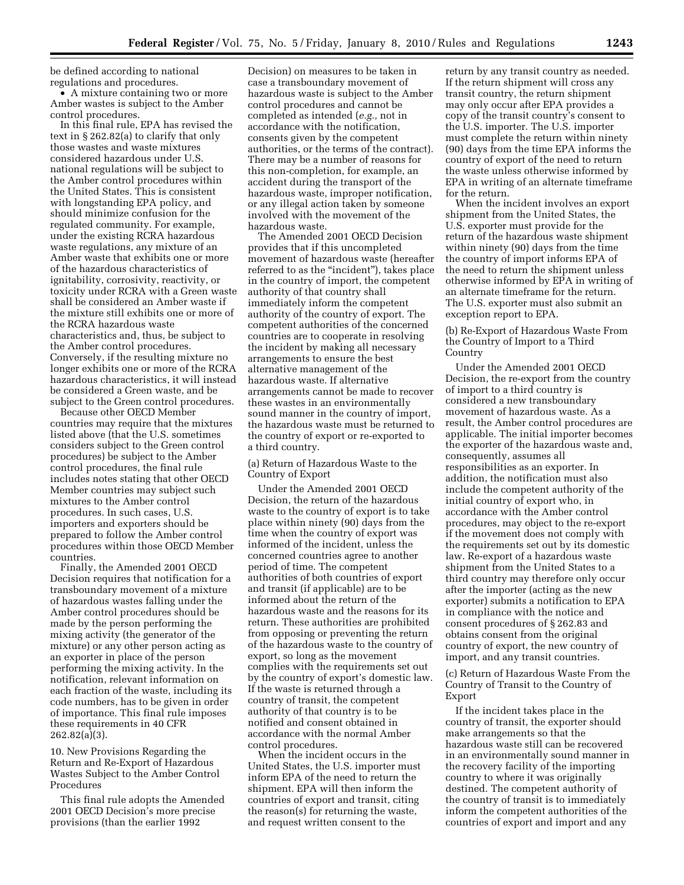be defined according to national regulations and procedures.

- A mixture containing two or more Amber wastes is subject to the Amber control procedures.

In this final rule, EPA has revised the text in § 262.82(a) to clarify that only those wastes and waste mixtures considered hazardous under U.S. national regulations will be subject to the Amber control procedures within the United States. This is consistent with longstanding EPA policy, and should minimize confusion for the regulated community. For example, under the existing RCRA hazardous waste regulations, any mixture of an Amber waste that exhibits one or more of the hazardous characteristics of ignitability, corrosivity, reactivity, or toxicity under RCRA with a Green waste shall be considered an Amber waste if the mixture still exhibits one or more of the RCRA hazardous waste characteristics and, thus, be subject to the Amber control procedures. Conversely, if the resulting mixture no longer exhibits one or more of the RCRA hazardous characteristics, it will instead be considered a Green waste, and be subject to the Green control procedures.

Because other OECD Member countries may require that the mixtures listed above (that the U.S. sometimes considers subject to the Green control procedures) be subject to the Amber control procedures, the final rule includes notes stating that other OECD Member countries may subject such mixtures to the Amber control procedures. In such cases, U.S. importers and exporters should be prepared to follow the Amber control procedures within those OECD Member countries.

Finally, the Amended 2001 OECD Decision requires that notification for a transboundary movement of a mixture of hazardous wastes falling under the Amber control procedures should be made by the person performing the mixing activity (the generator of the mixture) or any other person acting as an exporter in place of the person performing the mixing activity. In the notification, relevant information on each fraction of the waste, including its code numbers, has to be given in order of importance. This final rule imposes these requirements in 40 CFR 262.82(a)(3).

10. New Provisions Regarding the Return and Re-Export of Hazardous Wastes Subject to the Amber Control Procedures

This final rule adopts the Amended 2001 OECD Decision's more precise provisions (than the earlier 1992 Decision) on measures to be taken in case a transboundary movement of hazardous waste is subject to the Amber control procedures and cannot be completed as intended (*e.g.,* not in accordance with the notification, consents given by the competent authorities, or the terms of the contract). There may be a number of reasons for this non-completion, for example, an accident during the transport of the hazardous waste, improper notification, or any illegal action taken by someone involved with the movement of the hazardous waste.

The Amended 2001 OECD Decision provides that if this uncompleted movement of hazardous waste (hereafter referred to as the "incident"), takes place in the country of import, the competent authority of that country shall immediately inform the competent authority of the country of export. The competent authorities of the concerned countries are to cooperate in resolving the incident by making all necessary arrangements to ensure the best alternative management of the hazardous waste. If alternative arrangements cannot be made to recover these wastes in an environmentally sound manner in the country of import, the hazardous waste must be returned to the country of export or re-exported to a third country.

(a) Return of Hazardous Waste to the Country of Export

Under the Amended 2001 OECD Decision, the return of the hazardous waste to the country of export is to take place within ninety (90) days from the time when the country of export was informed of the incident, unless the concerned countries agree to another period of time. The competent authorities of both countries of export and transit (if applicable) are to be informed about the return of the hazardous waste and the reasons for its return. These authorities are prohibited from opposing or preventing the return of the hazardous waste to the country of export, so long as the movement complies with the requirements set out by the country of export's domestic law. If the waste is returned through a country of transit, the competent authority of that country is to be notified and consent obtained in accordance with the normal Amber control procedures.

When the incident occurs in the United States, the U.S. importer must inform EPA of the need to return the shipment. EPA will then inform the countries of export and transit, citing the reason(s) for returning the waste, and request written consent to the return by any transit country as needed. If the return shipment will cross any transit country, the return shipment may only occur after EPA provides a copy of the transit country's consent to the U.S. importer. The U.S. importer must complete the return within ninety (90) days from the time EPA informs the country of export of the need to return the waste unless otherwise informed by EPA in writing of an alternate timeframe for the return.

When the incident involves an export shipment from the United States, the U.S. exporter must provide for the return of the hazardous waste shipment within ninety (90) days from the time the country of import informs EPA of the need to return the shipment unless otherwise informed by EPA in writing of an alternate timeframe for the return. The U.S. exporter must also submit an exception report to EPA.

(b) Re-Export of Hazardous Waste From the Country of Import to a Third Country

Under the Amended 2001 OECD Decision, the re-export from the country of import to a third country is considered a new transboundary movement of hazardous waste. As a result, the Amber control procedures are applicable. The initial importer becomes the exporter of the hazardous waste and, consequently, assumes all responsibilities as an exporter. In addition, the notification must also include the competent authority of the initial country of export who, in accordance with the Amber control procedures, may object to the re-export if the movement does not comply with the requirements set out by its domestic law. Re-export of a hazardous waste shipment from the United States to a third country may therefore only occur after the importer (acting as the new exporter) submits a notification to EPA in compliance with the notice and consent procedures of § 262.83 and obtains consent from the original country of export, the new country of import, and any transit countries.

(c) Return of Hazardous Waste From the Country of Transit to the Country of Export

If the incident takes place in the country of transit, the exporter should make arrangements so that the hazardous waste still can be recovered in an environmentally sound manner in the recovery facility of the importing country to where it was originally destined. The competent authority of the country of transit is to immediately inform the competent authorities of the countries of export and import and any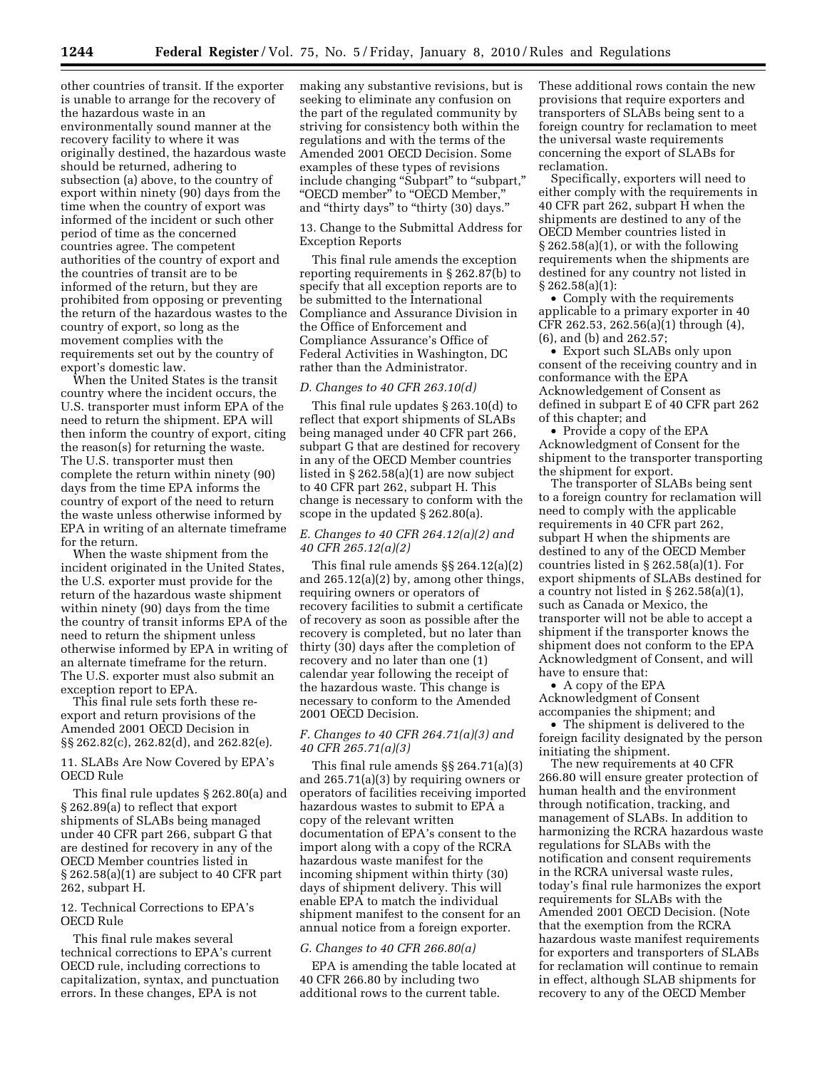other countries of transit. If the exporter is unable to arrange for the recovery of the hazardous waste in an environmentally sound manner at the recovery facility to where it was originally destined, the hazardous waste should be returned, adhering to subsection (a) above, to the country of export within ninety (90) days from the time when the country of export was informed of the incident or such other period of time as the concerned countries agree. The competent authorities of the country of export and the countries of transit are to be informed of the return, but they are prohibited from opposing or preventing the return of the hazardous wastes to the country of export, so long as the movement complies with the requirements set out by the country of export's domestic law.

When the United States is the transit country where the incident occurs, the U.S. transporter must inform EPA of the need to return the shipment. EPA will then inform the country of export, citing the reason(s) for returning the waste. The U.S. transporter must then complete the return within ninety (90) days from the time EPA informs the country of export of the need to return the waste unless otherwise informed by EPA in writing of an alternate timeframe for the return.

When the waste shipment from the incident originated in the United States, the U.S. exporter must provide for the return of the hazardous waste shipment within ninety (90) days from the time the country of transit informs EPA of the need to return the shipment unless otherwise informed by EPA in writing of an alternate timeframe for the return. The U.S. exporter must also submit an exception report to EPA.

This final rule sets forth these re-export and return provisions of the Amended 2001 OECD Decision in §§ 262.82(c), 262.82(d), and 262.82(e).

11. SLABs Are Now Covered by EPA's OECD Rule

This final rule updates § 262.80(a) and § 262.89(a) to reflect that export shipments of SLABs being managed under 40 CFR part 266, subpart G that are destined for recovery in any of the OECD Member countries listed in § 262.58(a)(1) are subject to 40 CFR part 262, subpart H.

12. Technical Corrections to EPA's OECD Rule

This final rule makes several technical corrections to EPA's current OECD rule, including corrections to capitalization, syntax, and punctuation errors. In these changes, EPA is not making any substantive revisions, but is seeking to eliminate any confusion on the part of the regulated community by striving for consistency both within the regulations and with the terms of the Amended 2001 OECD Decision. Some examples of these types of revisions include changing "Subpart" to "subpart," "OECD member" to "OECD Member," and "thirty days" to "thirty (30) days."

13. Change to the Submittal Address for Exception Reports

This final rule amends the exception reporting requirements in § 262.87(b) to specify that all exception reports are to be submitted to the International Compliance and Assurance Division in the Office of Enforcement and Compliance Assurance's Office of Federal Activities in Washington, DC rather than the Administrator.

*D. Changes to 40 CFR 263.10(d)*

This final rule updates § 263.10(d) to reflect that export shipments of SLABs being managed under 40 CFR part 266, subpart G that are destined for recovery in any of the OECD Member countries listed in § 262.58(a)(1) are now subject to 40 CFR part 262, subpart H. This change is necessary to conform with the scope in the updated § 262.80(a).

*E. Changes to 40 CFR 264.12(a)(2) and 40 CFR 265.12(a)(2)*

This final rule amends §§ 264.12(a)(2) and 265.12(a)(2) by, among other things, requiring owners or operators of recovery facilities to submit a certificate of recovery as soon as possible after the recovery is completed, but no later than thirty (30) days after the completion of recovery and no later than one (1) calendar year following the receipt of the hazardous waste. This change is necessary to conform to the Amended 2001 OECD Decision.

*F. Changes to 40 CFR 264.71(a)(3) and 40 CFR 265.71(a)(3)*

This final rule amends §§ 264.71(a)(3) and 265.71(a)(3) by requiring owners or operators of facilities receiving imported hazardous wastes to submit to EPA a copy of the relevant written documentation of EPA's consent to the import along with a copy of the RCRA hazardous waste manifest for the incoming shipment within thirty (30) days of shipment delivery. This will enable EPA to match the individual shipment manifest to the consent for an annual notice from a foreign exporter.

*G. Changes to 40 CFR 266.80(a)*

EPA is amending the table located at 40 CFR 266.80 by including two additional rows to the current table. These additional rows contain the new provisions that require exporters and transporters of SLABs being sent to a foreign country for reclamation to meet the universal waste requirements concerning the export of SLABs for reclamation.

Specifically, exporters will need to either comply with the requirements in 40 CFR part 262, subpart H when the shipments are destined to any of the OECD Member countries listed in § 262.58(a)(1), or with the following requirements when the shipments are destined for any country not listed in § 262.58(a)(1):

- Comply with the requirements applicable to a primary exporter in 40 CFR 262.53, 262.56(a)(1) through (4), (6), and (b) and 262.57;
- Export such SLABs only upon consent of the receiving country and in conformance with the EPA Acknowledgement of Consent as defined in subpart E of 40 CFR part 262 of this chapter; and
- Provide a copy of the EPA Acknowledgement of Consent for the shipment to the transporter transporting the shipment for export.

The transporter of SLABs being sent to a foreign country for reclamation will need to comply with the applicable requirements in 40 CFR part 262, subpart H when the shipments are destined to any of the OECD Member countries listed in § 262.58(a)(1). For export shipments of SLABs destined for a country not listed in § 262.58(a)(1), such as Canada or Mexico, the transporter will not be able to accept a shipment if the transporter knows the shipment does not conform to the EPA Acknowledgment of Consent, and will have to ensure that:

- A copy of the EPA Acknowledgment of Consent accompanies the shipment; and
- The shipment is delivered to the foreign facility designated by the person initiating the shipment.

The new requirements at 40 CFR 266.80 will ensure greater protection of human health and the environment through notification, tracking, and management of SLABs. In addition to harmonizing the RCRA hazardous waste regulations for SLABs with the notification and consent requirements in the RCRA universal waste rules, today's final rule harmonizes the export requirements for SLABs with the Amended 2001 OECD Decision. (Note that the exemption from the RCRA hazardous waste manifest requirements for exporters and transporters of SLABs for reclamation will continue to remain in effect, although SLAB shipments for recovery to any of the OECD Member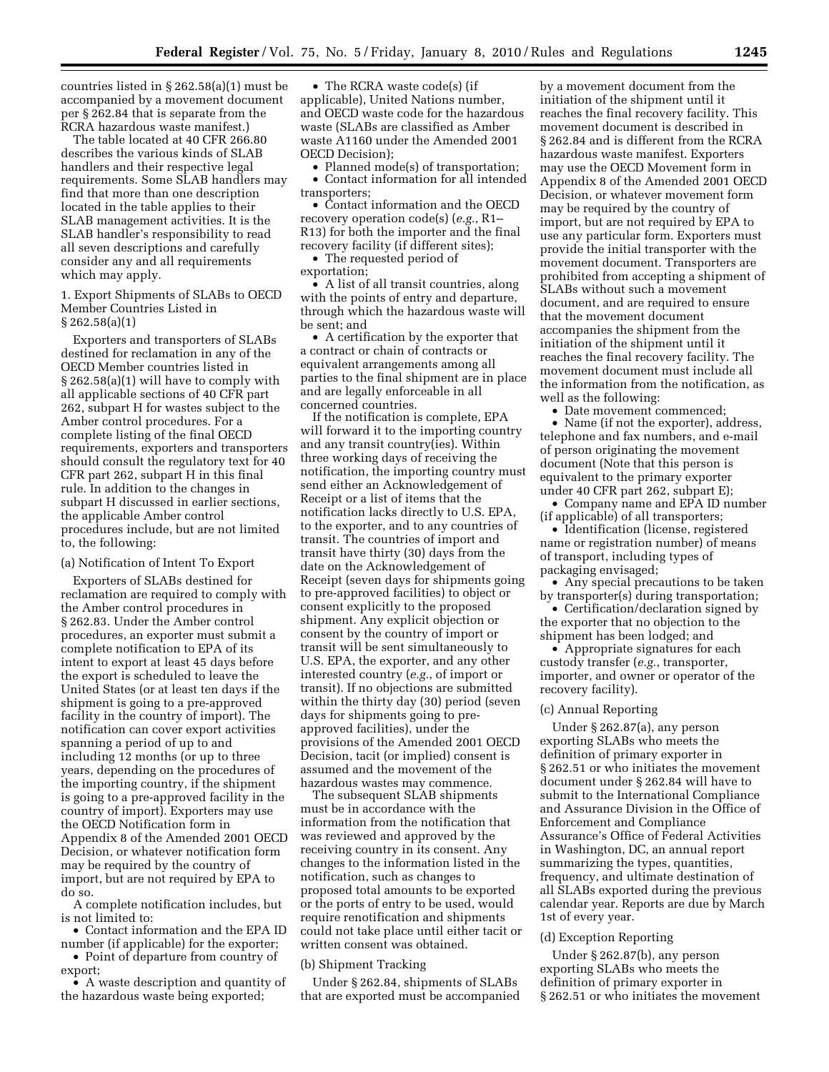countries listed in § 262.58(a)(1) must be accompanied by a movement document per § 262.84 that is separate from the RCRA hazardous waste manifest.)

The table located at 40 CFR 266.80 describes the various kinds of SLAB handlers and their respective legal requirements. Some SLAB handlers may find that more than one description located in the table applies to their SLAB management activities. It is the SLAB handler's responsibility to read all seven descriptions and carefully consider any and all requirements which may apply.

1. Export Shipments of SLABs to OECD Member Countries Listed in § 262.58(a)(1)

Exporters and transporters of SLABs destined for reclamation in any of the OECD Member countries listed in § 262.58(a)(1) will have to comply with all applicable sections of 40 CFR part 262, subpart H for wastes subject to the Amber control procedures. For a complete listing of the final OECD requirements, exporters and transporters should consult the regulatory text for 40 CFR part 262, subpart H in this final rule. In addition to the changes in subpart H discussed in earlier sections, the applicable Amber control procedures include, but are not limited to, the following:

(a) Notification of Intent To Export

Exporters of SLABs destined for reclamation are required to comply with the Amber control procedures in § 262.83. Under the Amber control procedures, an exporter must submit a complete notification to EPA of its intent to export at least 45 days before the export is scheduled to leave the United States (or at least ten days if the shipment is going to a pre-approved facility in the country of import). The notification can cover export activities spanning a period of up to and including 12 months (or up to three years, depending on the procedures of the importing country, if the shipment is going to a pre-approved facility in the country of import). Exporters may use the OECD Notification form in Appendix 8 of the Amended 2001 OECD Decision, or whatever notification form may be required by the country of import, but are not required by EPA to do so.

A complete notification includes, but is not limited to:

- Contact information and the EPA ID number (if applicable) for the exporter;
- Point of departure from country of export;
- A waste description and quantity of the hazardous waste being exported;
- The RCRA waste code(s) (if applicable), United Nations number, and OECD waste code for the hazardous waste (SLABs are classified as Amber waste A1160 under the Amended 2001 OECD Decision);
- Planned mode(s) of transportation;
- Contact information for all intended transporters;
- Contact information and the OECD recovery operation code(s) (*e.g.*, R1–R13) for both the importer and the final recovery facility (if different sites);
- The requested period of exportation;
- A list of all transit countries, along with the points of entry and departure, through which the hazardous waste will be sent; and
- A certification by the exporter that a contract or chain of contracts or equivalent arrangements among all parties to the final shipment are in place and are legally enforceable in all concerned countries.

If the notification is complete, EPA will forward it to the importing country and any transit country(ies). Within three working days of receiving the notification, the importing country must send either an Acknowledgement of Receipt or a list of items that the notification lacks directly to U.S. EPA, to the exporter, and to any countries of transit. The countries of import and transit have thirty (30) days from the date on the Acknowledgement of Receipt (seven days for shipments going to pre-approved facilities) to object or consent explicitly to the proposed shipment. Any explicit objection or consent by the country of import or transit will be sent simultaneously to U.S. EPA, the exporter, and any other interested country (*e.g.*, of import or transit). If no objections are submitted within the thirty day (30) period (seven days for shipments going to pre-approved facilities), under the provisions of the Amended 2001 OECD Decision, tacit (or implied) consent is assumed and the movement of the hazardous wastes may commence.

The subsequent SLAB shipments must be in accordance with the information from the notification that was reviewed and approved by the receiving country in its consent. Any changes to the information listed in the notification, such as changes to proposed total amounts to be exported or the ports of entry to be used, would require renotification and shipments could not take place until either tacit or written consent was obtained.

(b) Shipment Tracking

Under § 262.84, shipments of SLABs that are exported must be accompanied by a movement document from the initiation of the shipment until it reaches the final recovery facility. This movement document is described in § 262.84 and is different from the RCRA hazardous waste manifest. Exporters may use the OECD Movement form in Appendix 8 of the Amended 2001 OECD Decision, or whatever movement form may be required by the country of import, but are not required by EPA to use any particular form. Exporters must provide the initial transporter with the movement document. Transporters are prohibited from accepting a shipment of SLABs without such a movement document, and are required to ensure that the movement document accompanies the shipment from the initiation of the shipment until it reaches the final recovery facility. The movement document must include all the information from the notification, as well as the following:

- Date movement commenced;
- Name (if not the exporter), address, telephone and fax numbers, and e-mail of person originating the movement document (Note that this person is equivalent to the primary exporter under 40 CFR part 262, subpart E);
- Company name and EPA ID number (if applicable) of all transporters;
- Identification (license, registered name or registration number) of means of transport, including types of packaging envisaged;
- Any special precautions to be taken by transporter(s) during transportation;
- Certification/declaration signed by the exporter that no objection to the shipment has been lodged; and
- Appropriate signatures for each custody transfer (*e.g.*, transporter, importer, and owner or operator of the recovery facility).

(c) Annual Reporting

Under § 262.87(a), any person exporting SLABs who meets the definition of primary exporter in § 262.51 or who initiates the movement document under § 262.84 will have to submit to the International Compliance and Assurance Division in the Office of Enforcement and Compliance Assurance's Office of Federal Activities in Washington, DC, an annual report summarizing the types, quantities, frequency, and ultimate destination of all SLABs exported during the previous calendar year. Reports are due by March 1st of every year.

(d) Exception Reporting

Under § 262.87(b), any person exporting SLABs who meets the definition of primary exporter in § 262.51 or who initiates the movement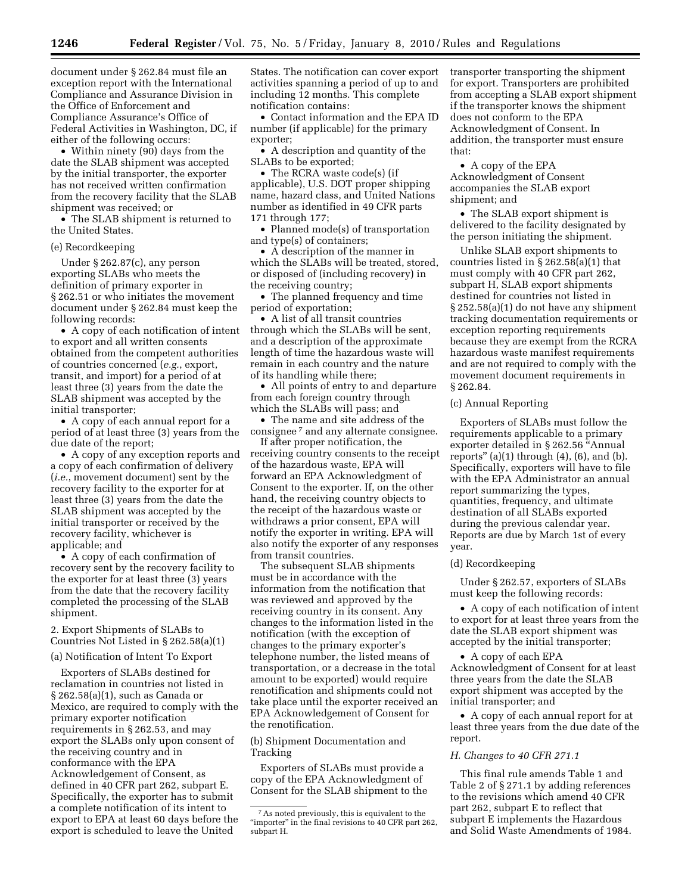document under § 262.84 must file an exception report with the International Compliance and Assurance Division in the Office of Enforcement and Compliance Assurance's Office of Federal Activities in Washington, DC, if either of the following occurs:

- Within ninety (90) days from the date the SLAB shipment was accepted by the initial transporter, the exporter has not received written confirmation from the recovery facility that the SLAB shipment was received; or
- The SLAB shipment is returned to the United States.

(e) Recordkeeping

Under § 262.87(c), any person exporting SLABs who meets the definition of primary exporter in § 262.51 or who initiates the movement document under § 262.84 must keep the following records:

- A copy of each notification of intent to export and all written consents obtained from the competent authorities of countries concerned (*e.g.*, export, transit, and import) for a period of at least three (3) years from the date the SLAB shipment was accepted by the initial transporter;
- A copy of each annual report for a period of at least three (3) years from the due date of the report;
- A copy of any exception reports and a copy of each confirmation of delivery (*i.e.*, movement document) sent by the recovery facility to the exporter for at least three (3) years from the date the SLAB shipment was accepted by the initial transporter or received by the recovery facility, whichever is applicable; and
- A copy of each confirmation of recovery sent by the recovery facility to the exporter for at least three (3) years from the date that the recovery facility completed the processing of the SLAB shipment.

2. Export Shipments of SLABs to Countries Not Listed in § 262.58(a)(1)

(a) Notification of Intent To Export

Exporters of SLABs destined for reclamation in countries not listed in § 262.58(a)(1), such as Canada or Mexico, are required to comply with the primary exporter notification requirements in § 262.53, and may export the SLABs only upon consent of the receiving country and in conformance with the EPA Acknowledgement of Consent, as defined in 40 CFR part 262, subpart E. Specifically, the exporter has to submit a complete notification of its intent to export to EPA at least 60 days before the export is scheduled to leave the United States. The notification can cover export activities spanning a period of up to and including 12 months. This complete notification contains:

- Contact information and the EPA ID number (if applicable) for the primary exporter;
- A description and quantity of the SLABs to be exported;
- The RCRA waste code(s) (if applicable), U.S. DOT proper shipping name, hazard class, and United Nations number as identified in 49 CFR parts 171 through 177;
- Planned mode(s) of transportation and type(s) of containers;
- A description of the manner in which the SLABs will be treated, stored, or disposed of (including recovery) in the receiving country;
- The planned frequency and time period of exportation;
- A list of all transit countries through which the SLABs will be sent, and a description of the approximate length of time the hazardous waste will remain in each country and the nature of its handling while there;
- All points of entry to and departure from each foreign country through which the SLABs will pass; and
- The name and site address of the consignee [7] and any alternate consignee.

If after proper notification, the receiving country consents to the receipt of the hazardous waste, EPA will forward an EPA Acknowledgment of Consent to the exporter. If, on the other hand, the receiving country objects to the receipt of the hazardous waste or withdraws a prior consent, EPA will notify the exporter in writing. EPA will also notify the exporter of any responses from transit countries.

The subsequent SLAB shipments must be in accordance with the information from the notification that was reviewed and approved by the receiving country in its consent. Any changes to the information listed in the notification (with the exception of changes to the primary exporter's telephone number, the listed means of transportation, or a decrease in the total amount to be exported) would require renotification and shipments could not take place until the exporter received an EPA Acknowledgement of Consent for the renotification.

(b) Shipment Documentation and Tracking

Exporters of SLABs must provide a copy of the EPA Acknowledgment of Consent for the SLAB shipment to the transporter transporting the shipment for export. Transporters are prohibited from accepting a SLAB export shipment if the transporter knows the shipment does not conform to the EPA Acknowledgment of Consent. In addition, the transporter must ensure that:

- A copy of the EPA Acknowledgment of Consent accompanies the SLAB export shipment; and
- The SLAB export shipment is delivered to the facility designated by the person initiating the shipment.

Unlike SLAB export shipments to countries listed in § 262.58(a)(1) that must comply with 40 CFR part 262, subpart H, SLAB export shipments destined for countries not listed in § 252.58(a)(1) do not have any shipment tracking documentation requirements or exception reporting requirements because they are exempt from the RCRA hazardous waste manifest requirements and are not required to comply with the movement document requirements in § 262.84.

(c) Annual Reporting

Exporters of SLABs must follow the requirements applicable to a primary exporter detailed in § 262.56 "Annual reports" (a)(1) through (4), (6), and (b). Specifically, exporters will have to file with the EPA Administrator an annual report summarizing the types, quantities, frequency, and ultimate destination of all SLABs exported during the previous calendar year. Reports are due by March 1st of every year.

(d) Recordkeeping

Under § 262.57, exporters of SLABs must keep the following records:

- A copy of each notification of intent to export for at least three years from the date the SLAB export shipment was accepted by the initial transporter;
- A copy of each EPA Acknowledgment of Consent for at least three years from the date the SLAB export shipment was accepted by the initial transporter; and
- A copy of each annual report for at least three years from the due date of the report.

*H. Changes to 40 CFR 271.1*

This final rule amends Table 1 and Table 2 of § 271.1 by adding references to the revisions which amend 40 CFR part 262, subpart E to reflect that subpart E implements the Hazardous and Solid Waste Amendments of 1984.

---

[7] As noted previously, this is equivalent to the "importer" in the final revisions to 40 CFR part 262, subpart H.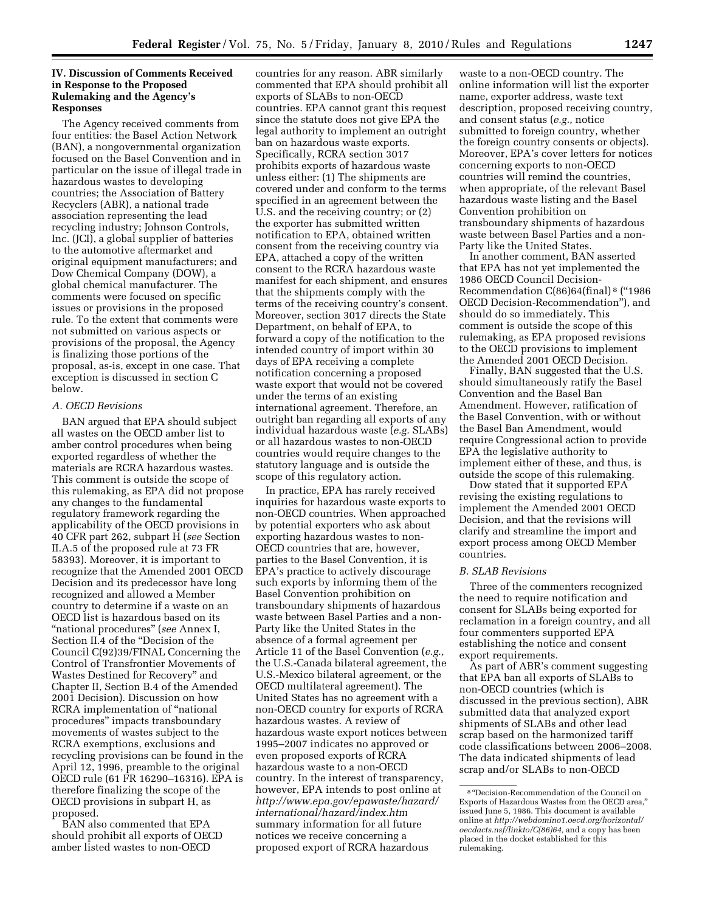## IV. Discussion of Comments Received in Response to the Proposed Rulemaking and the Agency's Responses

The Agency received comments from four entities: the Basel Action Network (BAN), a nongovernmental organization focused on the Basel Convention and in particular on the issue of illegal trade in hazardous wastes to developing countries; the Association of Battery Recyclers (ABR), a national trade association representing the lead recycling industry; Johnson Controls, Inc. (JCI), a global supplier of batteries to the automotive aftermarket and original equipment manufacturers; and Dow Chemical Company (DOW), a global chemical manufacturer. The comments were focused on specific issues or provisions in the proposed rule. To the extent that comments were not submitted on various aspects or provisions of the proposal, the Agency is finalizing those portions of the proposal, as-is, except in one case. That exception is discussed in section C below.

### A. OECD Revisions

BAN argued that EPA should subject all wastes on the OECD amber list to amber control procedures when being exported regardless of whether the materials are RCRA hazardous wastes. This comment is outside the scope of this rulemaking, as EPA did not propose any changes to the fundamental regulatory framework regarding the applicability of the OECD provisions in 40 CFR part 262, subpart H (*see* Section II.A.5 of the proposed rule at 73 FR 58393). Moreover, it is important to recognize that the Amended 2001 OECD Decision and its predecessor have long recognized and allowed a Member country to determine if a waste on an OECD list is hazardous based on its "national procedures" (*see* Annex I, Section II.4 of the "Decision of the Council C(92)39/FINAL Concerning the Control of Transfrontier Movements of Wastes Destined for Recovery" and Chapter II, Section B.4 of the Amended 2001 Decision). Discussion on how RCRA implementation of "national procedures" impacts transboundary movements of wastes subject to the RCRA exemptions, exclusions and recycling provisions can be found in the April 12, 1996, preamble to the original OECD rule (61 FR 16290–16316). EPA is therefore finalizing the scope of the OECD provisions in subpart H, as proposed.

BAN also commented that EPA should prohibit all exports of OECD amber listed wastes to non-OECD countries for any reason. ABR similarly commented that EPA should prohibit all exports of SLABs to non-OECD countries. EPA cannot grant this request since the statute does not give EPA the legal authority to implement an outright ban on hazardous waste exports. Specifically, RCRA section 3017 prohibits exports of hazardous waste unless either: (1) The shipments are covered under and conform to the terms specified in an agreement between the U.S. and the receiving country; or (2) the exporter has submitted written notification to EPA, obtained written consent from the receiving country via EPA, attached a copy of the written consent to the RCRA hazardous waste manifest for each shipment, and ensures that the shipments comply with the terms of the receiving country's consent. Moreover, section 3017 directs the State Department, on behalf of EPA, to forward a copy of the notification to the intended country of import within 30 days of EPA receiving a complete notification concerning a proposed waste export that would not be covered under the terms of an existing international agreement. Therefore, an outright ban regarding all exports of any individual hazardous waste (*e.g.* SLABs) or all hazardous wastes to non-OECD countries would require changes to the statutory language and is outside the scope of this regulatory action.

In practice, EPA has rarely received inquiries for hazardous waste exports to non-OECD countries. When approached by potential exporters who ask about exporting hazardous wastes to non-OECD countries that are, however, parties to the Basel Convention, it is EPA's practice to actively discourage such exports by informing them of the Basel Convention prohibition on transboundary shipments of hazardous waste between Basel Parties and a non-Party like the United States in the absence of a formal agreement per Article 11 of the Basel Convention (*e.g.,* the U.S.-Canada bilateral agreement, the U.S.-Mexico bilateral agreement, or the OECD multilateral agreement). The United States has no agreement with a non-OECD country for exports of RCRA hazardous wastes. A review of hazardous waste export notices between 1995–2007 indicates no approved or even proposed exports of RCRA hazardous waste to a non-OECD country. In the interest of transparency, however, EPA intends to post online at *http://www.epa.gov/epawaste/hazard/international/hazard/index.htm* summary information for all future notices we receive concerning a proposed export of RCRA hazardous waste to a non-OECD country. The online information will list the exporter name, exporter address, waste text description, proposed receiving country, and consent status (*e.g.,* notice submitted to foreign country, whether the foreign country consents or objects). Moreover, EPA's cover letters for notices concerning exports to non-OECD countries will remind the countries, when appropriate, of the relevant Basel hazardous waste listing and the Basel Convention prohibition on transboundary shipments of hazardous waste between Basel Parties and a non-Party like the United States.

In another comment, BAN asserted that EPA has not yet implemented the 1986 OECD Council Decision-Recommendation C(86)64(final) [8] ("1986 OECD Decision-Recommendation"), and should do so immediately. This comment is outside the scope of this rulemaking, as EPA proposed revisions to the OECD provisions to implement the Amended 2001 OECD Decision.

Finally, BAN suggested that the U.S. should simultaneously ratify the Basel Convention and the Basel Ban Amendment. However, ratification of the Basel Convention, with or without the Basel Ban Amendment, would require Congressional action to provide EPA the legislative authority to implement either of these, and thus, is outside the scope of this rulemaking.

Dow stated that it supported EPA revising the existing regulations to implement the Amended 2001 OECD Decision, and that the revisions will clarify and streamline the import and export process among OECD Member countries.

### B. SLAB Revisions

Three of the commenters recognized the need to require notification and consent for SLABs being exported for reclamation in a foreign country, and all four commenters supported EPA establishing the notice and consent export requirements.

As part of ABR's comment suggesting that EPA ban all exports of SLABs to non-OECD countries (which is discussed in the previous section), ABR submitted data that analyzed export shipments of SLABs and other lead scrap based on the harmonized tariff code classifications between 2006–2008. The data indicated shipments of lead scrap and/or SLABs to non-OECD

[8] "Decision-Recommendation of the Council on Exports of Hazardous Wastes from the OECD area," issued June 5, 1986. This document is available online at *http://webdomino1.oecd.org/horizontal/oecdacts.nsf/linkto/C(86)64,* and a copy has been placed in the docket established for this rulemaking.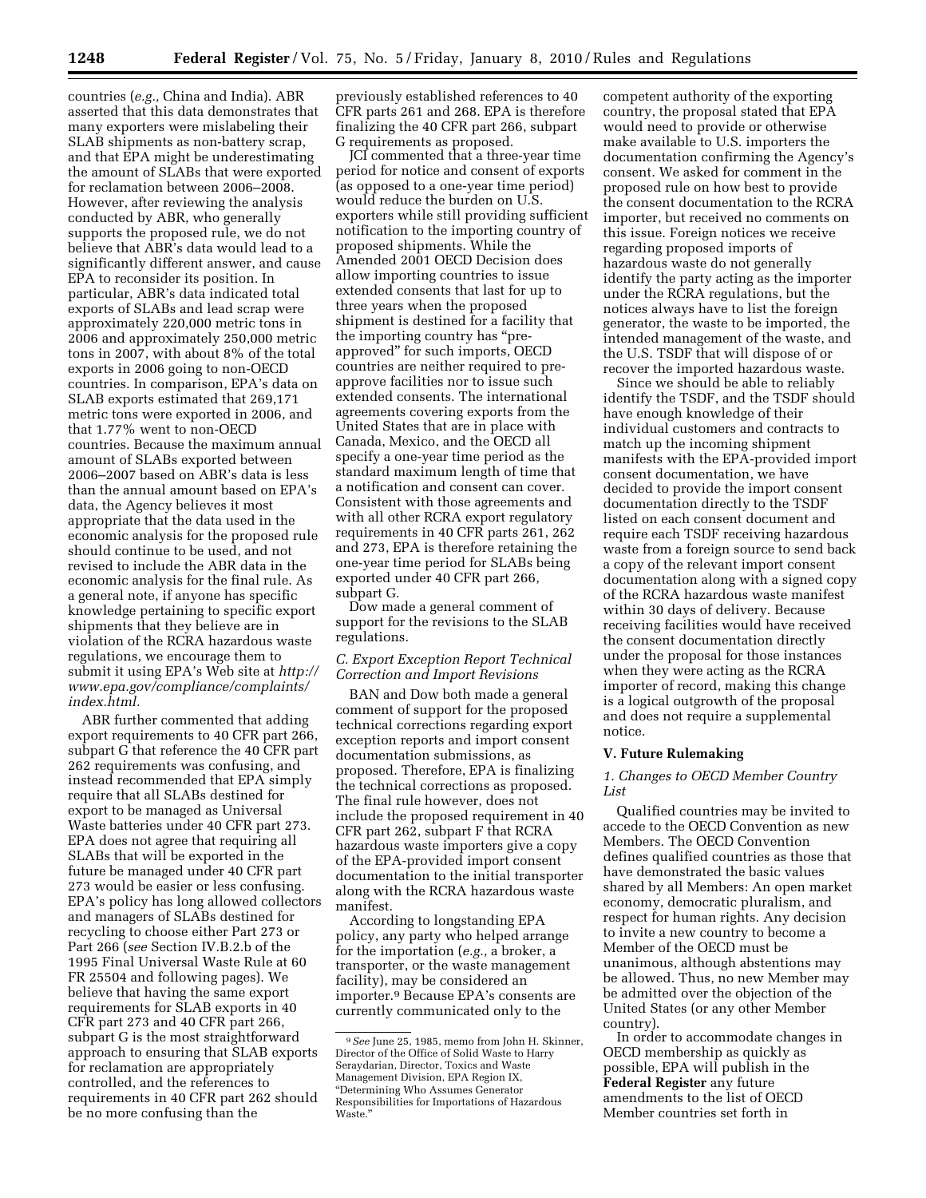countries (*e.g.,* China and India). ABR asserted that this data demonstrates that many exporters were mislabeling their SLAB shipments as non-battery scrap, and that EPA might be underestimating the amount of SLABs that were exported for reclamation between 2006–2008. However, after reviewing the analysis conducted by ABR, who generally supports the proposed rule, we do not believe that ABR's data would lead to a significantly different answer, and cause EPA to reconsider its position. In particular, ABR's data indicated total exports of SLABs and lead scrap were approximately 220,000 metric tons in 2006 and approximately 250,000 metric tons in 2007, with about 8% of the total exports in 2006 going to non-OECD countries. In comparison, EPA's data on SLAB exports estimated that 269,171 metric tons were exported in 2006, and that 1.77% went to non-OECD countries. Because the maximum annual amount of SLABs exported between 2006–2007 based on ABR's data is less than the annual amount based on EPA's data, the Agency believes it most appropriate that the data used in the economic analysis for the proposed rule should continue to be used, and not revised to include the ABR data in the economic analysis for the final rule. As a general note, if anyone has specific knowledge pertaining to specific export shipments that they believe are in violation of the RCRA hazardous waste regulations, we encourage them to submit it using EPA's Web site at *http://www.epa.gov/compliance/complaints/index.html.*

ABR further commented that adding export requirements to 40 CFR part 266, subpart G that reference the 40 CFR part 262 requirements was confusing, and instead recommended that EPA simply require that all SLABs destined for export to be managed as Universal Waste batteries under 40 CFR part 273. EPA does not agree that requiring all SLABs that will be exported in the future be managed under 40 CFR part 273 would be easier or less confusing. EPA's policy has long allowed collectors and managers of SLABs destined for recycling to choose either Part 273 or Part 266 (*see* Section IV.B.2.b of the 1995 Final Universal Waste Rule at 60 FR 25504 and following pages). We believe that having the same export requirements for SLAB exports in 40 CFR part 273 and 40 CFR part 266, subpart G is the most straightforward approach to ensuring that SLAB exports for reclamation are appropriately controlled, and the references to requirements in 40 CFR part 262 should be no more confusing than the previously established references to 40 CFR parts 261 and 268. EPA is therefore finalizing the 40 CFR part 266, subpart G requirements as proposed.

JCI commented that a three-year time period for notice and consent of exports (as opposed to a one-year time period) would reduce the burden on U.S. exporters while still providing sufficient notification to the importing country of proposed shipments. While the Amended 2001 OECD Decision does allow importing countries to issue extended consents that last for up to three years when the proposed shipment is destined for a facility that the importing country has "pre-approved" for such imports, OECD countries are neither required to pre-approve facilities nor to issue such extended consents. The international agreements covering exports from the United States that are in place with Canada, Mexico, and the OECD all specify a one-year time period as the standard maximum length of time that a notification and consent can cover. Consistent with those agreements and with all other RCRA export regulatory requirements in 40 CFR parts 261, 262 and 273, EPA is therefore retaining the one-year time period for SLABs being exported under 40 CFR part 266, subpart G.

Dow made a general comment of support for the revisions to the SLAB regulations.

### *C. Export Exception Report Technical Correction and Import Revisions*

BAN and Dow both made a general comment of support for the proposed technical corrections regarding export exception reports and import consent documentation submissions, as proposed. Therefore, EPA is finalizing the technical corrections as proposed. The final rule however, does not include the proposed requirement in 40 CFR part 262, subpart F that RCRA hazardous waste importers give a copy of the EPA-provided import consent documentation to the initial transporter along with the RCRA hazardous waste manifest.

According to longstanding EPA policy, any party who helped arrange for the importation (*e.g.,* a broker, a transporter, or the waste management facility), may be considered an importer.[9] Because EPA's consents are currently communicated only to the competent authority of the exporting country, the proposal stated that EPA would need to provide or otherwise make available to U.S. importers the documentation confirming the Agency's consent. We asked for comment in the proposed rule on how best to provide the consent documentation to the RCRA importer, but received no comments on this issue. Foreign notices we receive regarding proposed imports of hazardous waste do not generally identify the party acting as the importer under the RCRA regulations, but the notices always have to list the foreign generator, the waste to be imported, the intended management of the waste, and the U.S. TSDF that will dispose of or recover the imported hazardous waste.

Since we should be able to reliably identify the TSDF, and the TSDF should have enough knowledge of their individual customers and contracts to match up the incoming shipment manifests with the EPA-provided import consent documentation, we have decided to provide the import consent documentation directly to the TSDF listed on each consent document and require each TSDF receiving hazardous waste from a foreign source to send back a copy of the relevant import consent documentation along with a signed copy of the RCRA hazardous waste manifest within 30 days of delivery. Because receiving facilities would have received the consent documentation directly under the proposal for those instances when they were acting as the RCRA importer of record, making this change is a logical outgrowth of the proposal and does not require a supplemental notice.

## V. Future Rulemaking

### *1. Changes to OECD Member Country List*

Qualified countries may be invited to accede to the OECD Convention as new Members. The OECD Convention defines qualified countries as those that have demonstrated the basic values shared by all Members: An open market economy, democratic pluralism, and respect for human rights. Any decision to invite a new country to become a Member of the OECD must be unanimous, although abstentions may be allowed. Thus, no new Member may be admitted over the objection of the United States (or any other Member country).

In order to accommodate changes in OECD membership as quickly as possible, EPA will publish in the **Federal Register** any future amendments to the list of OECD Member countries set forth in

[9] *See* June 25, 1985, memo from John H. Skinner, Director of the Office of Solid Waste to Harry Seraydarian, Director, Toxics and Waste Management Division, EPA Region IX, "Determining Who Assumes Generator Responsibilities for Importations of Hazardous Waste."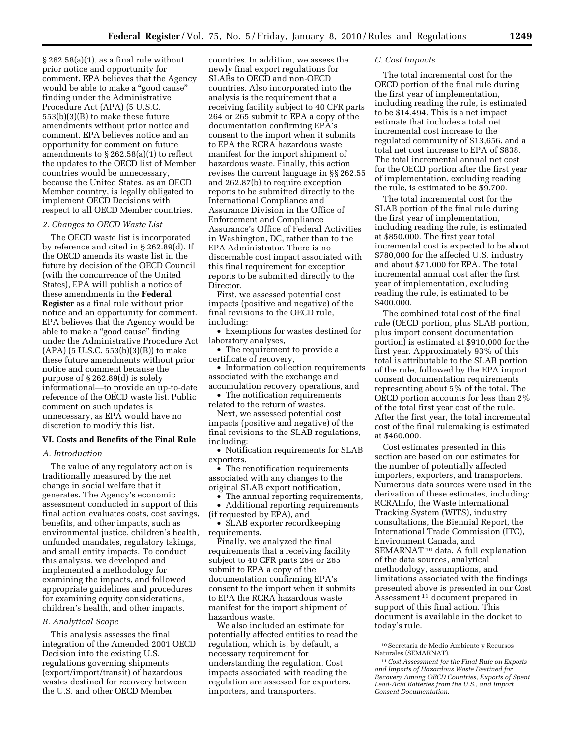§ 262.58(a)(1), as a final rule without prior notice and opportunity for comment. EPA believes that the Agency would be able to make a "good cause" finding under the Administrative Procedure Act (APA) (5 U.S.C. 553(b)(3)(B) to make these future amendments without prior notice and comment. EPA believes notice and an opportunity for comment on future amendments to § 262.58(a)(1) to reflect the updates to the OECD list of Member countries would be unnecessary, because the United States, as an OECD Member country, is legally obligated to implement OECD Decisions with respect to all OECD Member countries.

*2. Changes to OECD Waste List*

The OECD waste list is incorporated by reference and cited in § 262.89(d). If the OECD amends its waste list in the future by decision of the OECD Council (with the concurrence of the United States), EPA will publish a notice of these amendments in the **Federal Register** as a final rule without prior notice and an opportunity for comment. EPA believes that the Agency would be able to make a "good cause" finding under the Administrative Procedure Act (APA) (5 U.S.C. 553(b)(3)(B)) to make these future amendments without prior notice and comment because the purpose of § 262.89(d) is solely informational—to provide an up-to-date reference of the OECD waste list. Public comment on such updates is unnecessary, as EPA would have no discretion to modify this list.

## VI. Costs and Benefits of the Final Rule

*A. Introduction*

The value of any regulatory action is traditionally measured by the net change in social welfare that it generates. The Agency's economic assessment conducted in support of this final action evaluates costs, cost savings, benefits, and other impacts, such as environmental justice, children's health, unfunded mandates, regulatory takings, and small entity impacts. To conduct this analysis, we developed and implemented a methodology for examining the impacts, and followed appropriate guidelines and procedures for examining equity considerations, children's health, and other impacts.

*B. Analytical Scope*

This analysis assesses the final integration of the Amended 2001 OECD Decision into the existing U.S. regulations governing shipments (export/import/transit) of hazardous wastes destined for recovery between the U.S. and other OECD Member countries. In addition, we assess the newly final export regulations for SLABs to OECD and non-OECD countries. Also incorporated into the analysis is the requirement that a receiving facility subject to 40 CFR parts 264 or 265 submit to EPA a copy of the documentation confirming EPA's consent to the import when it submits to EPA the RCRA hazardous waste manifest for the import shipment of hazardous waste. Finally, this action revises the current language in §§ 262.55 and 262.87(b) to require exception reports to be submitted directly to the International Compliance and Assurance Division in the Office of Enforcement and Compliance Assurance's Office of Federal Activities in Washington, DC, rather than to the EPA Administrator. There is no discernable cost impact associated with this final requirement for exception reports to be submitted directly to the Director.

First, we assessed potential cost impacts (positive and negative) of the final revisions to the OECD rule, including:

- Exemptions for wastes destined for laboratory analyses,
- The requirement to provide a certificate of recovery,
- Information collection requirements associated with the exchange and accumulation recovery operations, and
- The notification requirements related to the return of wastes.

Next, we assessed potential cost impacts (positive and negative) of the final revisions to the SLAB regulations, including:

- Notification requirements for SLAB exporters,
- The renotification requirements associated with any changes to the original SLAB export notification,
- The annual reporting requirements,
- Additional reporting requirements (if requested by EPA), and
- SLAB exporter recordkeeping requirements.

Finally, we analyzed the final requirements that a receiving facility subject to 40 CFR parts 264 or 265 submit to EPA a copy of the documentation confirming EPA's consent to the import when it submits to EPA the RCRA hazardous waste manifest for the import shipment of hazardous waste.

We also included an estimate for potentially affected entities to read the regulation, which is, by default, a necessary requirement for understanding the regulation. Cost impacts associated with reading the regulation are assessed for exporters, importers, and transporters.

*C. Cost Impacts*

The total incremental cost for the OECD portion of the final rule during the first year of implementation, including reading the rule, is estimated to be $14,494. This is a net impact estimate that includes a total net incremental cost increase to the regulated community of $13,656, and a total net cost increase to EPA of $838. The total incremental annual net cost for the OECD portion after the first year of implementation, excluding reading the rule, is estimated to be $9,700.

The total incremental cost for the SLAB portion of the final rule during the first year of implementation, including reading the rule, is estimated at $850,000. The first year total incremental cost is expected to be about $780,000 for the affected U.S. industry and about $71,000 for EPA. The total incremental annual cost after the first year of implementation, excluding reading the rule, is estimated to be $400,000.

The combined total cost of the final rule (OECD portion, plus SLAB portion, plus import consent documentation portion) is estimated at $910,000 for the first year. Approximately 93% of this total is attributable to the SLAB portion of the rule, followed by the EPA import consent documentation requirements representing about 5% of the total. The OECD portion accounts for less than 2% of the total first year cost of the rule. After the first year, the total incremental cost of the final rulemaking is estimated at $460,000.

Cost estimates presented in this section are based on our estimates for the number of potentially affected importers, exporters, and transporters. Numerous data sources were used in the derivation of these estimates, including: RCRAInfo, the Waste International Tracking System (WITS), industry consultations, the Biennial Report, the International Trade Commission (ITC), Environment Canada, and SEMARNAT [10] data. A full explanation of the data sources, analytical methodology, assumptions, and limitations associated with the findings presented above is presented in our Cost Assessment [11] document prepared in support of this final action. This document is available in the docket to today's rule.

[10] Secretaría de Medio Ambiente y Recursos Naturales (SEMARNAT).

[11] *Cost Assessment for the Final Rule on Exports and Imports of Hazardous Waste Destined for Recovery Among OECD Countries, Exports of Spent Lead-Acid Batteries from the U.S., and Import Consent Documentation.*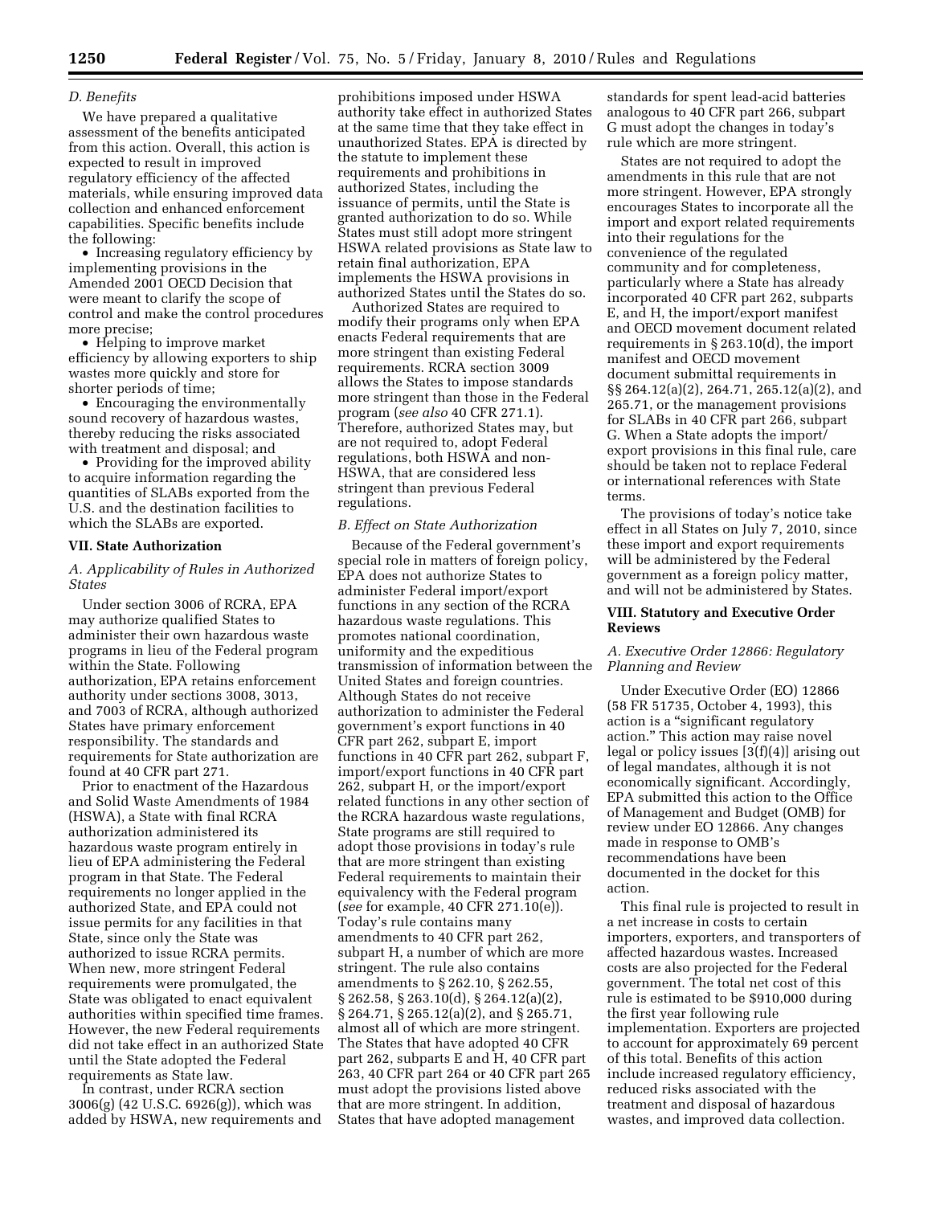### *D. Benefits*

We have prepared a qualitative assessment of the benefits anticipated from this action. Overall, this action is expected to result in improved regulatory efficiency of the affected materials, while ensuring improved data collection and enhanced enforcement capabilities. Specific benefits include the following:

- Increasing regulatory efficiency by implementing provisions in the Amended 2001 OECD Decision that were meant to clarify the scope of control and make the control procedures more precise;
- Helping to improve market efficiency by allowing exporters to ship wastes more quickly and store for shorter periods of time;
- Encouraging the environmentally sound recovery of hazardous wastes, thereby reducing the risks associated with treatment and disposal; and
- Providing for the improved ability to acquire information regarding the quantities of SLABs exported from the U.S. and the destination facilities to which the SLABs are exported.

## VII. State Authorization

### *A. Applicability of Rules in Authorized States*

Under section 3006 of RCRA, EPA may authorize qualified States to administer their own hazardous waste programs in lieu of the Federal program within the State. Following authorization, EPA retains enforcement authority under sections 3008, 3013, and 7003 of RCRA, although authorized States have primary enforcement responsibility. The standards and requirements for State authorization are found at 40 CFR part 271.

Prior to enactment of the Hazardous and Solid Waste Amendments of 1984 (HSWA), a State with final RCRA authorization administered its hazardous waste program entirely in lieu of EPA administering the Federal program in that State. The Federal requirements no longer applied in the authorized State, and EPA could not issue permits for any facilities in that State, since only the State was authorized to issue RCRA permits. When new, more stringent Federal requirements were promulgated, the State was obligated to enact equivalent authorities within specified time frames. However, the new Federal requirements did not take effect in an authorized State until the State adopted the Federal requirements as State law.

In contrast, under RCRA section 3006(g) (42 U.S.C. 6926(g)), which was added by HSWA, new requirements and prohibitions imposed under HSWA authority take effect in authorized States at the same time that they take effect in unauthorized States. EPA is directed by the statute to implement these requirements and prohibitions in authorized States, including the issuance of permits, until the State is granted authorization to do so. While States must still adopt more stringent HSWA related provisions as State law to retain final authorization, EPA implements the HSWA provisions in authorized States until the States do so.

Authorized States are required to modify their programs only when EPA enacts Federal requirements that are more stringent than existing Federal requirements. RCRA section 3009 allows the States to impose standards more stringent than those in the Federal program (*see also* 40 CFR 271.1). Therefore, authorized States may, but are not required to, adopt Federal regulations, both HSWA and non-HSWA, that are considered less stringent than previous Federal regulations.

### *B. Effect on State Authorization*

Because of the Federal government's special role in matters of foreign policy, EPA does not authorize States to administer Federal import/export functions in any section of the RCRA hazardous waste regulations. This promotes national coordination, uniformity and the expeditious transmission of information between the United States and foreign countries. Although States do not receive authorization to administer the Federal government's export functions in 40 CFR part 262, subpart E, import functions in 40 CFR part 262, subpart F, import/export functions in 40 CFR part 262, subpart H, or the import/export related functions in any other section of the RCRA hazardous waste regulations, State programs are still required to adopt those provisions in today's rule that are more stringent than existing Federal requirements to maintain their equivalency with the Federal program (*see* for example, 40 CFR 271.10(e)). Today's rule contains many amendments to 40 CFR part 262, subpart H, a number of which are more stringent. The rule also contains amendments to § 262.10, § 262.55, § 262.58, § 263.10(d), § 264.12(a)(2), § 264.71, § 265.12(a)(2), and § 265.71, almost all of which are more stringent. The States that have adopted 40 CFR part 262, subparts E and H, 40 CFR part 263, 40 CFR part 264 or 40 CFR part 265 must adopt the provisions listed above that are more stringent. In addition, States that have adopted management standards for spent lead-acid batteries analogous to 40 CFR part 266, subpart G must adopt the changes in today's rule which are more stringent.

States are not required to adopt the amendments in this rule that are not more stringent. However, EPA strongly encourages States to incorporate all the import and export related requirements into their regulations for the convenience of the regulated community and for completeness, particularly where a State has already incorporated 40 CFR part 262, subparts E, and H, the import/export manifest and OECD movement document related requirements in § 263.10(d), the import manifest and OECD movement document submittal requirements in §§ 264.12(a)(2), 264.71, 265.12(a)(2), and 265.71, or the management provisions for SLABs in 40 CFR part 266, subpart G. When a State adopts the import/export provisions in this final rule, care should be taken not to replace Federal or international references with State terms.

The provisions of today's notice take effect in all States on July 7, 2010, since these import and export requirements will be administered by the Federal government as a foreign policy matter, and will not be administered by States.

## VIII. Statutory and Executive Order Reviews

### *A. Executive Order 12866: Regulatory Planning and Review*

Under Executive Order (EO) 12866 (58 FR 51735, October 4, 1993), this action is a "significant regulatory action." This action may raise novel legal or policy issues [3(f)(4)] arising out of legal mandates, although it is not economically significant. Accordingly, EPA submitted this action to the Office of Management and Budget (OMB) for review under EO 12866. Any changes made in response to OMB's recommendations have been documented in the docket for this action.

This final rule is projected to result in a net increase in costs to certain importers, exporters, and transporters of affected hazardous wastes. Increased costs are also projected for the Federal government. The total net cost of this rule is estimated to be $910,000 during the first year following rule implementation. Exporters are projected to account for approximately 69 percent of this total. Benefits of this action include increased regulatory efficiency, reduced risks associated with the treatment and disposal of hazardous wastes, and improved data collection.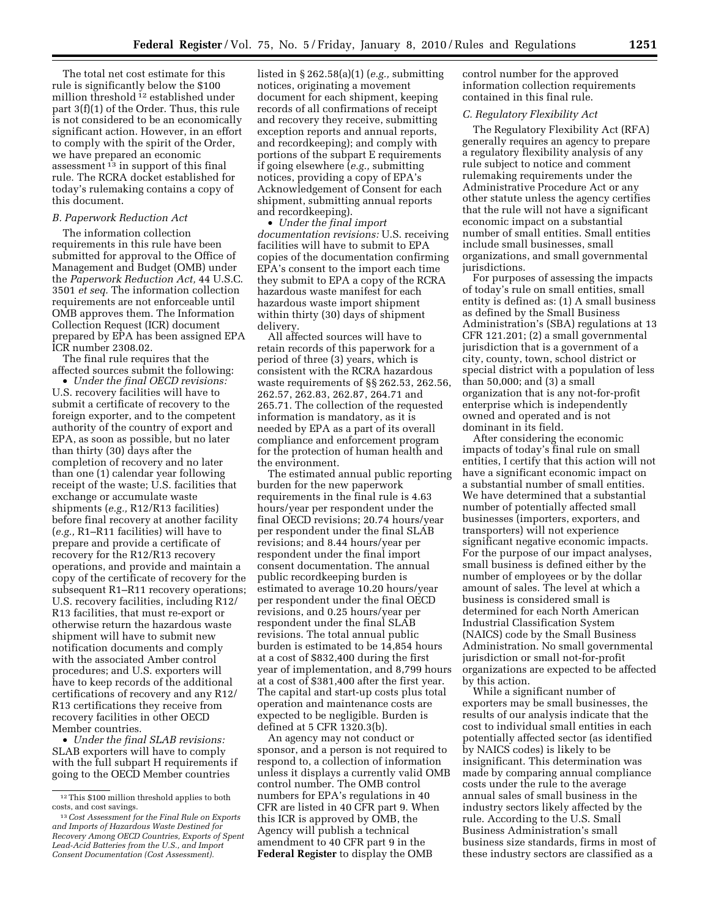The total net cost estimate for this rule is significantly below the $100 million threshold [12] established under part 3(f)(1) of the Order. Thus, this rule is not considered to be an economically significant action. However, in an effort to comply with the spirit of the Order, we have prepared an economic assessment [13] in support of this final rule. The RCRA docket established for today's rulemaking contains a copy of this document.

### *B. Paperwork Reduction Act*

The information collection requirements in this rule have been submitted for approval to the Office of Management and Budget (OMB) under the *Paperwork Reduction Act,* 44 U.S.C. 3501 *et seq.* The information collection requirements are not enforceable until OMB approves them. The Information Collection Request (ICR) document prepared by EPA has been assigned EPA ICR number 2308.02.

The final rule requires that the affected sources submit the following:

- *Under the final OECD revisions:* U.S. recovery facilities will have to submit a certificate of recovery to the foreign exporter, and to the competent authority of the country of export and EPA, as soon as possible, but no later than thirty (30) days after the completion of recovery and no later than one (1) calendar year following receipt of the waste; U.S. facilities that exchange or accumulate waste shipments (*e.g.,* R12/R13 facilities) before final recovery at another facility (*e.g.,* R1–R11 facilities) will have to prepare and provide a certificate of recovery for the R12/R13 recovery operations, and provide and maintain a copy of the certificate of recovery for the subsequent R1–R11 recovery operations; U.S. recovery facilities, including R12/R13 facilities, that must re-export or otherwise return the hazardous waste shipment will have to submit new notification documents and comply with the associated Amber control procedures; and U.S. exporters will have to keep records of the additional certifications of recovery and any R12/R13 certifications they receive from recovery facilities in other OECD Member countries.
- *Under the final SLAB revisions:* SLAB exporters will have to comply with the full subpart H requirements if going to the OECD Member countries listed in § 262.58(a)(1) (*e.g.,* submitting notices, originating a movement document for each shipment, keeping records of all confirmations of receipt and recovery they receive, submitting exception reports and annual reports, and recordkeeping); and comply with portions of the subpart E requirements if going elsewhere (*e.g.,* submitting notices, providing a copy of EPA's Acknowledgement of Consent for each shipment, submitting annual reports and recordkeeping).
- *Under the final import documentation revisions:* U.S. receiving facilities will have to submit to EPA copies of the documentation confirming EPA's consent to the import each time they submit to EPA a copy of the RCRA hazardous waste manifest for each hazardous waste import shipment within thirty (30) days of shipment delivery.

All affected sources will have to retain records of this paperwork for a period of three (3) years, which is consistent with the RCRA hazardous waste requirements of §§ 262.53, 262.56, 262.57, 262.83, 262.87, 264.71 and 265.71. The collection of the requested information is mandatory, as it is needed by EPA as a part of its overall compliance and enforcement program for the protection of human health and the environment.

The estimated annual public reporting burden for the new paperwork requirements in the final rule is 4.63 hours/year per respondent under the final OECD revisions; 20.74 hours/year per respondent under the final SLAB revisions; and 8.44 hours/year per respondent under the final import consent documentation. The annual public recordkeeping burden is estimated to average 10.20 hours/year per respondent under the final OECD revisions, and 0.25 hours/year per respondent under the final SLAB revisions. The total annual public burden is estimated to be 14,854 hours at a cost of $832,400 during the first year of implementation, and 8,799 hours at a cost of $381,400 after the first year. The capital and start-up costs plus total operation and maintenance costs are expected to be negligible. Burden is defined at 5 CFR 1320.3(b).

An agency may not conduct or sponsor, and a person is not required to respond to, a collection of information unless it displays a currently valid OMB control number. The OMB control numbers for EPA's regulations in 40 CFR are listed in 40 CFR part 9. When this ICR is approved by OMB, the Agency will publish a technical amendment to 40 CFR part 9 in the **Federal Register** to display the OMB control number for the approved information collection requirements contained in this final rule.

### *C. Regulatory Flexibility Act*

The Regulatory Flexibility Act (RFA) generally requires an agency to prepare a regulatory flexibility analysis of any rule subject to notice and comment rulemaking requirements under the Administrative Procedure Act or any other statute unless the agency certifies that the rule will not have a significant economic impact on a substantial number of small entities. Small entities include small businesses, small organizations, and small governmental jurisdictions.

For purposes of assessing the impacts of today's rule on small entities, small entity is defined as: (1) A small business as defined by the Small Business Administration's (SBA) regulations at 13 CFR 121.201; (2) a small governmental jurisdiction that is a government of a city, county, town, school district or special district with a population of less than 50,000; and (3) a small organization that is any not-for-profit enterprise which is independently owned and operated and is not dominant in its field.

After considering the economic impacts of today's final rule on small entities, I certify that this action will not have a significant economic impact on a substantial number of small entities. We have determined that a substantial number of potentially affected small businesses (importers, exporters, and transporters) will not experience significant negative economic impacts. For the purpose of our impact analyses, small business is defined either by the number of employees or by the dollar amount of sales. The level at which a business is considered small is determined for each North American Industrial Classification System (NAICS) code by the Small Business Administration. No small governmental jurisdiction or small not-for-profit organizations are expected to be affected by this action.

While a significant number of exporters may be small businesses, the results of our analysis indicate that the cost to individual small entities in each potentially affected sector (as identified by NAICS codes) is likely to be insignificant. This determination was made by comparing annual compliance costs under the rule to the average annual sales of small business in the industry sectors likely affected by the rule. According to the U.S. Small Business Administration's small business size standards, firms in most of these industry sectors are classified as a

---

[12] This $100 million threshold applies to both costs, and cost savings.

[13] *Cost Assessment for the Final Rule on Exports and Imports of Hazardous Waste Destined for Recovery Among OECD Countries, Exports of Spent Lead-Acid Batteries from the U.S., and Import Consent Documentation (Cost Assessment).*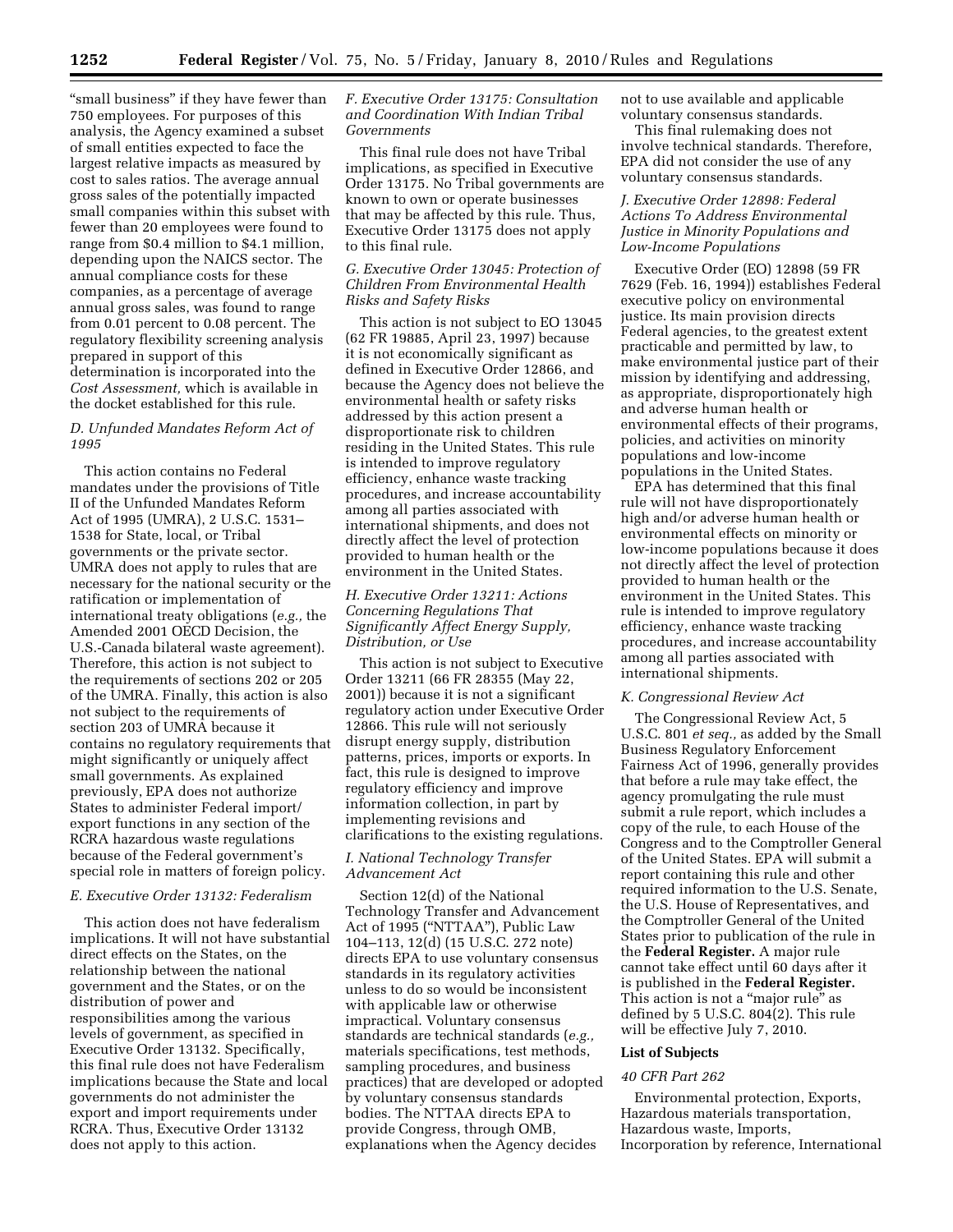"small business" if they have fewer than 750 employees. For purposes of this analysis, the Agency examined a subset of small entities expected to face the largest relative impacts as measured by cost to sales ratios. The average annual gross sales of the potentially impacted small companies within this subset with fewer than 20 employees were found to range from $0.4 million to $4.1 million, depending upon the NAICS sector. The annual compliance costs for these companies, as a percentage of average annual gross sales, was found to range from 0.01 percent to 0.08 percent. The regulatory flexibility screening analysis prepared in support of this determination is incorporated into the *Cost Assessment,* which is available in the docket established for this rule.

### *D. Unfunded Mandates Reform Act of 1995*

This action contains no Federal mandates under the provisions of Title II of the Unfunded Mandates Reform Act of 1995 (UMRA), 2 U.S.C. 1531–1538 for State, local, or Tribal governments or the private sector. UMRA does not apply to rules that are necessary for the national security or the ratification or implementation of international treaty obligations (*e.g.,* the Amended 2001 OECD Decision, the U.S.-Canada bilateral waste agreement). Therefore, this action is not subject to the requirements of sections 202 or 205 of the UMRA. Finally, this action is also not subject to the requirements of section 203 of UMRA because it contains no regulatory requirements that might significantly or uniquely affect small governments. As explained previously, EPA does not authorize States to administer Federal import/export functions in any section of the RCRA hazardous waste regulations because of the Federal government's special role in matters of foreign policy.

### *E. Executive Order 13132: Federalism*

This action does not have federalism implications. It will not have substantial direct effects on the States, on the relationship between the national government and the States, or on the distribution of power and responsibilities among the various levels of government, as specified in Executive Order 13132. Specifically, this final rule does not have Federalism implications because the State and local governments do not administer the export and import requirements under RCRA. Thus, Executive Order 13132 does not apply to this action.

### *F. Executive Order 13175: Consultation and Coordination With Indian Tribal Governments*

This final rule does not have Tribal implications, as specified in Executive Order 13175. No Tribal governments are known to own or operate businesses that may be affected by this rule. Thus, Executive Order 13175 does not apply to this final rule.

### *G. Executive Order 13045: Protection of Children From Environmental Health Risks and Safety Risks*

This action is not subject to EO 13045 (62 FR 19885, April 23, 1997) because it is not economically significant as defined in Executive Order 12866, and because the Agency does not believe the environmental health or safety risks addressed by this action present a disproportionate risk to children residing in the United States. This rule is intended to improve regulatory efficiency, enhance waste tracking procedures, and increase accountability among all parties associated with international shipments, and does not directly affect the level of protection provided to human health or the environment in the United States.

### *H. Executive Order 13211: Actions Concerning Regulations That Significantly Affect Energy Supply, Distribution, or Use*

This action is not subject to Executive Order 13211 (66 FR 28355 (May 22, 2001)) because it is not a significant regulatory action under Executive Order 12866. This rule will not seriously disrupt energy supply, distribution patterns, prices, imports or exports. In fact, this rule is designed to improve regulatory efficiency and improve information collection, in part by implementing revisions and clarifications to the existing regulations.

### *I. National Technology Transfer Advancement Act*

Section 12(d) of the National Technology Transfer and Advancement Act of 1995 ("NTTAA"), Public Law 104–113, 12(d) (15 U.S.C. 272 note) directs EPA to use voluntary consensus standards in its regulatory activities unless to do so would be inconsistent with applicable law or otherwise impractical. Voluntary consensus standards are technical standards (*e.g.,* materials specifications, test methods, sampling procedures, and business practices) that are developed or adopted by voluntary consensus standards bodies. The NTTAA directs EPA to provide Congress, through OMB, explanations when the Agency decides not to use available and applicable voluntary consensus standards.

This final rulemaking does not involve technical standards. Therefore, EPA did not consider the use of any voluntary consensus standards.

### *J. Executive Order 12898: Federal Actions To Address Environmental Justice in Minority Populations and Low-Income Populations*

Executive Order (EO) 12898 (59 FR 7629 (Feb. 16, 1994)) establishes Federal executive policy on environmental justice. Its main provision directs Federal agencies, to the greatest extent practicable and permitted by law, to make environmental justice part of their mission by identifying and addressing, as appropriate, disproportionately high and adverse human health or environmental effects of their programs, policies, and activities on minority populations and low-income populations in the United States.

EPA has determined that this final rule will not have disproportionately high and/or adverse human health or environmental effects on minority or low-income populations because it does not directly affect the level of protection provided to human health or the environment in the United States. This rule is intended to improve regulatory efficiency, enhance waste tracking procedures, and increase accountability among all parties associated with international shipments.

### *K. Congressional Review Act*

The Congressional Review Act, 5 U.S.C. 801 *et seq.,* as added by the Small Business Regulatory Enforcement Fairness Act of 1996, generally provides that before a rule may take effect, the agency promulgating the rule must submit a rule report, which includes a copy of the rule, to each House of the Congress and to the Comptroller General of the United States. EPA will submit a report containing this rule and other required information to the U.S. Senate, the U.S. House of Representatives, and the Comptroller General of the United States prior to publication of the rule in the **Federal Register.** A major rule cannot take effect until 60 days after it is published in the **Federal Register.** This action is not a "major rule" as defined by 5 U.S.C. 804(2). This rule will be effective July 7, 2010.

## List of Subjects

### *40 CFR Part 262*

Environmental protection, Exports, Hazardous materials transportation, Hazardous waste, Imports, Incorporation by reference, International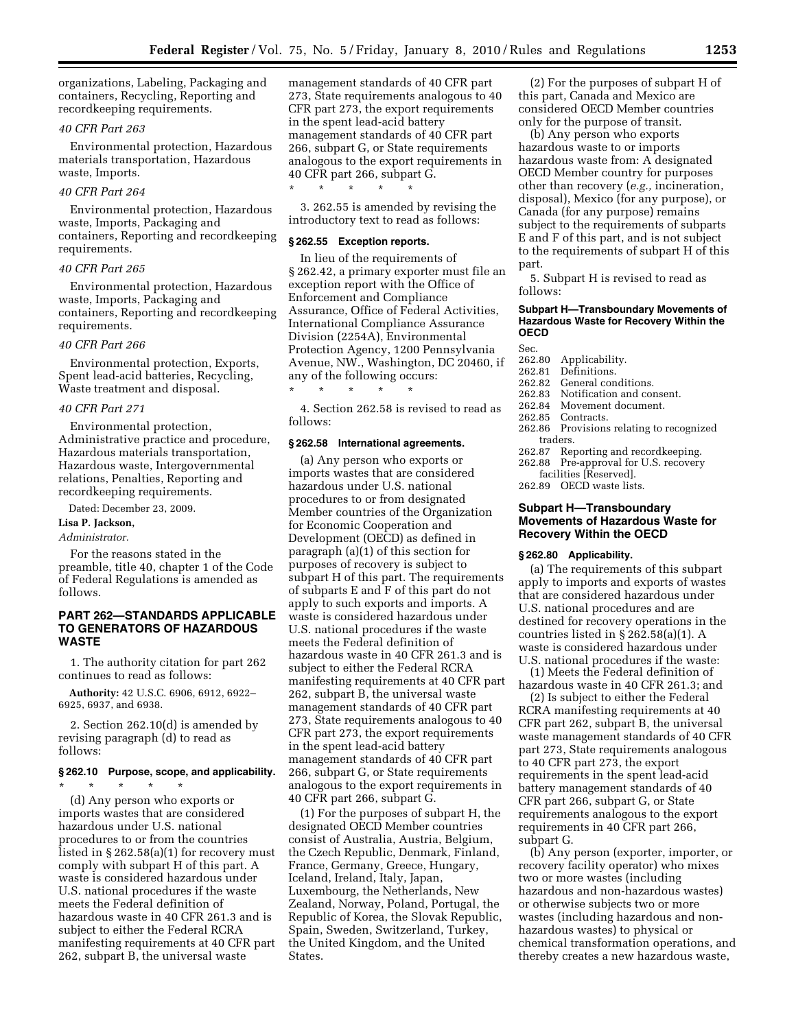organizations, Labeling, Packaging and containers, Recycling, Reporting and recordkeeping requirements.

*40 CFR Part 263*

Environmental protection, Hazardous materials transportation, Hazardous waste, Imports.

*40 CFR Part 264*

Environmental protection, Hazardous waste, Imports, Packaging and containers, Reporting and recordkeeping requirements.

*40 CFR Part 265*

Environmental protection, Hazardous waste, Imports, Packaging and containers, Reporting and recordkeeping requirements.

*40 CFR Part 266*

Environmental protection, Exports, Spent lead-acid batteries, Recycling, Waste treatment and disposal.

*40 CFR Part 271*

Environmental protection, Administrative practice and procedure, Hazardous materials transportation, Hazardous waste, Intergovernmental relations, Penalties, Reporting and recordkeeping requirements.

Dated: December 23, 2009.

**Lisa P. Jackson,**

*Administrator.*

For the reasons stated in the preamble, title 40, chapter 1 of the Code of Federal Regulations is amended as follows.

## PART 262—STANDARDS APPLICABLE TO GENERATORS OF HAZARDOUS WASTE

1. The authority citation for part 262 continues to read as follows:

**Authority:** 42 U.S.C. 6906, 6912, 6922–6925, 6937, and 6938.

2. Section 262.10(d) is amended by revising paragraph (d) to read as follows:

### § 262.10 Purpose, scope, and applicability.

\* \* \* \* \*

(d) Any person who exports or imports wastes that are considered hazardous under U.S. national procedures to or from the countries listed in § 262.58(a)(1) for recovery must comply with subpart H of this part. A waste is considered hazardous under U.S. national procedures if the waste meets the Federal definition of hazardous waste in 40 CFR 261.3 and is subject to either the Federal RCRA manifesting requirements at 40 CFR part 262, subpart B, the universal waste management standards of 40 CFR part 273, State requirements analogous to 40 CFR part 273, the export requirements in the spent lead-acid battery management standards of 40 CFR part 266, subpart G, or State requirements analogous to the export requirements in 40 CFR part 266, subpart G.

\* \* \* \* \*

3. 262.55 is amended by revising the introductory text to read as follows:

### § 262.55 Exception reports.

In lieu of the requirements of § 262.42, a primary exporter must file an exception report with the Office of Enforcement and Compliance Assurance, Office of Federal Activities, International Compliance Assurance Division (2254A), Environmental Protection Agency, 1200 Pennsylvania Avenue, NW., Washington, DC 20460, if any of the following occurs:

\* \* \* \* \*

4. Section 262.58 is revised to read as follows:

### § 262.58 International agreements.

(a) Any person who exports or imports wastes that are considered hazardous under U.S. national procedures to or from designated Member countries of the Organization for Economic Cooperation and Development (OECD) as defined in paragraph (a)(1) of this section for purposes of recovery is subject to subpart H of this part. The requirements of subparts E and F of this part do not apply to such exports and imports. A waste is considered hazardous under U.S. national procedures if the waste meets the Federal definition of hazardous waste in 40 CFR 261.3 and is subject to either the Federal RCRA manifesting requirements at 40 CFR part 262, subpart B, the universal waste management standards of 40 CFR part 273, State requirements analogous to 40 CFR part 273, the export requirements in the spent lead-acid battery management standards of 40 CFR part 266, subpart G, or State requirements analogous to the export requirements in 40 CFR part 266, subpart G.

(1) For the purposes of subpart H, the designated OECD Member countries consist of Australia, Austria, Belgium, the Czech Republic, Denmark, Finland, France, Germany, Greece, Hungary, Iceland, Ireland, Italy, Japan, Luxembourg, the Netherlands, New Zealand, Norway, Poland, Portugal, the Republic of Korea, the Slovak Republic, Spain, Sweden, Switzerland, Turkey, the United Kingdom, and the United States.

(2) For the purposes of subpart H of this part, Canada and Mexico are considered OECD Member countries only for the purpose of transit.

(b) Any person who exports hazardous waste to or imports hazardous waste from: A designated OECD Member country for purposes other than recovery (*e.g.,* incineration, disposal), Mexico (for any purpose), or Canada (for any purpose) remains subject to the requirements of subparts E and F of this part, and is not subject to the requirements of subpart H of this part.

5. Subpart H is revised to read as follows:

**Subpart H—Transboundary Movements of Hazardous Waste for Recovery Within the OECD**

Sec.
262.80 Applicability.
262.81 Definitions.
262.82 General conditions.
262.83 Notification and consent.
262.84 Movement document.
262.85 Contracts.
262.86 Provisions relating to recognized traders.
262.87 Reporting and recordkeeping.
262.88 Pre-approval for U.S. recovery facilities [Reserved].
262.89 OECD waste lists.

## Subpart H—Transboundary Movements of Hazardous Waste for Recovery Within the OECD

### § 262.80 Applicability.

(a) The requirements of this subpart apply to imports and exports of wastes that are considered hazardous under U.S. national procedures and are destined for recovery operations in the countries listed in § 262.58(a)(1). A waste is considered hazardous under U.S. national procedures if the waste:

(1) Meets the Federal definition of hazardous waste in 40 CFR 261.3; and

(2) Is subject to either the Federal RCRA manifesting requirements at 40 CFR part 262, subpart B, the universal waste management standards of 40 CFR part 273, State requirements analogous to 40 CFR part 273, the export requirements in the spent lead-acid battery management standards of 40 CFR part 266, subpart G, or State requirements analogous to the export requirements in 40 CFR part 266, subpart G.

(b) Any person (exporter, importer, or recovery facility operator) who mixes two or more wastes (including hazardous and non-hazardous wastes) or otherwise subjects two or more wastes (including hazardous and non-hazardous wastes) to physical or chemical transformation operations, and thereby creates a new hazardous waste,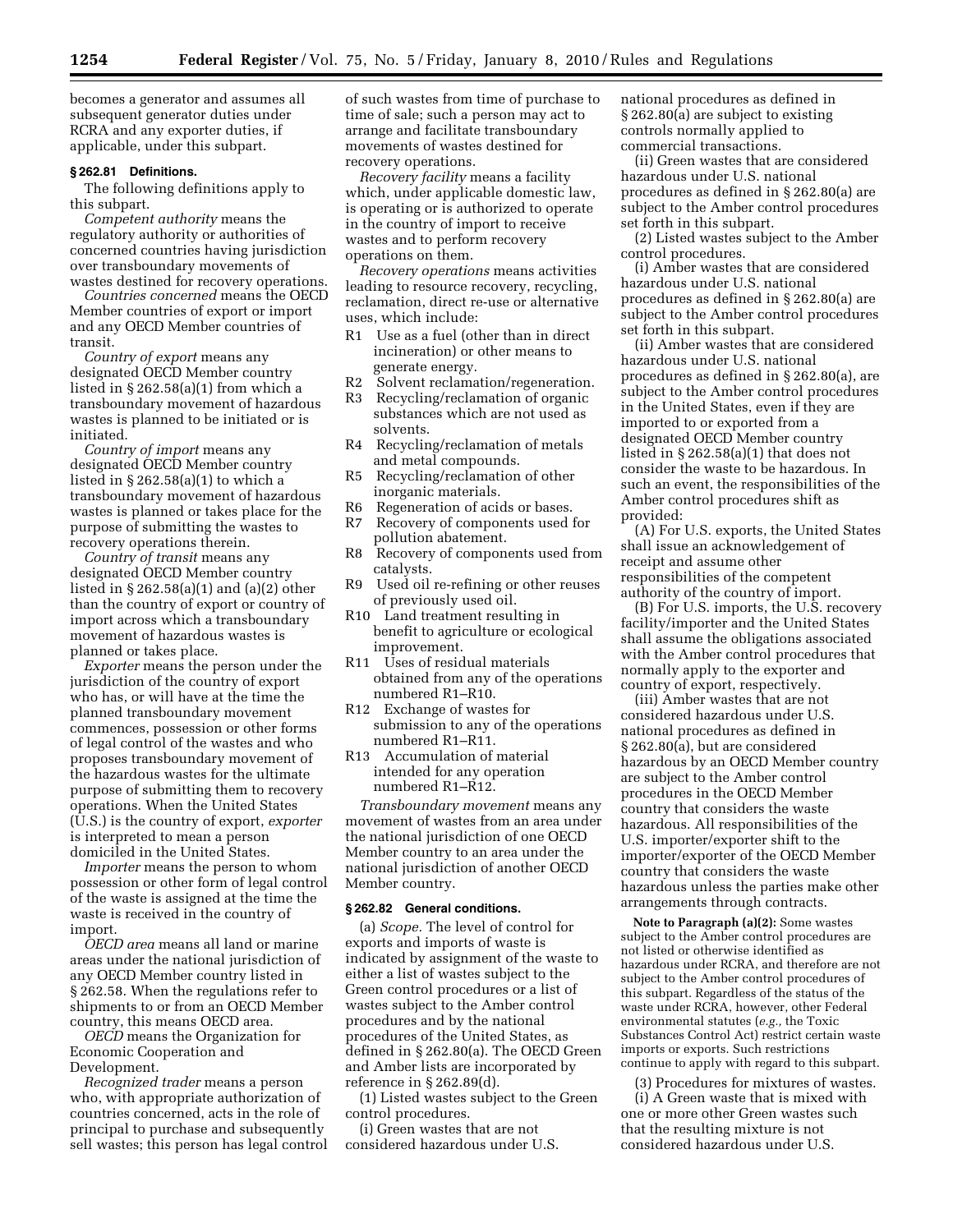becomes a generator and assumes all subsequent generator duties under RCRA and any exporter duties, if applicable, under this subpart.

### § 262.81 Definitions.

The following definitions apply to this subpart.

*Competent authority* means the regulatory authority or authorities of concerned countries having jurisdiction over transboundary movements of wastes destined for recovery operations.

*Countries concerned* means the OECD Member countries of export or import and any OECD Member countries of transit.

*Country of export* means any designated OECD Member country listed in § 262.58(a)(1) from which a transboundary movement of hazardous wastes is planned to be initiated or is initiated.

*Country of import* means any designated OECD Member country listed in § 262.58(a)(1) to which a transboundary movement of hazardous wastes is planned or takes place for the purpose of submitting the wastes to recovery operations therein.

*Country of transit* means any designated OECD Member country listed in § 262.58(a)(1) and (a)(2) other than the country of export or country of import across which a transboundary movement of hazardous wastes is planned or takes place.

*Exporter* means the person under the jurisdiction of the country of export who has, or will have at the time the planned transboundary movement commences, possession or other forms of legal control of the wastes and who proposes transboundary movement of the hazardous wastes for the ultimate purpose of submitting them to recovery operations. When the United States (U.S.) is the country of export, *exporter* is interpreted to mean a person domiciled in the United States.

*Importer* means the person to whom possession or other form of legal control of the waste is assigned at the time the waste is received in the country of import.

*OECD area* means all land or marine areas under the national jurisdiction of any OECD Member country listed in § 262.58. When the regulations refer to shipments to or from an OECD Member country, this means OECD area.

*OECD* means the Organization for Economic Cooperation and Development.

*Recognized trader* means a person who, with appropriate authorization of countries concerned, acts in the role of principal to purchase and subsequently sell wastes; this person has legal control of such wastes from time of purchase to time of sale; such a person may act to arrange and facilitate transboundary movements of wastes destined for recovery operations.

*Recovery facility* means a facility which, under applicable domestic law, is operating or is authorized to operate in the country of import to receive wastes and to perform recovery operations on them.

*Recovery operations* means activities leading to resource recovery, recycling, reclamation, direct re-use or alternative uses, which include:

R1 Use as a fuel (other than in direct incineration) or other means to generate energy.
R2 Solvent reclamation/regeneration.
R3 Recycling/reclamation of organic substances which are not used as solvents.
R4 Recycling/reclamation of metals and metal compounds.
R5 Recycling/reclamation of other inorganic materials.
R6 Regeneration of acids or bases.
R7 Recovery of components used for pollution abatement.
R8 Recovery of components used from catalysts.
R9 Used oil re-refining or other reuses of previously used oil.
R10 Land treatment resulting in benefit to agriculture or ecological improvement.
R11 Uses of residual materials obtained from any of the operations numbered R1–R10.
R12 Exchange of wastes for submission to any of the operations numbered R1–R11.
R13 Accumulation of material intended for any operation numbered R1–R12.

*Transboundary movement* means any movement of wastes from an area under the national jurisdiction of one OECD Member country to an area under the national jurisdiction of another OECD Member country.

### § 262.82 General conditions.

(a) *Scope.* The level of control for exports and imports of waste is indicated by assignment of the waste to either a list of wastes subject to the Green control procedures or a list of wastes subject to the Amber control procedures and by the national procedures of the United States, as defined in § 262.80(a). The OECD Green and Amber lists are incorporated by reference in § 262.89(d).

(1) Listed wastes subject to the Green control procedures.

(i) Green wastes that are not considered hazardous under U.S. national procedures as defined in § 262.80(a) are subject to existing controls normally applied to commercial transactions.

(ii) Green wastes that are considered hazardous under U.S. national procedures as defined in § 262.80(a) are subject to the Amber control procedures set forth in this subpart.

(2) Listed wastes subject to the Amber control procedures.

(i) Amber wastes that are considered hazardous under U.S. national procedures as defined in § 262.80(a) are subject to the Amber control procedures set forth in this subpart.

(ii) Amber wastes that are considered hazardous under U.S. national procedures as defined in § 262.80(a), are subject to the Amber control procedures in the United States, even if they are imported to or exported from a designated OECD Member country listed in § 262.58(a)(1) that does not consider the waste to be hazardous. In such an event, the responsibilities of the Amber control procedures shift as provided:

(A) For U.S. exports, the United States shall issue an acknowledgement of receipt and assume other responsibilities of the competent authority of the country of import.

(B) For U.S. imports, the U.S. recovery facility/importer and the United States shall assume the obligations associated with the Amber control procedures that normally apply to the exporter and country of export, respectively.

(iii) Amber wastes that are not considered hazardous under U.S. national procedures as defined in § 262.80(a), but are considered hazardous by an OECD Member country are subject to the Amber control procedures in the OECD Member country that considers the waste hazardous. All responsibilities of the U.S. importer/exporter shift to the importer/exporter of the OECD Member country that considers the waste hazardous unless the parties make other arrangements through contracts.

**Note to Paragraph (a)(2):** Some wastes subject to the Amber control procedures are not listed or otherwise identified as hazardous under RCRA, and therefore are not subject to the Amber control procedures of this subpart. Regardless of the status of the waste under RCRA, however, other Federal environmental statutes (*e.g.,* the Toxic Substances Control Act) restrict certain waste imports or exports. Such restrictions continue to apply with regard to this subpart.

(3) Procedures for mixtures of wastes.

(i) A Green waste that is mixed with one or more other Green wastes such that the resulting mixture is not considered hazardous under U.S.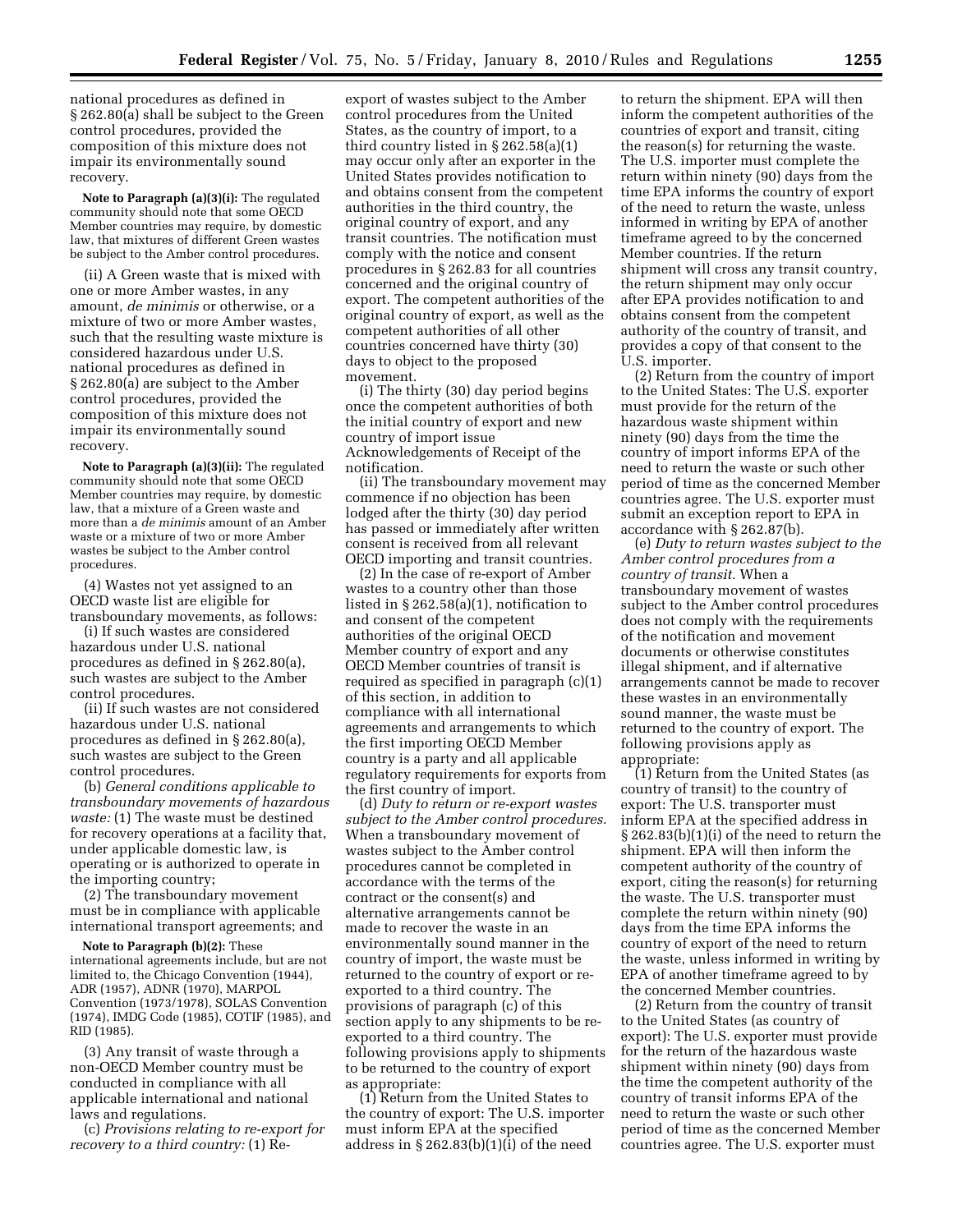national procedures as defined in § 262.80(a) shall be subject to the Green control procedures, provided the composition of this mixture does not impair its environmentally sound recovery.

**Note to Paragraph (a)(3)(i):** The regulated community should note that some OECD Member countries may require, by domestic law, that mixtures of different Green wastes be subject to the Amber control procedures.

(ii) A Green waste that is mixed with one or more Amber wastes, in any amount, *de minimis* or otherwise, or a mixture of two or more Amber wastes, such that the resulting waste mixture is considered hazardous under U.S. national procedures as defined in § 262.80(a) are subject to the Amber control procedures, provided the composition of this mixture does not impair its environmentally sound recovery.

**Note to Paragraph (a)(3)(ii):** The regulated community should note that some OECD Member countries may require, by domestic law, that a mixture of a Green waste and more than a *de minimis* amount of an Amber waste or a mixture of two or more Amber wastes be subject to the Amber control procedures.

(4) Wastes not yet assigned to an OECD waste list are eligible for transboundary movements, as follows:

(i) If such wastes are considered hazardous under U.S. national procedures as defined in § 262.80(a), such wastes are subject to the Amber control procedures.

(ii) If such wastes are not considered hazardous under U.S. national procedures as defined in § 262.80(a), such wastes are subject to the Green control procedures.

(b) *General conditions applicable to transboundary movements of hazardous waste:* (1) The waste must be destined for recovery operations at a facility that, under applicable domestic law, is operating or is authorized to operate in the importing country;

(2) The transboundary movement must be in compliance with applicable international transport agreements; and

**Note to Paragraph (b)(2):** These international agreements include, but are not limited to, the Chicago Convention (1944), ADR (1957), ADNR (1970), MARPOL Convention (1973/1978), SOLAS Convention (1974), IMDG Code (1985), COTIF (1985), and RID (1985).

(3) Any transit of waste through a non-OECD Member country must be conducted in compliance with all applicable international and national laws and regulations.

(c) *Provisions relating to re-export for recovery to a third country:* (1) Re-export of wastes subject to the Amber control procedures from the United States, as the country of import, to a third country listed in § 262.58(a)(1) may occur only after an exporter in the United States provides notification to and obtains consent from the competent authorities in the third country, the original country of export, and any transit countries. The notification must comply with the notice and consent procedures in § 262.83 for all countries concerned and the original country of export. The competent authorities of the original country of export, as well as the competent authorities of all other countries concerned have thirty (30) days to object to the proposed movement.

(i) The thirty (30) day period begins once the competent authorities of both the initial country of export and new country of import issue Acknowledgements of Receipt of the notification.

(ii) The transboundary movement may commence if no objection has been lodged after the thirty (30) day period has passed or immediately after written consent is received from all relevant OECD importing and transit countries.

(2) In the case of re-export of Amber wastes to a country other than those listed in § 262.58(a)(1), notification to and consent of the competent authorities of the original OECD Member country of export and any OECD Member countries of transit is required as specified in paragraph (c)(1) of this section, in addition to compliance with all international agreements and arrangements to which the first importing OECD Member country is a party and all applicable regulatory requirements for exports from the first country of import.

(d) *Duty to return or re-export wastes subject to the Amber control procedures.* When a transboundary movement of wastes subject to the Amber control procedures cannot be completed in accordance with the terms of the contract or the consent(s) and alternative arrangements cannot be made to recover the waste in an environmentally sound manner in the country of import, the waste must be returned to the country of export or re-exported to a third country. The provisions of paragraph (c) of this section apply to any shipments to be re-exported to a third country. The following provisions apply to shipments to be returned to the country of export as appropriate:

(1) Return from the United States to the country of export: The U.S. importer must inform EPA at the specified address in § 262.83(b)(1)(i) of the need to return the shipment. EPA will then inform the competent authorities of the countries of export and transit, citing the reason(s) for returning the waste. The U.S. importer must complete the return within ninety (90) days from the time EPA informs the country of export of the need to return the waste, unless informed in writing by EPA of another timeframe agreed to by the concerned Member countries. If the return shipment will cross any transit country, the return shipment may only occur after EPA provides notification to and obtains consent from the competent authority of the country of transit, and provides a copy of that consent to the U.S. importer.

(2) Return from the country of import to the United States: The U.S. exporter must provide for the return of the hazardous waste shipment within ninety (90) days from the time the country of import informs EPA of the need to return the waste or such other period of time as the concerned Member countries agree. The U.S. exporter must submit an exception report to EPA in accordance with § 262.87(b).

(e) *Duty to return wastes subject to the Amber control procedures from a country of transit.* When a transboundary movement of wastes subject to the Amber control procedures does not comply with the requirements of the notification and movement documents or otherwise constitutes illegal shipment, and if alternative arrangements cannot be made to recover these wastes in an environmentally sound manner, the waste must be returned to the country of export. The following provisions apply as appropriate:

(1) Return from the United States (as country of transit) to the country of export: The U.S. transporter must inform EPA at the specified address in § 262.83(b)(1)(i) of the need to return the shipment. EPA will then inform the competent authority of the country of export, citing the reason(s) for returning the waste. The U.S. transporter must complete the return within ninety (90) days from the time EPA informs the country of export of the need to return the waste, unless informed in writing by EPA of another timeframe agreed to by the concerned Member countries.

(2) Return from the country of transit to the United States (as country of export): The U.S. exporter must provide for the return of the hazardous waste shipment within ninety (90) days from the time the competent authority of the country of transit informs EPA of the need to return the waste or such other period of time as the concerned Member countries agree. The U.S. exporter must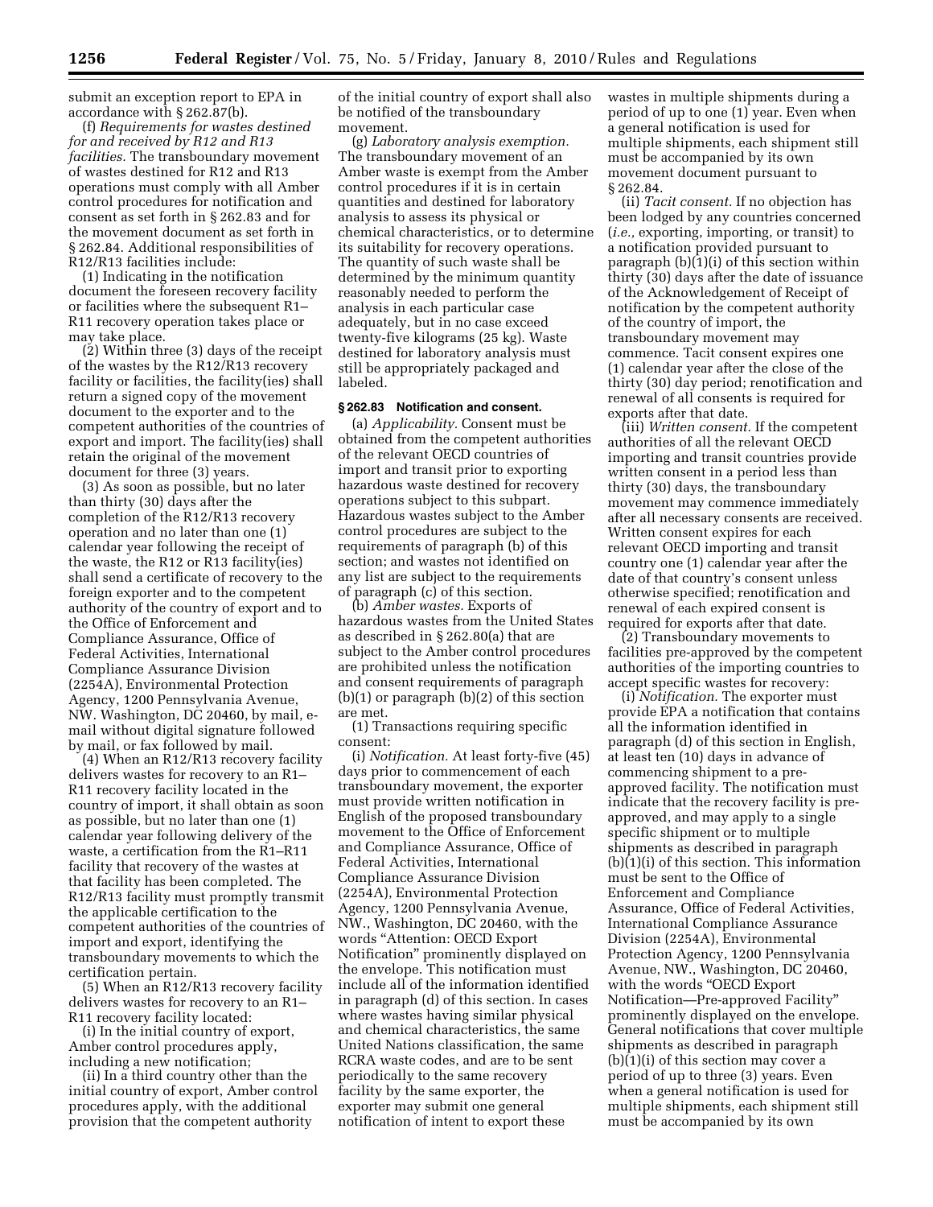submit an exception report to EPA in accordance with § 262.87(b).

(f) *Requirements for wastes destined for and received by R12 and R13 facilities.* The transboundary movement of wastes destined for R12 and R13 operations must comply with all Amber control procedures for notification and consent as set forth in § 262.83 and for the movement document as set forth in § 262.84. Additional responsibilities of R12/R13 facilities include:

(1) Indicating in the notification document the foreseen recovery facility or facilities where the subsequent R1–R11 recovery operation takes place or may take place.

(2) Within three (3) days of the receipt of the wastes by the R12/R13 recovery facility or facilities, the facility(ies) shall return a signed copy of the movement document to the exporter and to the competent authorities of the countries of export and import. The facility(ies) shall retain the original of the movement document for three (3) years.

(3) As soon as possible, but no later than thirty (30) days after the completion of the R12/R13 recovery operation and no later than one (1) calendar year following the receipt of the waste, the R12 or R13 facility(ies) shall send a certificate of recovery to the foreign exporter and to the competent authority of the country of export and to the Office of Enforcement and Compliance Assurance, Office of Federal Activities, International Compliance Assurance Division (2254A), Environmental Protection Agency, 1200 Pennsylvania Avenue, NW. Washington, DC 20460, by mail, e-mail without digital signature followed by mail, or fax followed by mail.

(4) When an R12/R13 recovery facility delivers wastes for recovery to an R1–R11 recovery facility located in the country of import, it shall obtain as soon as possible, but no later than one (1) calendar year following delivery of the waste, a certification from the R1–R11 facility that recovery of the wastes at that facility has been completed. The R12/R13 facility must promptly transmit the applicable certification to the competent authorities of the countries of import and export, identifying the transboundary movements to which the certification pertain.

(5) When an R12/R13 recovery facility delivers wastes for recovery to an R1–R11 recovery facility located:

(i) In the initial country of export, Amber control procedures apply, including a new notification;

(ii) In a third country other than the initial country of export, Amber control procedures apply, with the additional provision that the competent authority of the initial country of export shall also be notified of the transboundary movement.

(g) *Laboratory analysis exemption.* The transboundary movement of an Amber waste is exempt from the Amber control procedures if it is in certain quantities and destined for laboratory analysis to assess its physical or chemical characteristics, or to determine its suitability for recovery operations. The quantity of such waste shall be determined by the minimum quantity reasonably needed to perform the analysis in each particular case adequately, but in no case exceed twenty-five kilograms (25 kg). Waste destined for laboratory analysis must still be appropriately packaged and labeled.

### § 262.83 Notification and consent.

(a) *Applicability.* Consent must be obtained from the competent authorities of the relevant OECD countries of import and transit prior to exporting hazardous waste destined for recovery operations subject to this subpart. Hazardous wastes subject to the Amber control procedures are subject to the requirements of paragraph (b) of this section; and wastes not identified on any list are subject to the requirements of paragraph (c) of this section.

(b) *Amber wastes.* Exports of hazardous wastes from the United States as described in § 262.80(a) that are subject to the Amber control procedures are prohibited unless the notification and consent requirements of paragraph (b)(1) or paragraph (b)(2) of this section are met.

(1) Transactions requiring specific consent:

(i) *Notification.* At least forty-five (45) days prior to commencement of each transboundary movement, the exporter must provide written notification in English of the proposed transboundary movement to the Office of Enforcement and Compliance Assurance, Office of Federal Activities, International Compliance Assurance Division (2254A), Environmental Protection Agency, 1200 Pennsylvania Avenue, NW., Washington, DC 20460, with the words "Attention: OECD Export Notification" prominently displayed on the envelope. This notification must include all of the information identified in paragraph (d) of this section. In cases where wastes having similar physical and chemical characteristics, the same United Nations classification, the same RCRA waste codes, and are to be sent periodically to the same recovery facility by the same exporter, the exporter may submit one general notification of intent to export these wastes in multiple shipments during a period of up to one (1) year. Even when a general notification is used for multiple shipments, each shipment still must be accompanied by its own movement document pursuant to § 262.84.

(ii) *Tacit consent.* If no objection has been lodged by any countries concerned (*i.e.,* exporting, importing, or transit) to a notification provided pursuant to paragraph (b)(1)(i) of this section within thirty (30) days after the date of issuance of the Acknowledgement of Receipt of notification by the competent authority of the country of import, the transboundary movement may commence. Tacit consent expires one (1) calendar year after the close of the thirty (30) day period; renotification and renewal of all consents is required for exports after that date.

(iii) *Written consent.* If the competent authorities of all the relevant OECD importing and transit countries provide written consent in a period less than thirty (30) days, the transboundary movement may commence immediately after all necessary consents are received. Written consent expires for each relevant OECD importing and transit country one (1) calendar year after the date of that country's consent unless otherwise specified; renotification and renewal of each expired consent is required for exports after that date.

(2) Transboundary movements to facilities pre-approved by the competent authorities of the importing countries to accept specific wastes for recovery:

(i) *Notification.* The exporter must provide EPA a notification that contains all the information identified in paragraph (d) of this section in English, at least ten (10) days in advance of commencing shipment to a pre-approved facility. The notification must indicate that the recovery facility is pre-approved, and may apply to a single specific shipment or to multiple shipments as described in paragraph (b)(1)(i) of this section. This information must be sent to the Office of Enforcement and Compliance Assurance, Office of Federal Activities, International Compliance Assurance Division (2254A), Environmental Protection Agency, 1200 Pennsylvania Avenue, NW., Washington, DC 20460, with the words "OECD Export Notification—Pre-approved Facility" prominently displayed on the envelope. General notifications that cover multiple shipments as described in paragraph (b)(1)(i) of this section may cover a period of up to three (3) years. Even when a general notification is used for multiple shipments, each shipment still must be accompanied by its own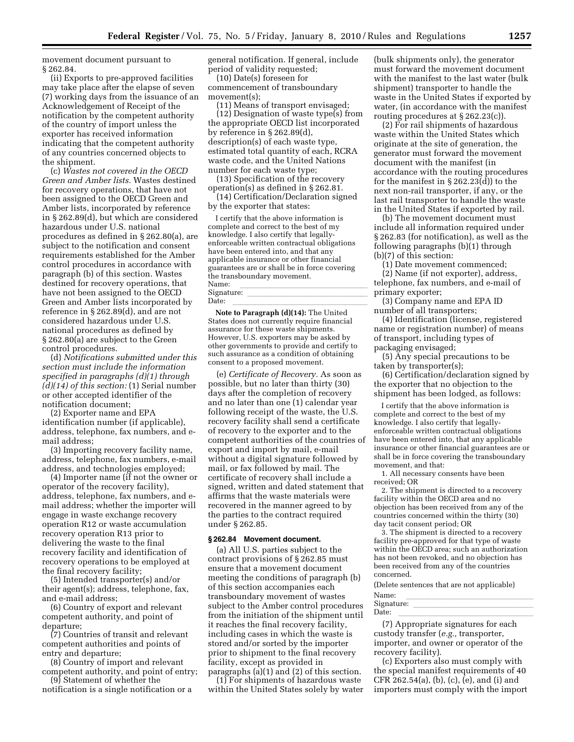movement document pursuant to § 262.84.

(ii) Exports to pre-approved facilities may take place after the elapse of seven (7) working days from the issuance of an Acknowledgement of Receipt of the notification by the competent authority of the country of import unless the exporter has received information indicating that the competent authority of any countries concerned objects to the shipment.

(c) *Wastes not covered in the OECD Green and Amber lists.* Wastes destined for recovery operations, that have not been assigned to the OECD Green and Amber lists, incorporated by reference in § 262.89(d), but which are considered hazardous under U.S. national procedures as defined in § 262.80(a), are subject to the notification and consent requirements established for the Amber control procedures in accordance with paragraph (b) of this section. Wastes destined for recovery operations, that have not been assigned to the OECD Green and Amber lists incorporated by reference in § 262.89(d), and are not considered hazardous under U.S. national procedures as defined by § 262.80(a) are subject to the Green control procedures.

(d) *Notifications submitted under this section must include the information specified in paragraphs (d)(1) through (d)(14) of this section:* (1) Serial number or other accepted identifier of the notification document;

(2) Exporter name and EPA identification number (if applicable), address, telephone, fax numbers, and e-mail address;

(3) Importing recovery facility name, address, telephone, fax numbers, e-mail address, and technologies employed;

(4) Importer name (if not the owner or operator of the recovery facility), address, telephone, fax numbers, and e-mail address; whether the importer will engage in waste exchange recovery operation R12 or waste accumulation recovery operation R13 prior to delivering the waste to the final recovery facility and identification of recovery operations to be employed at the final recovery facility;

(5) Intended transporter(s) and/or their agent(s); address, telephone, fax, and e-mail address;

(6) Country of export and relevant competent authority, and point of departure;

(7) Countries of transit and relevant competent authorities and points of entry and departure;

(8) Country of import and relevant competent authority, and point of entry;

(9) Statement of whether the notification is a single notification or a general notification. If general, include period of validity requested;

(10) Date(s) foreseen for commencement of transboundary movement(s);

(11) Means of transport envisaged;

(12) Designation of waste type(s) from the appropriate OECD list incorporated by reference in § 262.89(d), description(s) of each waste type, estimated total quantity of each, RCRA waste code, and the United Nations number for each waste type;

(13) Specification of the recovery operation(s) as defined in § 262.81.

(14) Certification/Declaration signed by the exporter that states:

I certify that the above information is complete and correct to the best of my knowledge. I also certify that legally-enforceable written contractual obligations have been entered into, and that any applicable insurance or other financial guarantees are or shall be in force covering the transboundary movement.

Name: \_\_\_\_\_\_\_\_\_\_\_\_\_\_\_\_\_\_\_\_

Signature: \_\_\_\_\_\_\_\_\_\_\_\_\_\_\_\_\_\_\_\_

Date: \_\_\_\_\_\_\_\_\_\_\_\_\_\_\_\_\_\_\_\_

**Note to Paragraph (d)(14):** The United States does not currently require financial assurance for these waste shipments. However, U.S. exporters may be asked by other governments to provide and certify to such assurance as a condition of obtaining consent to a proposed movement.

(e) *Certificate of Recovery.* As soon as possible, but no later than thirty (30) days after the completion of recovery and no later than one (1) calendar year following receipt of the waste, the U.S. recovery facility shall send a certificate of recovery to the exporter and to the competent authorities of the countries of export and import by mail, e-mail without a digital signature followed by mail, or fax followed by mail. The certificate of recovery shall include a signed, written and dated statement that affirms that the waste materials were recovered in the manner agreed to by the parties to the contract required under § 262.85.

### § 262.84 Movement document.

(a) All U.S. parties subject to the contract provisions of § 262.85 must ensure that a movement document meeting the conditions of paragraph (b) of this section accompanies each transboundary movement of wastes subject to the Amber control procedures from the initiation of the shipment until it reaches the final recovery facility, including cases in which the waste is stored and/or sorted by the importer prior to shipment to the final recovery facility, except as provided in paragraphs (a)(1) and (2) of this section.

(1) For shipments of hazardous waste within the United States solely by water (bulk shipments only), the generator must forward the movement document with the manifest to the last water (bulk shipment) transporter to handle the waste in the United States if exported by water, (in accordance with the manifest routing procedures at § 262.23(c)).

(2) For rail shipments of hazardous waste within the United States which originate at the site of generation, the generator must forward the movement document with the manifest (in accordance with the routing procedures for the manifest in § 262.23(d)) to the next non-rail transporter, if any, or the last rail transporter to handle the waste in the United States if exported by rail.

(b) The movement document must include all information required under § 262.83 (for notification), as well as the following paragraphs (b)(1) through (b)(7) of this section:

(1) Date movement commenced;

(2) Name (if not exporter), address, telephone, fax numbers, and e-mail of primary exporter;

(3) Company name and EPA ID number of all transporters;

(4) Identification (license, registered name or registration number) of means of transport, including types of packaging envisaged;

(5) Any special precautions to be taken by transporter(s);

(6) Certification/declaration signed by the exporter that no objection to the shipment has been lodged, as follows:

I certify that the above information is complete and correct to the best of my knowledge. I also certify that legally-enforceable written contractual obligations have been entered into, that any applicable insurance or other financial guarantees are or shall be in force covering the transboundary movement, and that:

1. All necessary consents have been received; OR

2. The shipment is directed to a recovery facility within the OECD area and no objection has been received from any of the countries concerned within the thirty (30) day tacit consent period; OR

3. The shipment is directed to a recovery facility pre-approved for that type of waste within the OECD area; such an authorization has not been revoked, and no objection has been received from any of the countries concerned.

(Delete sentences that are not applicable)

Name: \_\_\_\_\_\_\_\_\_\_\_\_\_\_\_\_\_\_\_\_

Signature: \_\_\_\_\_\_\_\_\_\_\_\_\_\_\_\_\_\_\_\_

Date: \_\_\_\_\_\_\_\_\_\_\_\_\_\_\_\_\_\_\_\_

(7) Appropriate signatures for each custody transfer (*e.g.,* transporter, importer, and owner or operator of the recovery facility).

(c) Exporters also must comply with the special manifest requirements of 40 CFR 262.54(a), (b), (c), (e), and (i) and importers must comply with the import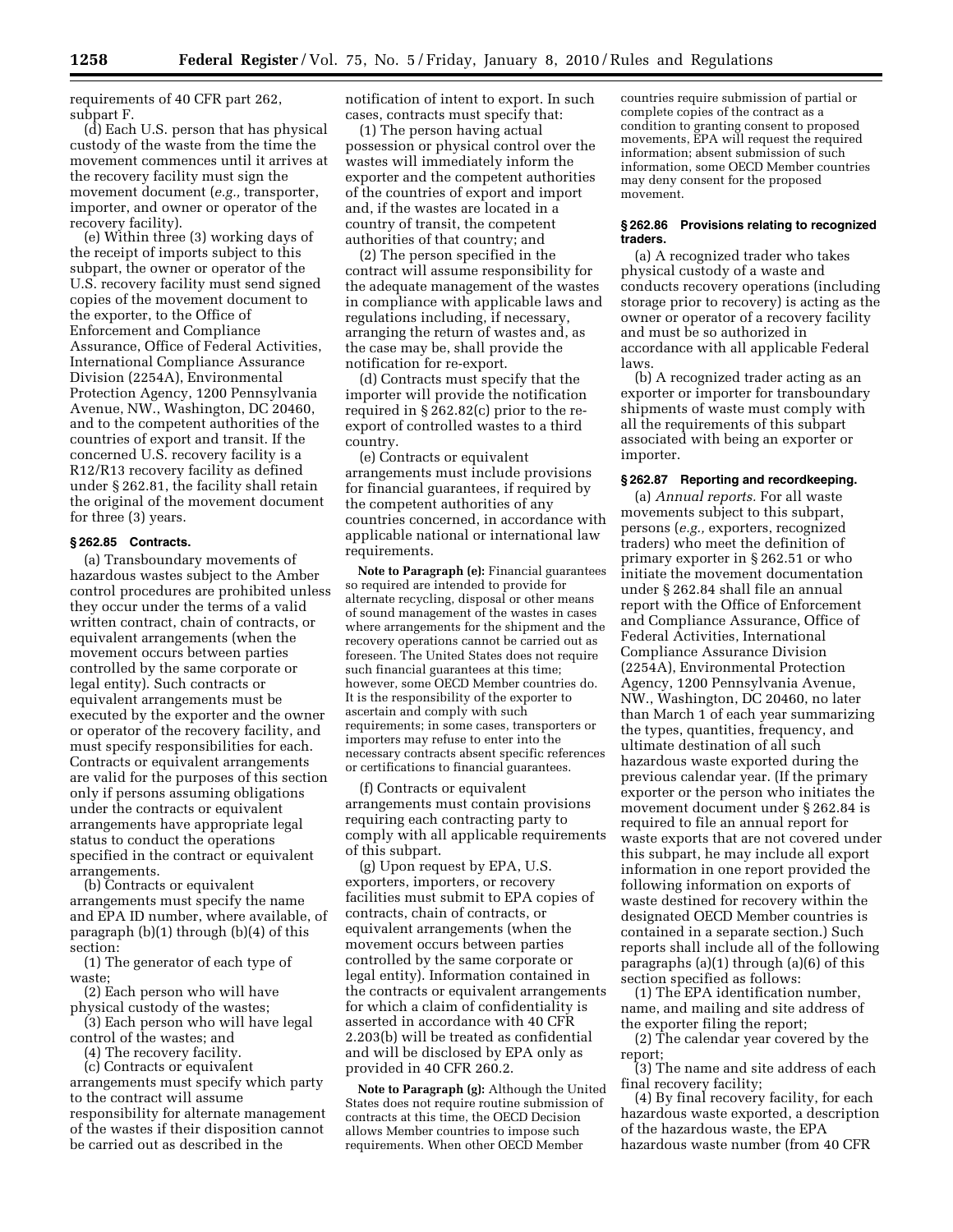requirements of 40 CFR part 262, subpart F.

(d) Each U.S. person that has physical custody of the waste from the time the movement commences until it arrives at the recovery facility must sign the movement document (*e.g.,* transporter, importer, and owner or operator of the recovery facility).

(e) Within three (3) working days of the receipt of imports subject to this subpart, the owner or operator of the U.S. recovery facility must send signed copies of the movement document to the exporter, to the Office of Enforcement and Compliance Assurance, Office of Federal Activities, International Compliance Assurance Division (2254A), Environmental Protection Agency, 1200 Pennsylvania Avenue, NW., Washington, DC 20460, and to the competent authorities of the countries of export and transit. If the concerned U.S. recovery facility is a R12/R13 recovery facility as defined under § 262.81, the facility shall retain the original of the movement document for three (3) years.

#### § 262.85 Contracts.

(a) Transboundary movements of hazardous wastes subject to the Amber control procedures are prohibited unless they occur under the terms of a valid written contract, chain of contracts, or equivalent arrangements (when the movement occurs between parties controlled by the same corporate or legal entity). Such contracts or equivalent arrangements must be executed by the exporter and the owner or operator of the recovery facility, and must specify responsibilities for each. Contracts or equivalent arrangements are valid for the purposes of this section only if persons assuming obligations under the contracts or equivalent arrangements have appropriate legal status to conduct the operations specified in the contract or equivalent arrangements.

(b) Contracts or equivalent arrangements must specify the name and EPA ID number, where available, of paragraph (b)(1) through (b)(4) of this section:

(1) The generator of each type of waste;

(2) Each person who will have physical custody of the wastes;

(3) Each person who will have legal control of the wastes; and

(4) The recovery facility.

(c) Contracts or equivalent arrangements must specify which party to the contract will assume responsibility for alternate management of the wastes if their disposition cannot be carried out as described in the notification of intent to export. In such cases, contracts must specify that:

(1) The person having actual possession or physical control over the wastes will immediately inform the exporter and the competent authorities of the countries of export and import and, if the wastes are located in a country of transit, the competent authorities of that country; and

(2) The person specified in the contract will assume responsibility for the adequate management of the wastes in compliance with applicable laws and regulations including, if necessary, arranging the return of wastes and, as the case may be, shall provide the notification for re-export.

(d) Contracts must specify that the importer will provide the notification required in § 262.82(c) prior to the re-export of controlled wastes to a third country.

(e) Contracts or equivalent arrangements must include provisions for financial guarantees, if required by the competent authorities of any countries concerned, in accordance with applicable national or international law requirements.

**Note to Paragraph (e):** Financial guarantees so required are intended to provide for alternate recycling, disposal or other means of sound management of the wastes in cases where arrangements for the shipment and the recovery operations cannot be carried out as foreseen. The United States does not require such financial guarantees at this time; however, some OECD Member countries do. It is the responsibility of the exporter to ascertain and comply with such requirements; in some cases, transporters or importers may refuse to enter into the necessary contracts absent specific references or certifications to financial guarantees.

(f) Contracts or equivalent arrangements must contain provisions requiring each contracting party to comply with all applicable requirements of this subpart.

(g) Upon request by EPA, U.S. exporters, importers, or recovery facilities must submit to EPA copies of contracts, chain of contracts, or equivalent arrangements (when the movement occurs between parties controlled by the same corporate or legal entity). Information contained in the contracts or equivalent arrangements for which a claim of confidentiality is asserted in accordance with 40 CFR 2.203(b) will be treated as confidential and will be disclosed by EPA only as provided in 40 CFR 260.2.

**Note to Paragraph (g):** Although the United States does not require routine submission of contracts at this time, the OECD Decision allows Member countries to impose such requirements. When other OECD Member countries require submission of partial or complete copies of the contract as a condition to granting consent to proposed movements, EPA will request the required information; absent submission of such information, some OECD Member countries may deny consent for the proposed movement.

#### § 262.86 Provisions relating to recognized traders.

(a) A recognized trader who takes physical custody of a waste and conducts recovery operations (including storage prior to recovery) is acting as the owner or operator of a recovery facility and must be so authorized in accordance with all applicable Federal laws.

(b) A recognized trader acting as an exporter or importer for transboundary shipments of waste must comply with all the requirements of this subpart associated with being an exporter or importer.

#### § 262.87 Reporting and recordkeeping.

(a) *Annual reports.* For all waste movements subject to this subpart, persons (*e.g.,* exporters, recognized traders) who meet the definition of primary exporter in § 262.51 or who initiate the movement documentation under § 262.84 shall file an annual report with the Office of Enforcement and Compliance Assurance, Office of Federal Activities, International Compliance Assurance Division (2254A), Environmental Protection Agency, 1200 Pennsylvania Avenue, NW., Washington, DC 20460, no later than March 1 of each year summarizing the types, quantities, frequency, and ultimate destination of all such hazardous waste exported during the previous calendar year. (If the primary exporter or the person who initiates the movement document under § 262.84 is required to file an annual report for waste exports that are not covered under this subpart, he may include all export information in one report provided the following information on exports of waste destined for recovery within the designated OECD Member countries is contained in a separate section.) Such reports shall include all of the following paragraphs (a)(1) through (a)(6) of this section specified as follows:

(1) The EPA identification number, name, and mailing and site address of the exporter filing the report;

(2) The calendar year covered by the report;

(3) The name and site address of each final recovery facility;

(4) By final recovery facility, for each hazardous waste exported, a description of the hazardous waste, the EPA hazardous waste number (from 40 CFR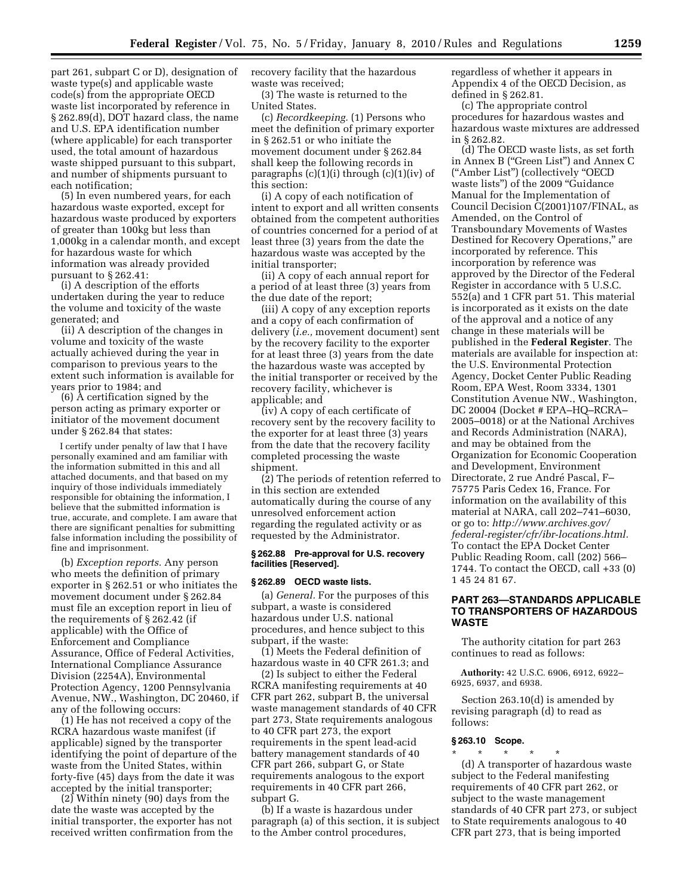part 261, subpart C or D), designation of waste type(s) and applicable waste code(s) from the appropriate OECD waste list incorporated by reference in § 262.89(d), DOT hazard class, the name and U.S. EPA identification number (where applicable) for each transporter used, the total amount of hazardous waste shipped pursuant to this subpart, and number of shipments pursuant to each notification;

(5) In even numbered years, for each hazardous waste exported, except for hazardous waste produced by exporters of greater than 100kg but less than 1,000kg in a calendar month, and except for hazardous waste for which information was already provided pursuant to § 262.41:

(i) A description of the efforts undertaken during the year to reduce the volume and toxicity of the waste generated; and

(ii) A description of the changes in volume and toxicity of the waste actually achieved during the year in comparison to previous years to the extent such information is available for years prior to 1984; and

(6) A certification signed by the person acting as primary exporter or initiator of the movement document under § 262.84 that states:

I certify under penalty of law that I have personally examined and am familiar with the information submitted in this and all attached documents, and that based on my inquiry of those individuals immediately responsible for obtaining the information, I believe that the submitted information is true, accurate, and complete. I am aware that there are significant penalties for submitting false information including the possibility of fine and imprisonment.

(b) *Exception reports.* Any person who meets the definition of primary exporter in § 262.51 or who initiates the movement document under § 262.84 must file an exception report in lieu of the requirements of § 262.42 (if applicable) with the Office of Enforcement and Compliance Assurance, Office of Federal Activities, International Compliance Assurance Division (2254A), Environmental Protection Agency, 1200 Pennsylvania Avenue, NW., Washington, DC 20460, if any of the following occurs:

(1) He has not received a copy of the RCRA hazardous waste manifest (if applicable) signed by the transporter identifying the point of departure of the waste from the United States, within forty-five (45) days from the date it was accepted by the initial transporter;

(2) Within ninety (90) days from the date the waste was accepted by the initial transporter, the exporter has not received written confirmation from the recovery facility that the hazardous waste was received;

(3) The waste is returned to the United States.

(c) *Recordkeeping.* (1) Persons who meet the definition of primary exporter in § 262.51 or who initiate the movement document under § 262.84 shall keep the following records in paragraphs (c)(1)(i) through (c)(1)(iv) of this section:

(i) A copy of each notification of intent to export and all written consents obtained from the competent authorities of countries concerned for a period of at least three (3) years from the date the hazardous waste was accepted by the initial transporter;

(ii) A copy of each annual report for a period of at least three (3) years from the due date of the report;

(iii) A copy of any exception reports and a copy of each confirmation of delivery (*i.e.,* movement document) sent by the recovery facility to the exporter for at least three (3) years from the date the hazardous waste was accepted by the initial transporter or received by the recovery facility, whichever is applicable; and

(iv) A copy of each certificate of recovery sent by the recovery facility to the exporter for at least three (3) years from the date that the recovery facility completed processing the waste shipment.

(2) The periods of retention referred to in this section are extended automatically during the course of any unresolved enforcement action regarding the regulated activity or as requested by the Administrator.

#### § 262.88 Pre-approval for U.S. recovery facilities [Reserved].

#### § 262.89 OECD waste lists.

(a) *General.* For the purposes of this subpart, a waste is considered hazardous under U.S. national procedures, and hence subject to this subpart, if the waste:

(1) Meets the Federal definition of hazardous waste in 40 CFR 261.3; and

(2) Is subject to either the Federal RCRA manifesting requirements at 40 CFR part 262, subpart B, the universal waste management standards of 40 CFR part 273, State requirements analogous to 40 CFR part 273, the export requirements in the spent lead-acid battery management standards of 40 CFR part 266, subpart G, or State requirements analogous to the export requirements in 40 CFR part 266, subpart G.

(b) If a waste is hazardous under paragraph (a) of this section, it is subject to the Amber control procedures, regardless of whether it appears in Appendix 4 of the OECD Decision, as defined in § 262.81.

(c) The appropriate control procedures for hazardous wastes and hazardous waste mixtures are addressed in § 262.82.

(d) The OECD waste lists, as set forth in Annex B ("Green List") and Annex C ("Amber List") (collectively "OECD waste lists") of the 2009 "Guidance Manual for the Implementation of Council Decision C(2001)107/FINAL, as Amended, on the Control of Transboundary Movements of Wastes Destined for Recovery Operations," are incorporated by reference. This incorporation by reference was approved by the Director of the Federal Register in accordance with 5 U.S.C. 552(a) and 1 CFR part 51. This material is incorporated as it exists on the date of the approval and a notice of any change in these materials will be published in the **Federal Register**. The materials are available for inspection at: the U.S. Environmental Protection Agency, Docket Center Public Reading Room, EPA West, Room 3334, 1301 Constitution Avenue NW., Washington, DC 20004 (Docket # EPA–HQ–RCRA–2005–0018) or at the National Archives and Records Administration (NARA), and may be obtained from the Organization for Economic Cooperation and Development, Environment Directorate, 2 rue André Pascal, F–75775 Paris Cedex 16, France. For information on the availability of this material at NARA, call 202–741–6030, or go to: *http://www.archives.gov/federal-register/cfr/ibr-locations.html.* To contact the EPA Docket Center Public Reading Room, call (202) 566–1744. To contact the OECD, call +33 (0) 1 45 24 81 67.

## PART 263—STANDARDS APPLICABLE TO TRANSPORTERS OF HAZARDOUS WASTE

The authority citation for part 263 continues to read as follows:

**Authority:** 42 U.S.C. 6906, 6912, 6922–6925, 6937, and 6938.

Section 263.10(d) is amended by revising paragraph (d) to read as follows:

#### § 263.10 Scope.

\* \* \* \* \*

(d) A transporter of hazardous waste subject to the Federal manifesting requirements of 40 CFR part 262, or subject to the waste management standards of 40 CFR part 273, or subject to State requirements analogous to 40 CFR part 273, that is being imported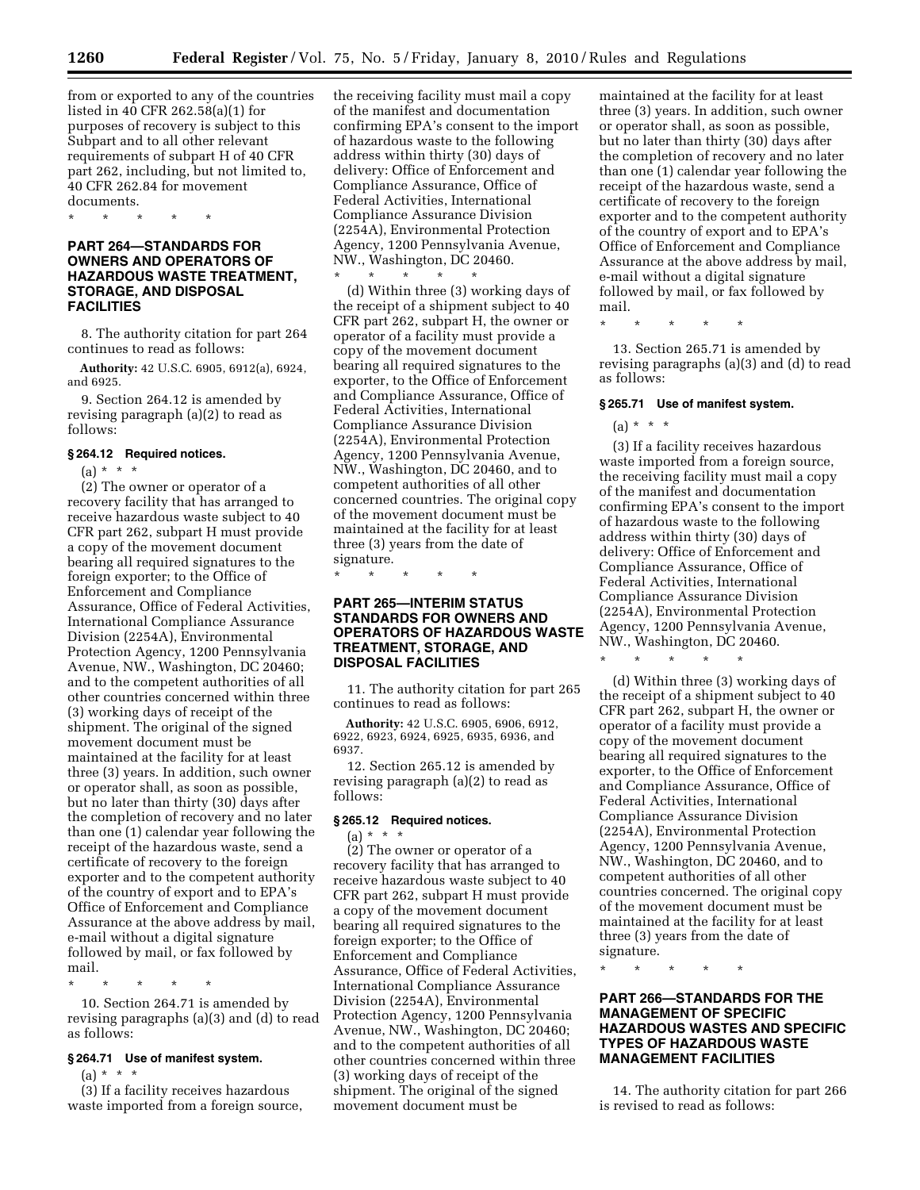from or exported to any of the countries listed in 40 CFR 262.58(a)(1) for purposes of recovery is subject to this Subpart and to all other relevant requirements of subpart H of 40 CFR part 262, including, but not limited to, 40 CFR 262.84 for movement documents.

\* \* \* \* \*

## PART 264—STANDARDS FOR OWNERS AND OPERATORS OF HAZARDOUS WASTE TREATMENT, STORAGE, AND DISPOSAL FACILITIES

8. The authority citation for part 264 continues to read as follows:

**Authority:** 42 U.S.C. 6905, 6912(a), 6924, and 6925.

9. Section 264.12 is amended by revising paragraph (a)(2) to read as follows:

### § 264.12 Required notices.

(a) \* \* \*

(2) The owner or operator of a recovery facility that has arranged to receive hazardous waste subject to 40 CFR part 262, subpart H must provide a copy of the movement document bearing all required signatures to the foreign exporter; to the Office of Enforcement and Compliance Assurance, Office of Federal Activities, International Compliance Assurance Division (2254A), Environmental Protection Agency, 1200 Pennsylvania Avenue, NW., Washington, DC 20460; and to the competent authorities of all other countries concerned within three (3) working days of receipt of the shipment. The original of the signed movement document must be maintained at the facility for at least three (3) years. In addition, such owner or operator shall, as soon as possible, but no later than thirty (30) days after the completion of recovery and no later than one (1) calendar year following the receipt of the hazardous waste, send a certificate of recovery to the foreign exporter and to the competent authority of the country of export and to EPA's Office of Enforcement and Compliance Assurance at the above address by mail, e-mail without a digital signature followed by mail, or fax followed by mail.

\* \* \* \* \*

10. Section 264.71 is amended by revising paragraphs (a)(3) and (d) to read as follows:

### § 264.71 Use of manifest system.

(a) \* \* \*

(3) If a facility receives hazardous waste imported from a foreign source, the receiving facility must mail a copy of the manifest and documentation confirming EPA's consent to the import of hazardous waste to the following address within thirty (30) days of delivery: Office of Enforcement and Compliance Assurance, Office of Federal Activities, International Compliance Assurance Division (2254A), Environmental Protection Agency, 1200 Pennsylvania Avenue, NW., Washington, DC 20460.

\* \* \* \* \*

(d) Within three (3) working days of the receipt of a shipment subject to 40 CFR part 262, subpart H, the owner or operator of a facility must provide a copy of the movement document bearing all required signatures to the exporter, to the Office of Enforcement and Compliance Assurance, Office of Federal Activities, International Compliance Assurance Division (2254A), Environmental Protection Agency, 1200 Pennsylvania Avenue, NW., Washington, DC 20460, and to competent authorities of all other concerned countries. The original copy of the movement document must be maintained at the facility for at least three (3) years from the date of signature.

\* \* \* \* \*

## PART 265—INTERIM STATUS STANDARDS FOR OWNERS AND OPERATORS OF HAZARDOUS WASTE TREATMENT, STORAGE, AND DISPOSAL FACILITIES

11. The authority citation for part 265 continues to read as follows:

**Authority:** 42 U.S.C. 6905, 6906, 6912, 6922, 6923, 6924, 6925, 6935, 6936, and 6937.

12. Section 265.12 is amended by revising paragraph (a)(2) to read as follows:

### § 265.12 Required notices.

(a) \* \* \*

(2) The owner or operator of a recovery facility that has arranged to receive hazardous waste subject to 40 CFR part 262, subpart H must provide a copy of the movement document bearing all required signatures to the foreign exporter; to the Office of Enforcement and Compliance Assurance, Office of Federal Activities, International Compliance Assurance Division (2254A), Environmental Protection Agency, 1200 Pennsylvania Avenue, NW., Washington, DC 20460; and to the competent authorities of all other countries concerned within three (3) working days of receipt of the shipment. The original of the signed movement document must be maintained at the facility for at least three (3) years. In addition, such owner or operator shall, as soon as possible, but no later than thirty (30) days after the completion of recovery and no later than one (1) calendar year following the receipt of the hazardous waste, send a certificate of recovery to the foreign exporter and to the competent authority of the country of export and to EPA's Office of Enforcement and Compliance Assurance at the above address by mail, e-mail without a digital signature followed by mail, or fax followed by mail.

\* \* \* \* \*

13. Section 265.71 is amended by revising paragraphs (a)(3) and (d) to read as follows:

### § 265.71 Use of manifest system.

(a) \* \* \*

(3) If a facility receives hazardous waste imported from a foreign source, the receiving facility must mail a copy of the manifest and documentation confirming EPA's consent to the import of hazardous waste to the following address within thirty (30) days of delivery: Office of Enforcement and Compliance Assurance, Office of Federal Activities, International Compliance Assurance Division (2254A), Environmental Protection Agency, 1200 Pennsylvania Avenue, NW., Washington, DC 20460.

\* \* \* \* \*

(d) Within three (3) working days of the receipt of a shipment subject to 40 CFR part 262, subpart H, the owner or operator of a facility must provide a copy of the movement document bearing all required signatures to the exporter, to the Office of Enforcement and Compliance Assurance, Office of Federal Activities, International Compliance Assurance Division (2254A), Environmental Protection Agency, 1200 Pennsylvania Avenue, NW., Washington, DC 20460, and to competent authorities of all other countries concerned. The original copy of the movement document must be maintained at the facility for at least three (3) years from the date of signature.

\* \* \* \* \*

## PART 266—STANDARDS FOR THE MANAGEMENT OF SPECIFIC HAZARDOUS WASTES AND SPECIFIC TYPES OF HAZARDOUS WASTE MANAGEMENT FACILITIES

14. The authority citation for part 266 is revised to read as follows: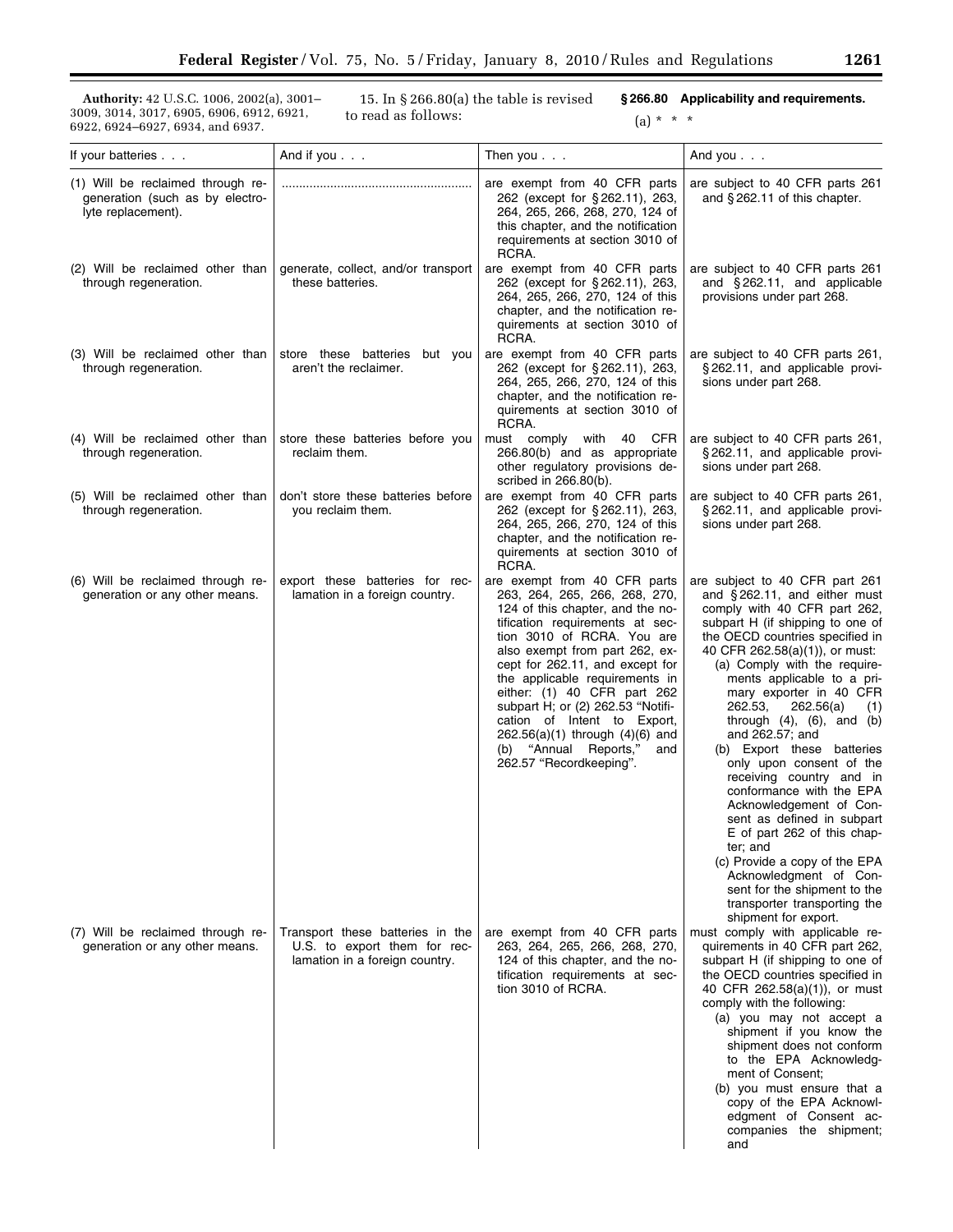**Authority:** 42 U.S.C. 1006, 2002(a), 3001–3009, 3014, 3017, 6905, 6906, 6912, 6921, 6922, 6924–6927, 6934, and 6937.

15. In § 266.80(a) the table is revised to read as follows:

**§ 266.80 Applicability and requirements.**

(a) * * *

| If your batteries . . . | And if you . . . | Then you . . . | And you . . . |
|---|---|---|---|
| (1) Will be reclaimed through regeneration (such as by electrolyte replacement). | ........................................................ | are exempt from 40 CFR parts 262 (except for § 262.11), 263, 264, 265, 266, 268, 270, 124 of this chapter, and the notification requirements at section 3010 of RCRA. | are subject to 40 CFR parts 261 and § 262.11 of this chapter. |
| (2) Will be reclaimed other than through regeneration. | generate, collect, and/or transport these batteries. | are exempt from 40 CFR parts 262 (except for § 262.11), 263, 264, 265, 266, 270, 124 of this chapter, and the notification requirements at section 3010 of RCRA. | are subject to 40 CFR parts 261 and § 262.11, and applicable provisions under part 268. |
| (3) Will be reclaimed other than through regeneration. | store these batteries but you aren't the reclaimer. | are exempt from 40 CFR parts 262 (except for § 262.11), 263, 264, 265, 266, 270, 124 of this chapter, and the notification requirements at section 3010 of RCRA. | are subject to 40 CFR parts 261, § 262.11, and applicable provisions under part 268. |
| (4) Will be reclaimed other than through regeneration. | store these batteries before you reclaim them. | must comply with 40 CFR 266.80(b) and as appropriate other regulatory provisions described in 266.80(b). | are subject to 40 CFR parts 261, § 262.11, and applicable provisions under part 268. |
| (5) Will be reclaimed other than through regeneration. | don't store these batteries before you reclaim them. | are exempt from 40 CFR parts 262 (except for § 262.11), 263, 264, 265, 266, 270, 124 of this chapter, and the notification requirements at section 3010 of RCRA. | are subject to 40 CFR parts 261, § 262.11, and applicable provisions under part 268. |
| (6) Will be reclaimed through regeneration or any other means. | export these batteries for reclamation in a foreign country. | are exempt from 40 CFR parts 263, 264, 265, 266, 268, 270, 124 of this chapter, and the notification requirements at section 3010 of RCRA. You are also exempt from part 262, except for 262.11, and except for the applicable requirements in either: (1) 40 CFR part 262 subpart H; or (2) 262.53 "Notification of Intent to Export, 262.56(a)(1) through (4)(6) and (b) "Annual Reports," and 262.57 "Recordkeeping". | are subject to 40 CFR part 261 and § 262.11, and either must comply with 40 CFR part 262, subpart H (if shipping to one of the OECD countries specified in 40 CFR 262.58(a)(1)), or must: (a) Comply with the requirements applicable to a primary exporter in 40 CFR 262.53, 262.56(a) (1) through (4), (6), and (b) and 262.57; and (b) Export these batteries only upon consent of the receiving country and in conformance with the EPA Acknowledgement of Consent as defined in subpart E of part 262 of this chapter; and (c) Provide a copy of the EPA Acknowledgment of Consent for the shipment to the transporter transporting the shipment for export. |
| (7) Will be reclaimed through regeneration or any other means. | Transport these batteries in the U.S. to export them for reclamation in a foreign country. | are exempt from 40 CFR parts 263, 264, 265, 266, 268, 270, 124 of this chapter, and the notification requirements at section 3010 of RCRA. | must comply with applicable requirements in 40 CFR part 262, subpart H (if shipping to one of the OECD countries specified in 40 CFR 262.58(a)(1)), or must comply with the following: (a) you may not accept a shipment if you know the shipment does not conform to the EPA Acknowledgment of Consent; (b) you must ensure that a copy of the EPA Acknowledgment of Consent accompanies the shipment; and |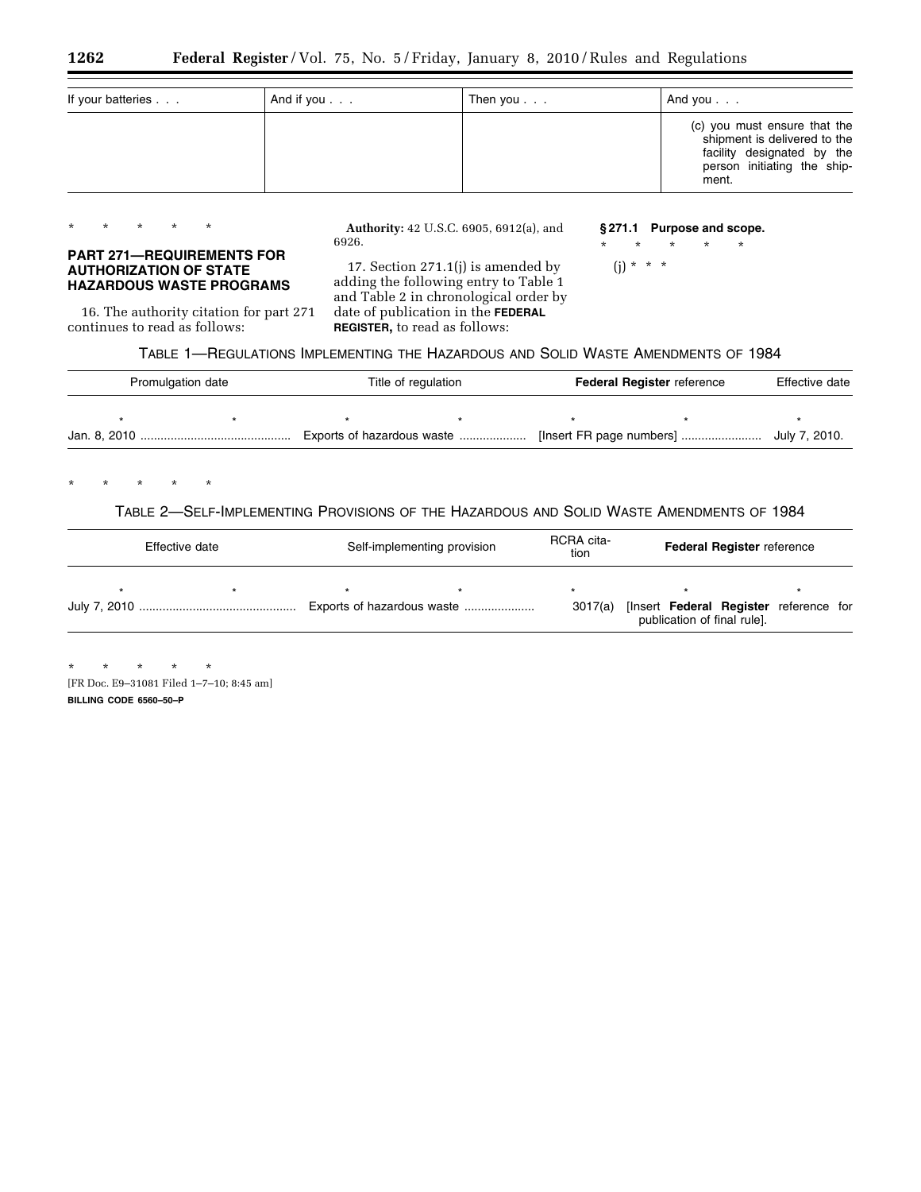| If your batteries . . . | And if you . . . | Then you . . . | And you . . . |
|---|---|---|---|
| | | | (c) you must ensure that the shipment is delivered to the facility designated by the person initiating the shipment. |

\*     \*     \*     \*     \*

## PART 271—REQUIREMENTS FOR AUTHORIZATION OF STATE HAZARDOUS WASTE PROGRAMS

16. The authority citation for part 271 continues to read as follows:

**Authority:** 42 U.S.C. 6905, 6912(a), and 6926.

17. Section 271.1(j) is amended by adding the following entry to Table 1 and Table 2 in chronological order by date of publication in the **FEDERAL REGISTER,** to read as follows:

### § 271.1 Purpose and scope.

\*     \*     \*     \*     \*

(j) \* \* \*

TABLE 1—REGULATIONS IMPLEMENTING THE HAZARDOUS AND SOLID WASTE AMENDMENTS OF 1984

| Promulgation date | Title of regulation | **Federal Register** reference | Effective date |
|---|---|---|---|
| \* | \* | \* | \* |
| Jan. 8, 2010 | Exports of hazardous waste | [Insert FR page numbers] | July 7, 2010. |

\*     \*     \*     \*     \*

TABLE 2—SELF-IMPLEMENTING PROVISIONS OF THE HAZARDOUS AND SOLID WASTE AMENDMENTS OF 1984

| Effective date | Self-implementing provision | RCRA citation | **Federal Register** reference |
|---|---|---|---|
| \* | \* | \* | \* |
| July 7, 2010 | Exports of hazardous waste | 3017(a) | [Insert **Federal Register** reference for publication of final rule]. |

\*     \*     \*     \*     \*

[FR Doc. E9–31081 Filed 1–7–10; 8:45 am]

**BILLING CODE 6560–50–P**